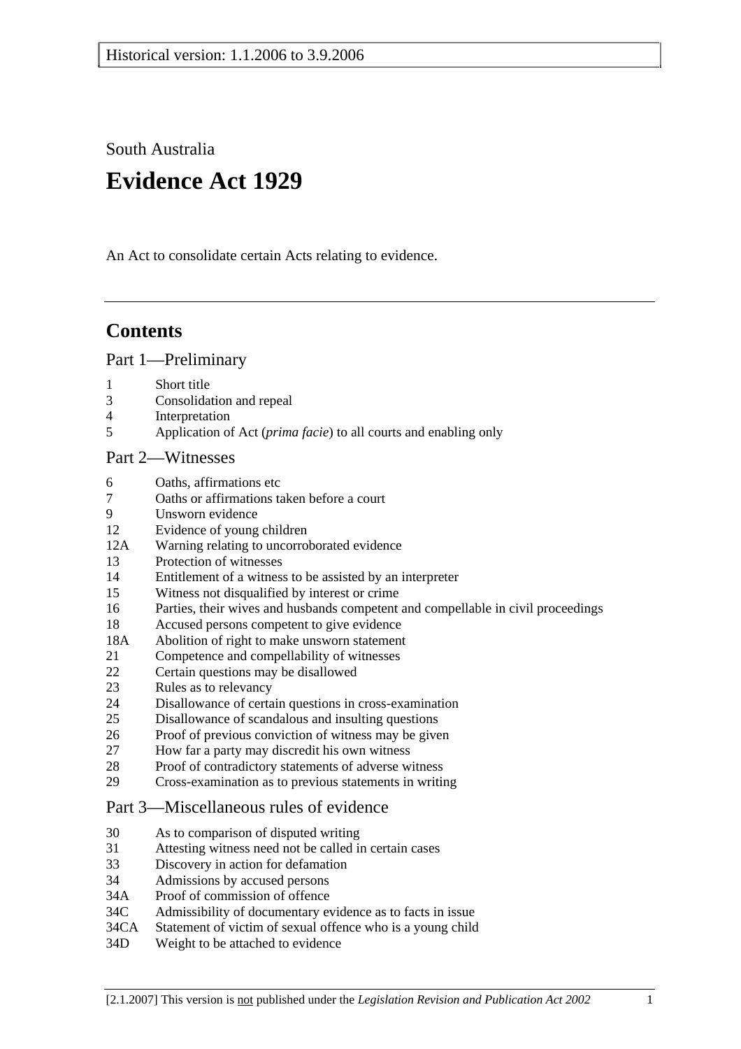Historical version: 1.1.2006 to 3.9.2006

South Australia

# Evidence Act 1929

An Act to consolidate certain Acts relating to evidence.

---

## Contents

### Part 1—Preliminary

1 Short title
3 Consolidation and repeal
4 Interpretation
5 Application of Act (*prima facie*) to all courts and enabling only

### Part 2—Witnesses

6 Oaths, affirmations etc
7 Oaths or affirmations taken before a court
9 Unsworn evidence
12 Evidence of young children
12A Warning relating to uncorroborated evidence
13 Protection of witnesses
14 Entitlement of a witness to be assisted by an interpreter
15 Witness not disqualified by interest or crime
16 Parties, their wives and husbands competent and compellable in civil proceedings
18 Accused persons competent to give evidence
18A Abolition of right to make unsworn statement
21 Competence and compellability of witnesses
22 Certain questions may be disallowed
23 Rules as to relevancy
24 Disallowance of certain questions in cross-examination
25 Disallowance of scandalous and insulting questions
26 Proof of previous conviction of witness may be given
27 How far a party may discredit his own witness
28 Proof of contradictory statements of adverse witness
29 Cross-examination as to previous statements in writing

### Part 3—Miscellaneous rules of evidence

30 As to comparison of disputed writing
31 Attesting witness need not be called in certain cases
33 Discovery in action for defamation
34 Admissions by accused persons
34A Proof of commission of offence
34C Admissibility of documentary evidence as to facts in issue
34CA Statement of victim of sexual offence who is a young child
34D Weight to be attached to evidence

[2.1.2007] This version is not published under the *Legislation Revision and Publication Act 2002*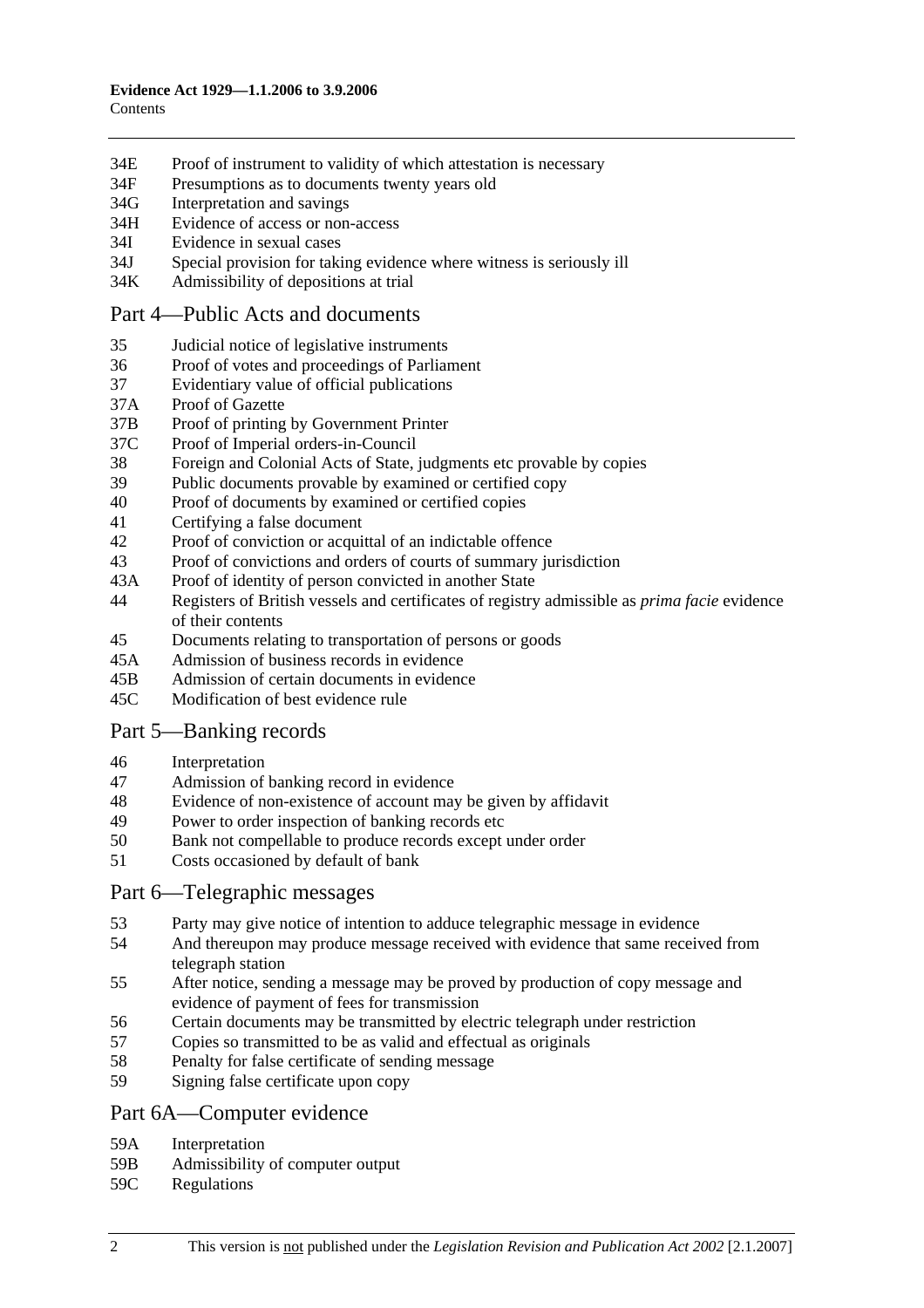34E Proof of instrument to validity of which attestation is necessary
34F Presumptions as to documents twenty years old
34G Interpretation and savings
34H Evidence of access or non-access
34I Evidence in sexual cases
34J Special provision for taking evidence where witness is seriously ill
34K Admissibility of depositions at trial

## Part 4—Public Acts and documents

35 Judicial notice of legislative instruments
36 Proof of votes and proceedings of Parliament
37 Evidentiary value of official publications
37A Proof of Gazette
37B Proof of printing by Government Printer
37C Proof of Imperial orders-in-Council
38 Foreign and Colonial Acts of State, judgments etc provable by copies
39 Public documents provable by examined or certified copy
40 Proof of documents by examined or certified copies
41 Certifying a false document
42 Proof of conviction or acquittal of an indictable offence
43 Proof of convictions and orders of courts of summary jurisdiction
43A Proof of identity of person convicted in another State
44 Registers of British vessels and certificates of registry admissible as *prima facie* evidence of their contents
45 Documents relating to transportation of persons or goods
45A Admission of business records in evidence
45B Admission of certain documents in evidence
45C Modification of best evidence rule

## Part 5—Banking records

46 Interpretation
47 Admission of banking record in evidence
48 Evidence of non-existence of account may be given by affidavit
49 Power to order inspection of banking records etc
50 Bank not compellable to produce records except under order
51 Costs occasioned by default of bank

## Part 6—Telegraphic messages

53 Party may give notice of intention to adduce telegraphic message in evidence
54 And thereupon may produce message received with evidence that same received from telegraph station
55 After notice, sending a message may be proved by production of copy message and evidence of payment of fees for transmission
56 Certain documents may be transmitted by electric telegraph under restriction
57 Copies so transmitted to be as valid and effectual as originals
58 Penalty for false certificate of sending message
59 Signing false certificate upon copy

## Part 6A—Computer evidence

59A Interpretation
59B Admissibility of computer output
59C Regulations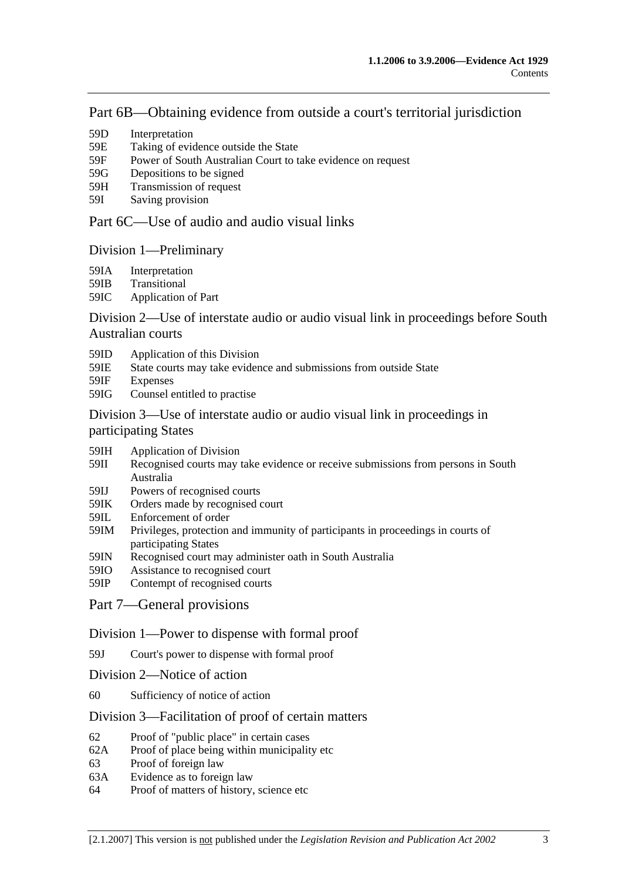## Part 6B—Obtaining evidence from outside a court's territorial jurisdiction

59D Interpretation
59E Taking of evidence outside the State
59F Power of South Australian Court to take evidence on request
59G Depositions to be signed
59H Transmission of request
59I Saving provision

## Part 6C—Use of audio and audio visual links

### Division 1—Preliminary

59IA Interpretation
59IB Transitional
59IC Application of Part

### Division 2—Use of interstate audio or audio visual link in proceedings before South Australian courts

59ID Application of this Division
59IE State courts may take evidence and submissions from outside State
59IF Expenses
59IG Counsel entitled to practise

### Division 3—Use of interstate audio or audio visual link in proceedings in participating States

59IH Application of Division
59II Recognised courts may take evidence or receive submissions from persons in South Australia
59IJ Powers of recognised courts
59IK Orders made by recognised court
59IL Enforcement of order
59IM Privileges, protection and immunity of participants in proceedings in courts of participating States
59IN Recognised court may administer oath in South Australia
59IO Assistance to recognised court
59IP Contempt of recognised courts

## Part 7—General provisions

### Division 1—Power to dispense with formal proof

59J Court's power to dispense with formal proof

### Division 2—Notice of action

60 Sufficiency of notice of action

### Division 3—Facilitation of proof of certain matters

62 Proof of "public place" in certain cases
62A Proof of place being within municipality etc
63 Proof of foreign law
63A Evidence as to foreign law
64 Proof of matters of history, science etc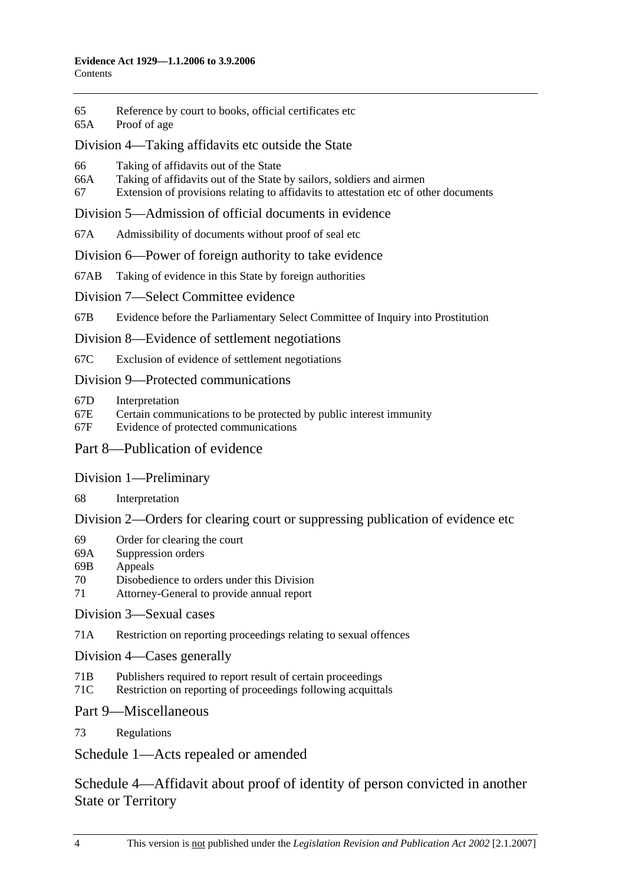65 Reference by court to books, official certificates etc
65A Proof of age

## Division 4—Taking affidavits etc outside the State

66 Taking of affidavits out of the State
66A Taking of affidavits out of the State by sailors, soldiers and airmen
67 Extension of provisions relating to affidavits to attestation etc of other documents

## Division 5—Admission of official documents in evidence

67A Admissibility of documents without proof of seal etc

## Division 6—Power of foreign authority to take evidence

67AB Taking of evidence in this State by foreign authorities

## Division 7—Select Committee evidence

67B Evidence before the Parliamentary Select Committee of Inquiry into Prostitution

## Division 8—Evidence of settlement negotiations

67C Exclusion of evidence of settlement negotiations

## Division 9—Protected communications

67D Interpretation
67E Certain communications to be protected by public interest immunity
67F Evidence of protected communications

# Part 8—Publication of evidence

## Division 1—Preliminary

68 Interpretation

## Division 2—Orders for clearing court or suppressing publication of evidence etc

69 Order for clearing the court
69A Suppression orders
69B Appeals
70 Disobedience to orders under this Division
71 Attorney-General to provide annual report

## Division 3—Sexual cases

71A Restriction on reporting proceedings relating to sexual offences

## Division 4—Cases generally

71B Publishers required to report result of certain proceedings
71C Restriction on reporting of proceedings following acquittals

# Part 9—Miscellaneous

73 Regulations

# Schedule 1—Acts repealed or amended

# Schedule 4—Affidavit about proof of identity of person convicted in another State or Territory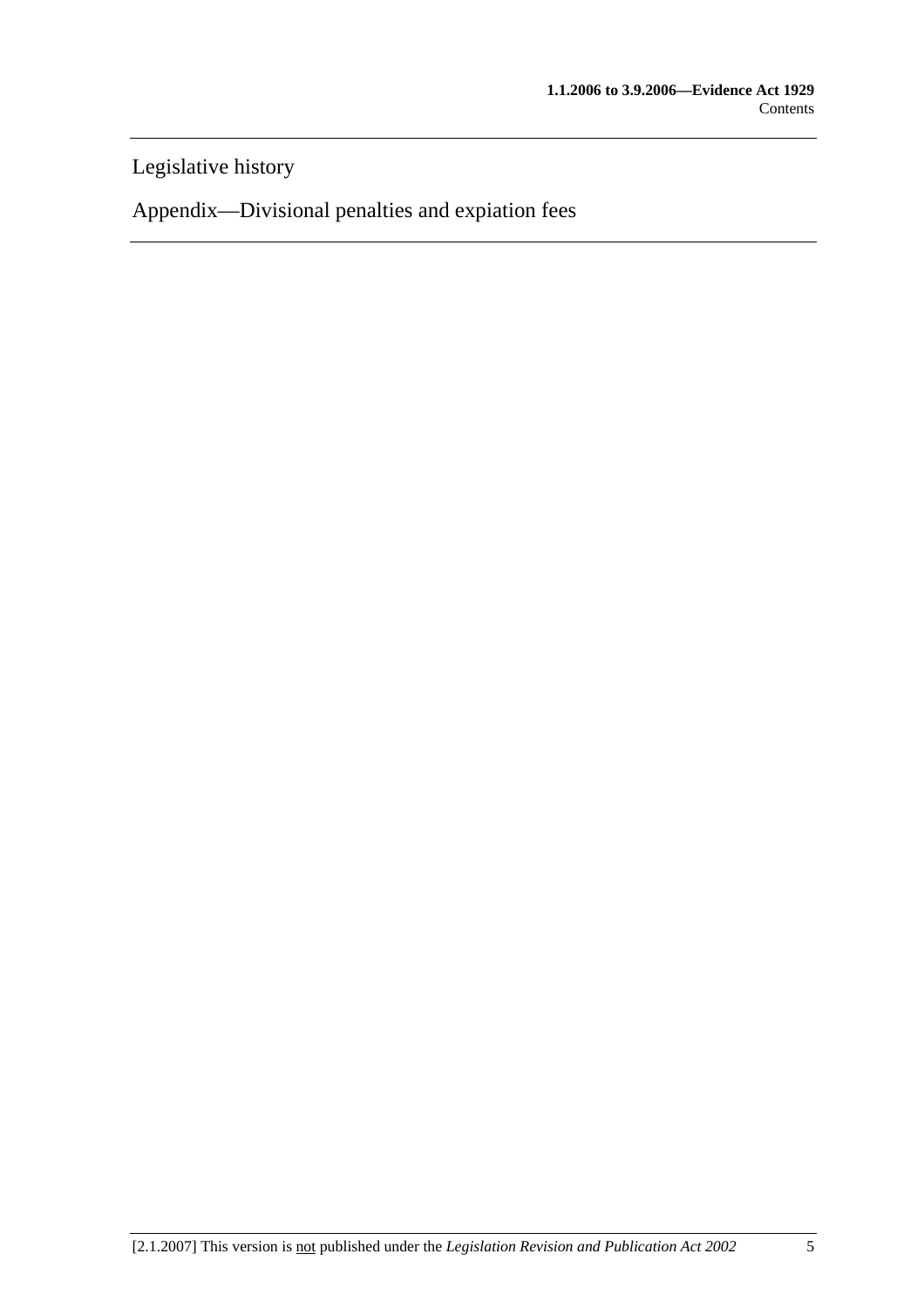Legislative history

Appendix—Divisional penalties and expiation fees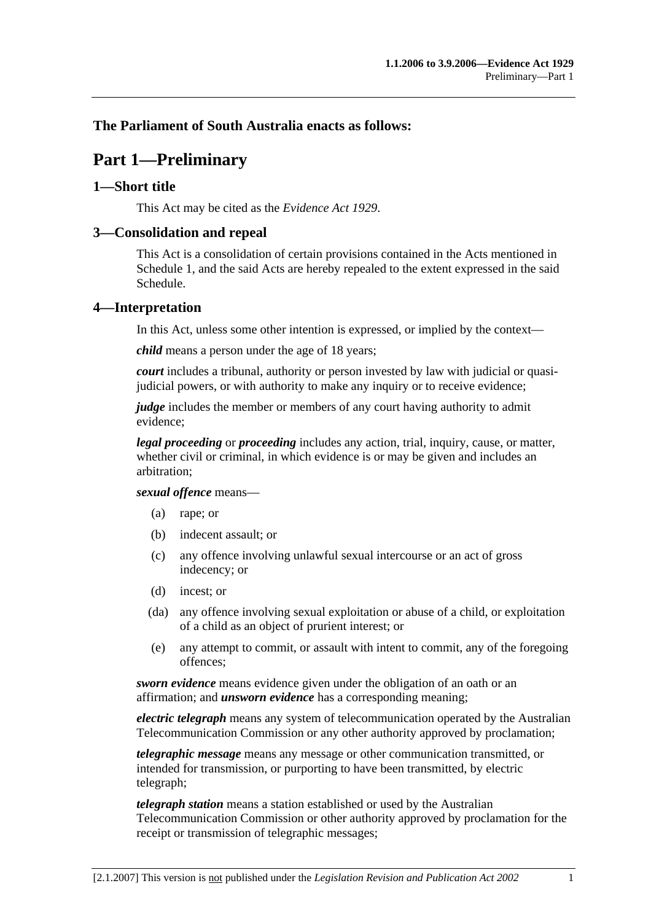**The Parliament of South Australia enacts as follows:**

# Part 1—Preliminary

## 1—Short title

This Act may be cited as the *Evidence Act 1929*.

## 3—Consolidation and repeal

This Act is a consolidation of certain provisions contained in the Acts mentioned in Schedule 1, and the said Acts are hereby repealed to the extent expressed in the said Schedule.

## 4—Interpretation

In this Act, unless some other intention is expressed, or implied by the context—

***child*** means a person under the age of 18 years;

***court*** includes a tribunal, authority or person invested by law with judicial or quasi-judicial powers, or with authority to make any inquiry or to receive evidence;

***judge*** includes the member or members of any court having authority to admit evidence;

***legal proceeding*** or ***proceeding*** includes any action, trial, inquiry, cause, or matter, whether civil or criminal, in which evidence is or may be given and includes an arbitration;

***sexual offence*** means—

- (a) rape; or
- (b) indecent assault; or
- (c) any offence involving unlawful sexual intercourse or an act of gross indecency; or
- (d) incest; or
- (da) any offence involving sexual exploitation or abuse of a child, or exploitation of a child as an object of prurient interest; or
- (e) any attempt to commit, or assault with intent to commit, any of the foregoing offences;

***sworn evidence*** means evidence given under the obligation of an oath or an affirmation; and ***unsworn evidence*** has a corresponding meaning;

***electric telegraph*** means any system of telecommunication operated by the Australian Telecommunication Commission or any other authority approved by proclamation;

***telegraphic message*** means any message or other communication transmitted, or intended for transmission, or purporting to have been transmitted, by electric telegraph;

***telegraph station*** means a station established or used by the Australian Telecommunication Commission or other authority approved by proclamation for the receipt or transmission of telegraphic messages;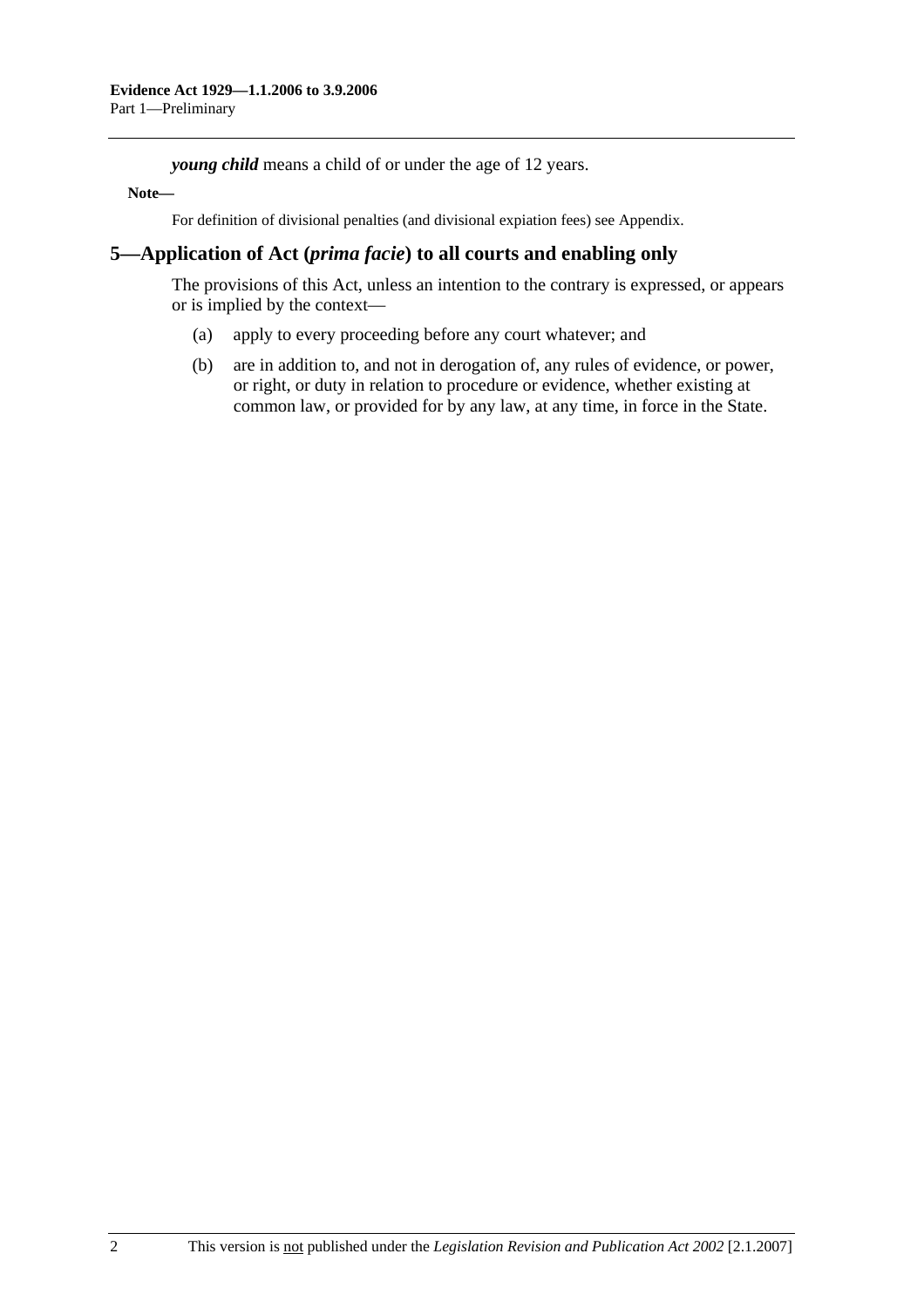***young child*** means a child of or under the age of 12 years.

**Note—**

For definition of divisional penalties (and divisional expiation fees) see Appendix.

## 5—Application of Act (*prima facie*) to all courts and enabling only

The provisions of this Act, unless an intention to the contrary is expressed, or appears or is implied by the context—

(a) apply to every proceeding before any court whatever; and

(b) are in addition to, and not in derogation of, any rules of evidence, or power, or right, or duty in relation to procedure or evidence, whether existing at common law, or provided for by any law, at any time, in force in the State.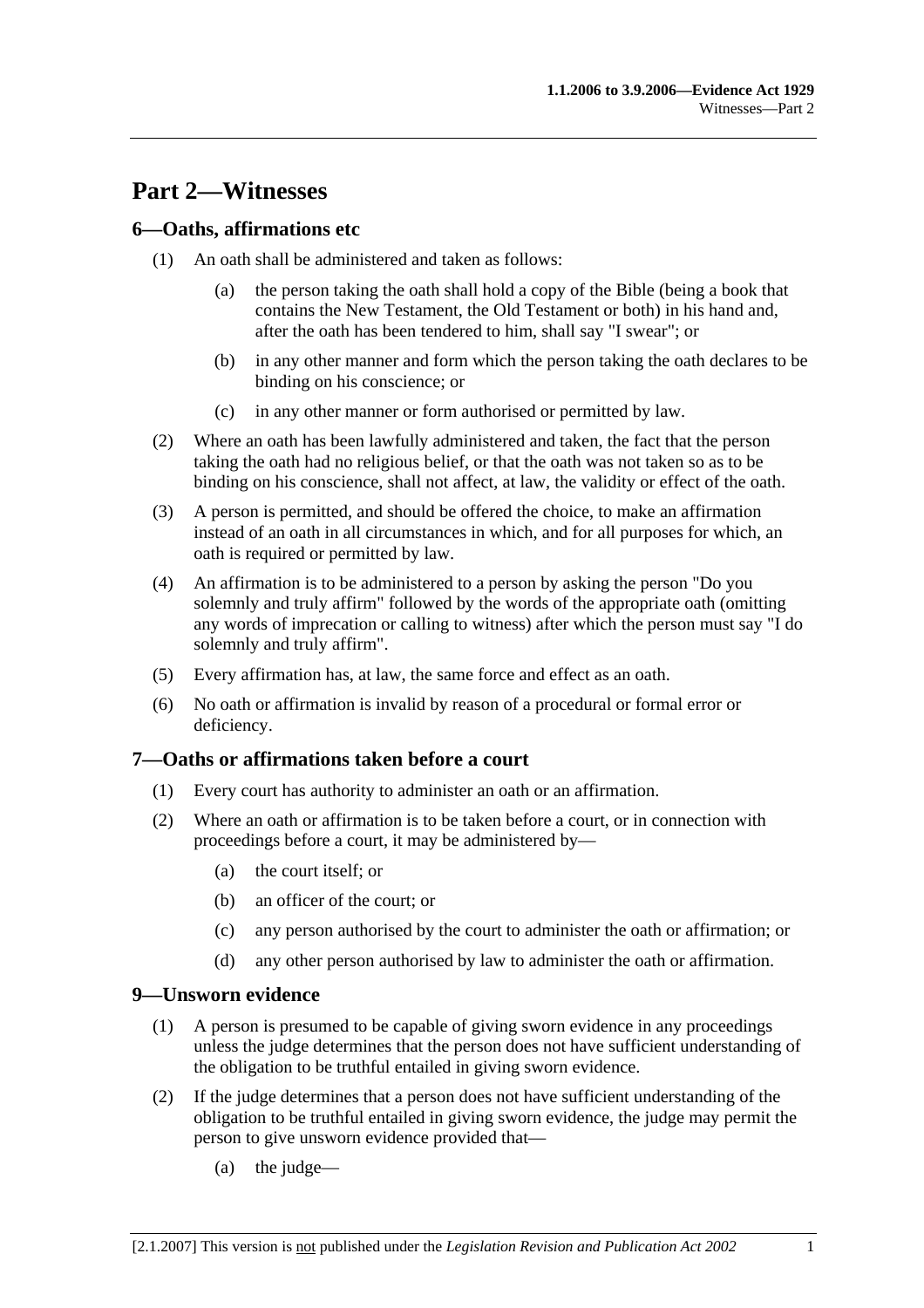# Part 2—Witnesses

## 6—Oaths, affirmations etc

(1) An oath shall be administered and taken as follows:

(a) the person taking the oath shall hold a copy of the Bible (being a book that contains the New Testament, the Old Testament or both) in his hand and, after the oath has been tendered to him, shall say "I swear"; or

(b) in any other manner and form which the person taking the oath declares to be binding on his conscience; or

(c) in any other manner or form authorised or permitted by law.

(2) Where an oath has been lawfully administered and taken, the fact that the person taking the oath had no religious belief, or that the oath was not taken so as to be binding on his conscience, shall not affect, at law, the validity or effect of the oath.

(3) A person is permitted, and should be offered the choice, to make an affirmation instead of an oath in all circumstances in which, and for all purposes for which, an oath is required or permitted by law.

(4) An affirmation is to be administered to a person by asking the person "Do you solemnly and truly affirm" followed by the words of the appropriate oath (omitting any words of imprecation or calling to witness) after which the person must say "I do solemnly and truly affirm".

(5) Every affirmation has, at law, the same force and effect as an oath.

(6) No oath or affirmation is invalid by reason of a procedural or formal error or deficiency.

## 7—Oaths or affirmations taken before a court

(1) Every court has authority to administer an oath or an affirmation.

(2) Where an oath or affirmation is to be taken before a court, or in connection with proceedings before a court, it may be administered by—

(a) the court itself; or

(b) an officer of the court; or

(c) any person authorised by the court to administer the oath or affirmation; or

(d) any other person authorised by law to administer the oath or affirmation.

## 9—Unsworn evidence

(1) A person is presumed to be capable of giving sworn evidence in any proceedings unless the judge determines that the person does not have sufficient understanding of the obligation to be truthful entailed in giving sworn evidence.

(2) If the judge determines that a person does not have sufficient understanding of the obligation to be truthful entailed in giving sworn evidence, the judge may permit the person to give unsworn evidence provided that—

(a) the judge—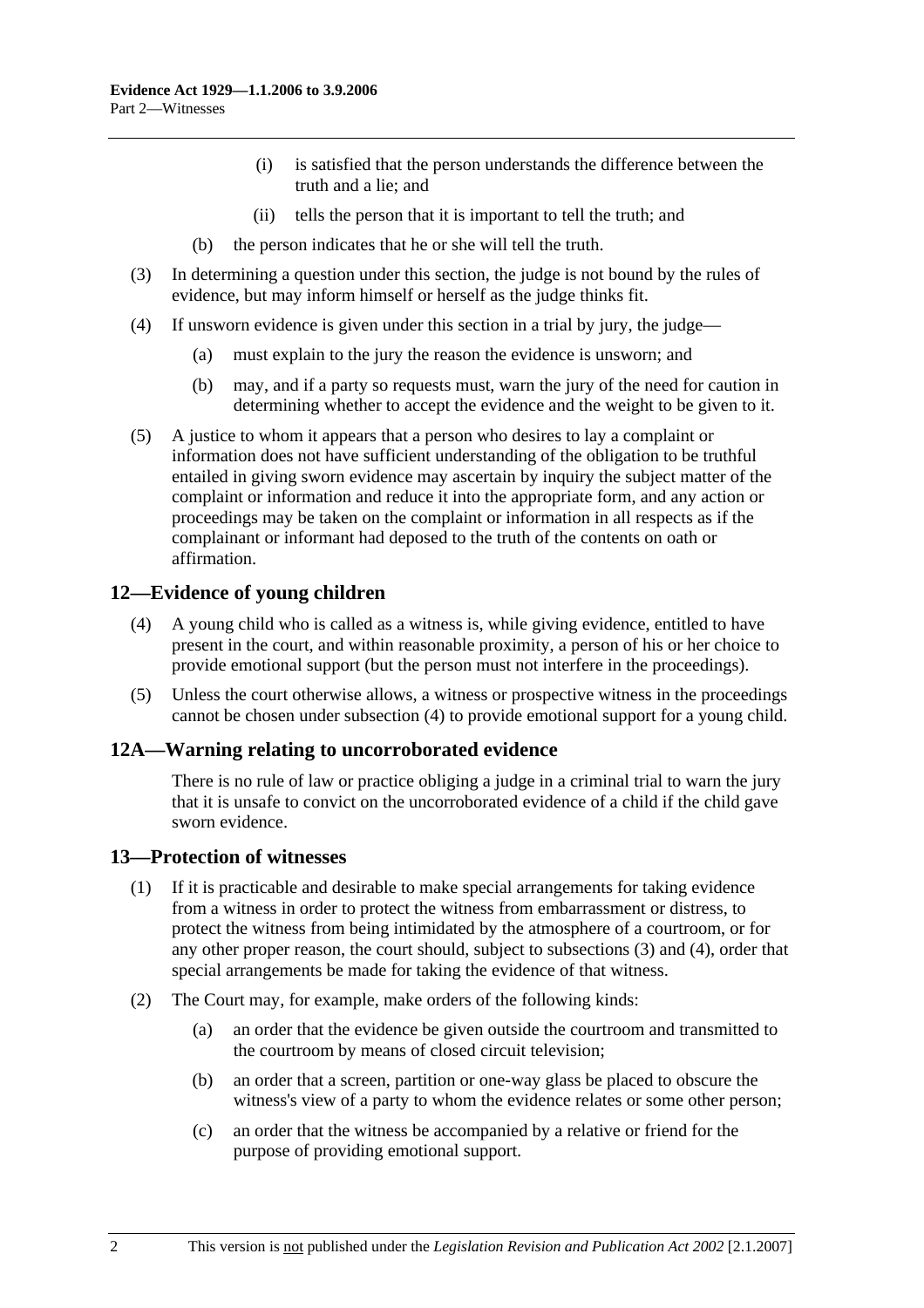(i) is satisfied that the person understands the difference between the truth and a lie; and

(ii) tells the person that it is important to tell the truth; and

(b) the person indicates that he or she will tell the truth.

(3) In determining a question under this section, the judge is not bound by the rules of evidence, but may inform himself or herself as the judge thinks fit.

(4) If unsworn evidence is given under this section in a trial by jury, the judge—

(a) must explain to the jury the reason the evidence is unsworn; and

(b) may, and if a party so requests must, warn the jury of the need for caution in determining whether to accept the evidence and the weight to be given to it.

(5) A justice to whom it appears that a person who desires to lay a complaint or information does not have sufficient understanding of the obligation to be truthful entailed in giving sworn evidence may ascertain by inquiry the subject matter of the complaint or information and reduce it into the appropriate form, and any action or proceedings may be taken on the complaint or information in all respects as if the complainant or informant had deposed to the truth of the contents on oath or affirmation.

## 12—Evidence of young children

(4) A young child who is called as a witness is, while giving evidence, entitled to have present in the court, and within reasonable proximity, a person of his or her choice to provide emotional support (but the person must not interfere in the proceedings).

(5) Unless the court otherwise allows, a witness or prospective witness in the proceedings cannot be chosen under subsection (4) to provide emotional support for a young child.

## 12A—Warning relating to uncorroborated evidence

There is no rule of law or practice obliging a judge in a criminal trial to warn the jury that it is unsafe to convict on the uncorroborated evidence of a child if the child gave sworn evidence.

## 13—Protection of witnesses

(1) If it is practicable and desirable to make special arrangements for taking evidence from a witness in order to protect the witness from embarrassment or distress, to protect the witness from being intimidated by the atmosphere of a courtroom, or for any other proper reason, the court should, subject to subsections (3) and (4), order that special arrangements be made for taking the evidence of that witness.

(2) The Court may, for example, make orders of the following kinds:

(a) an order that the evidence be given outside the courtroom and transmitted to the courtroom by means of closed circuit television;

(b) an order that a screen, partition or one-way glass be placed to obscure the witness's view of a party to whom the evidence relates or some other person;

(c) an order that the witness be accompanied by a relative or friend for the purpose of providing emotional support.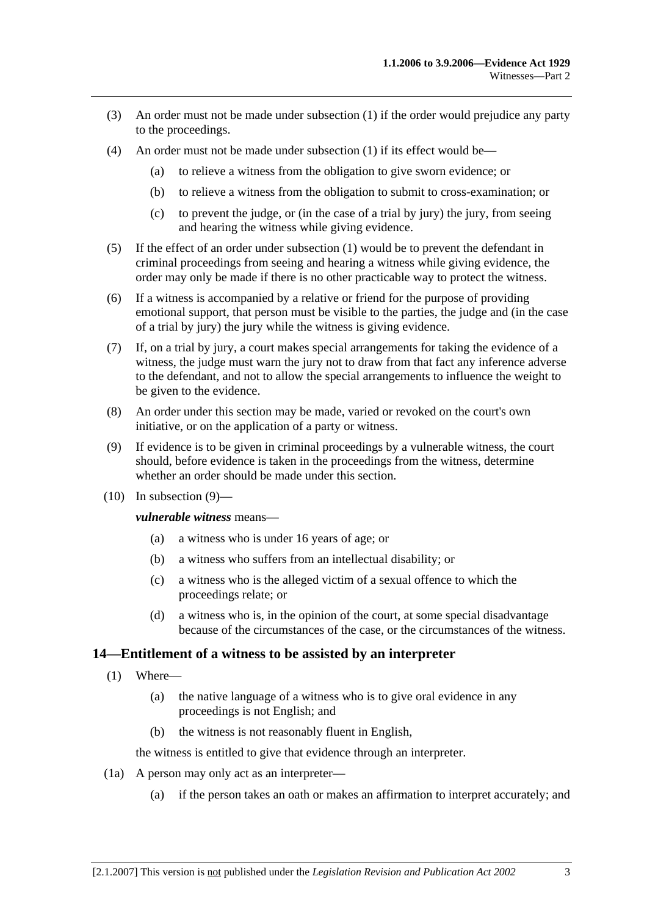(3) An order must not be made under subsection (1) if the order would prejudice any party to the proceedings.

(4) An order must not be made under subsection (1) if its effect would be—

  (a) to relieve a witness from the obligation to give sworn evidence; or

  (b) to relieve a witness from the obligation to submit to cross-examination; or

  (c) to prevent the judge, or (in the case of a trial by jury) the jury, from seeing and hearing the witness while giving evidence.

(5) If the effect of an order under subsection (1) would be to prevent the defendant in criminal proceedings from seeing and hearing a witness while giving evidence, the order may only be made if there is no other practicable way to protect the witness.

(6) If a witness is accompanied by a relative or friend for the purpose of providing emotional support, that person must be visible to the parties, the judge and (in the case of a trial by jury) the jury while the witness is giving evidence.

(7) If, on a trial by jury, a court makes special arrangements for taking the evidence of a witness, the judge must warn the jury not to draw from that fact any inference adverse to the defendant, and not to allow the special arrangements to influence the weight to be given to the evidence.

(8) An order under this section may be made, varied or revoked on the court's own initiative, or on the application of a party or witness.

(9) If evidence is to be given in criminal proceedings by a vulnerable witness, the court should, before evidence is taken in the proceedings from the witness, determine whether an order should be made under this section.

(10) In subsection (9)—

***vulnerable witness*** means—

  (a) a witness who is under 16 years of age; or

  (b) a witness who suffers from an intellectual disability; or

  (c) a witness who is the alleged victim of a sexual offence to which the proceedings relate; or

  (d) a witness who is, in the opinion of the court, at some special disadvantage because of the circumstances of the case, or the circumstances of the witness.

## 14—Entitlement of a witness to be assisted by an interpreter

(1) Where—

  (a) the native language of a witness who is to give oral evidence in any proceedings is not English; and

  (b) the witness is not reasonably fluent in English,

the witness is entitled to give that evidence through an interpreter.

(1a) A person may only act as an interpreter—

  (a) if the person takes an oath or makes an affirmation to interpret accurately; and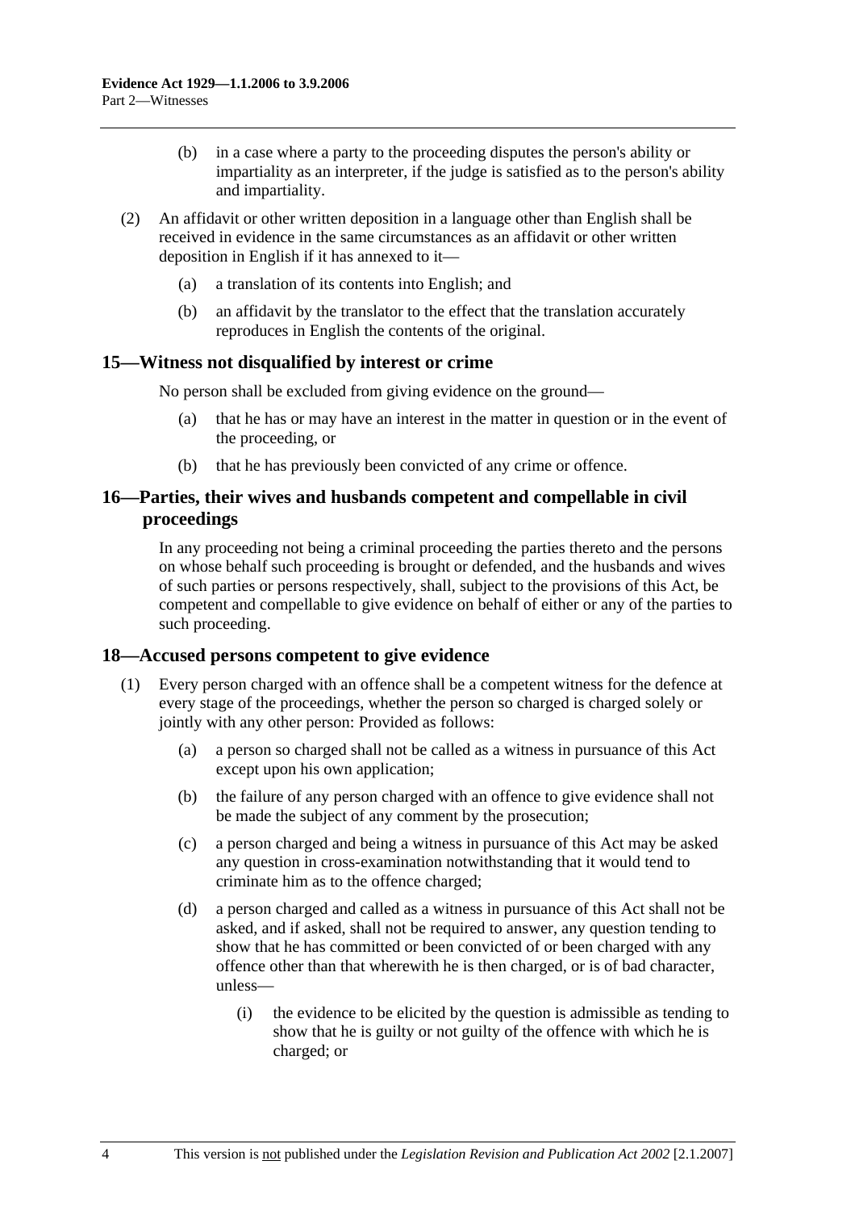(b) in a case where a party to the proceeding disputes the person's ability or impartiality as an interpreter, if the judge is satisfied as to the person's ability and impartiality.

(2) An affidavit or other written deposition in a language other than English shall be received in evidence in the same circumstances as an affidavit or other written deposition in English if it has annexed to it—

(a) a translation of its contents into English; and

(b) an affidavit by the translator to the effect that the translation accurately reproduces in English the contents of the original.

## 15—Witness not disqualified by interest or crime

No person shall be excluded from giving evidence on the ground—

(a) that he has or may have an interest in the matter in question or in the event of the proceeding, or

(b) that he has previously been convicted of any crime or offence.

## 16—Parties, their wives and husbands competent and compellable in civil proceedings

In any proceeding not being a criminal proceeding the parties thereto and the persons on whose behalf such proceeding is brought or defended, and the husbands and wives of such parties or persons respectively, shall, subject to the provisions of this Act, be competent and compellable to give evidence on behalf of either or any of the parties to such proceeding.

## 18—Accused persons competent to give evidence

(1) Every person charged with an offence shall be a competent witness for the defence at every stage of the proceedings, whether the person so charged is charged solely or jointly with any other person: Provided as follows:

(a) a person so charged shall not be called as a witness in pursuance of this Act except upon his own application;

(b) the failure of any person charged with an offence to give evidence shall not be made the subject of any comment by the prosecution;

(c) a person charged and being a witness in pursuance of this Act may be asked any question in cross-examination notwithstanding that it would tend to criminate him as to the offence charged;

(d) a person charged and called as a witness in pursuance of this Act shall not be asked, and if asked, shall not be required to answer, any question tending to show that he has committed or been convicted of or been charged with any offence other than that wherewith he is then charged, or is of bad character, unless—

(i) the evidence to be elicited by the question is admissible as tending to show that he is guilty or not guilty of the offence with which he is charged; or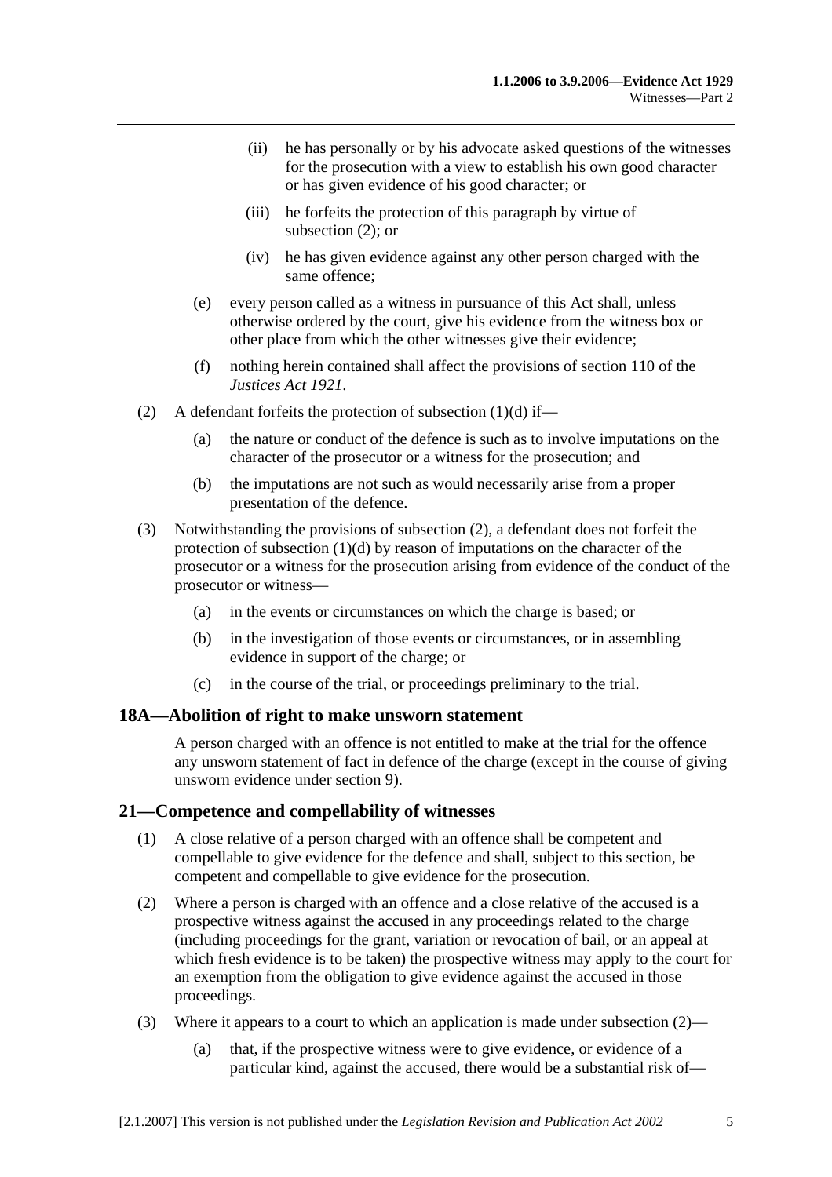(ii) he has personally or by his advocate asked questions of the witnesses for the prosecution with a view to establish his own good character or has given evidence of his good character; or

(iii) he forfeits the protection of this paragraph by virtue of subsection (2); or

(iv) he has given evidence against any other person charged with the same offence;

(e) every person called as a witness in pursuance of this Act shall, unless otherwise ordered by the court, give his evidence from the witness box or other place from which the other witnesses give their evidence;

(f) nothing herein contained shall affect the provisions of section 110 of the *Justices Act 1921*.

(2) A defendant forfeits the protection of subsection (1)(d) if—

(a) the nature or conduct of the defence is such as to involve imputations on the character of the prosecutor or a witness for the prosecution; and

(b) the imputations are not such as would necessarily arise from a proper presentation of the defence.

(3) Notwithstanding the provisions of subsection (2), a defendant does not forfeit the protection of subsection (1)(d) by reason of imputations on the character of the prosecutor or a witness for the prosecution arising from evidence of the conduct of the prosecutor or witness—

(a) in the events or circumstances on which the charge is based; or

(b) in the investigation of those events or circumstances, or in assembling evidence in support of the charge; or

(c) in the course of the trial, or proceedings preliminary to the trial.

## 18A—Abolition of right to make unsworn statement

A person charged with an offence is not entitled to make at the trial for the offence any unsworn statement of fact in defence of the charge (except in the course of giving unsworn evidence under section 9).

## 21—Competence and compellability of witnesses

(1) A close relative of a person charged with an offence shall be competent and compellable to give evidence for the defence and shall, subject to this section, be competent and compellable to give evidence for the prosecution.

(2) Where a person is charged with an offence and a close relative of the accused is a prospective witness against the accused in any proceedings related to the charge (including proceedings for the grant, variation or revocation of bail, or an appeal at which fresh evidence is to be taken) the prospective witness may apply to the court for an exemption from the obligation to give evidence against the accused in those proceedings.

(3) Where it appears to a court to which an application is made under subsection (2)—

(a) that, if the prospective witness were to give evidence, or evidence of a particular kind, against the accused, there would be a substantial risk of—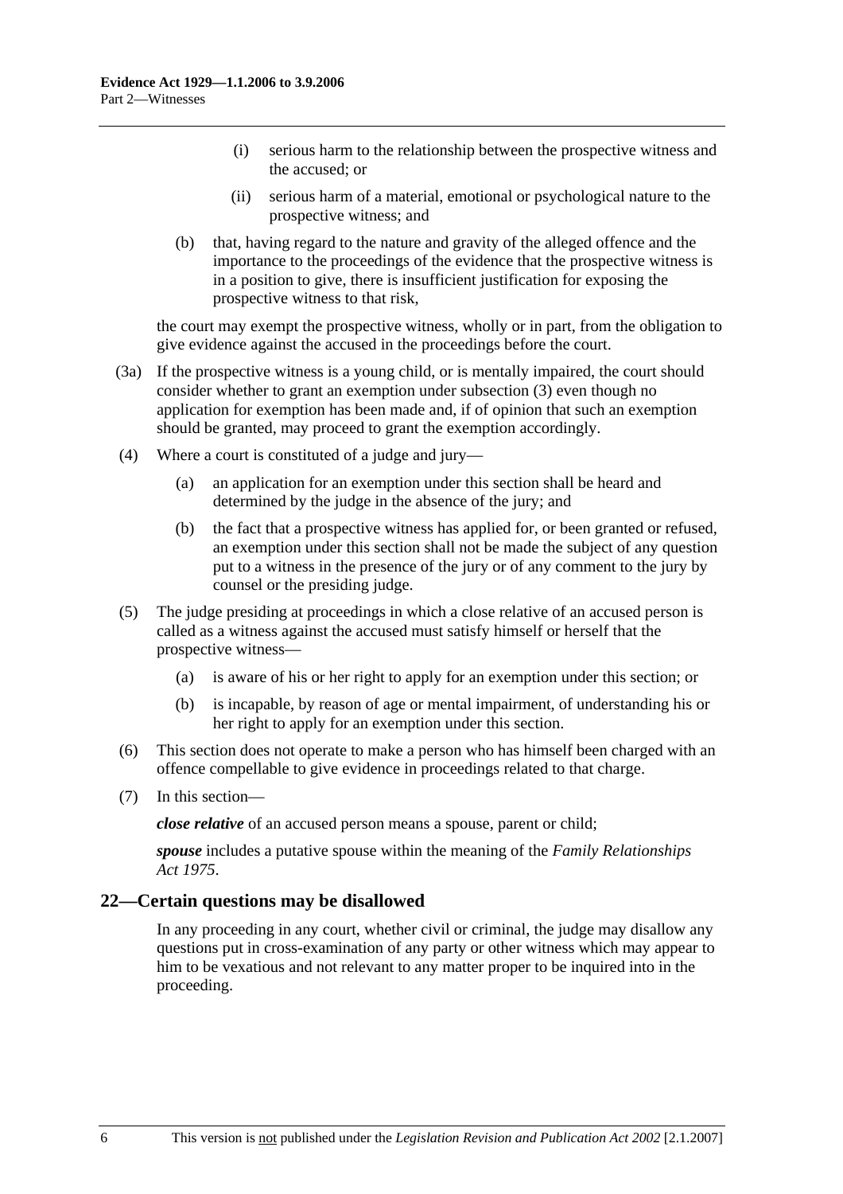(i) serious harm to the relationship between the prospective witness and the accused; or

(ii) serious harm of a material, emotional or psychological nature to the prospective witness; and

(b) that, having regard to the nature and gravity of the alleged offence and the importance to the proceedings of the evidence that the prospective witness is in a position to give, there is insufficient justification for exposing the prospective witness to that risk,

the court may exempt the prospective witness, wholly or in part, from the obligation to give evidence against the accused in the proceedings before the court.

(3a) If the prospective witness is a young child, or is mentally impaired, the court should consider whether to grant an exemption under subsection (3) even though no application for exemption has been made and, if of opinion that such an exemption should be granted, may proceed to grant the exemption accordingly.

(4) Where a court is constituted of a judge and jury—

(a) an application for an exemption under this section shall be heard and determined by the judge in the absence of the jury; and

(b) the fact that a prospective witness has applied for, or been granted or refused, an exemption under this section shall not be made the subject of any question put to a witness in the presence of the jury or of any comment to the jury by counsel or the presiding judge.

(5) The judge presiding at proceedings in which a close relative of an accused person is called as a witness against the accused must satisfy himself or herself that the prospective witness—

(a) is aware of his or her right to apply for an exemption under this section; or

(b) is incapable, by reason of age or mental impairment, of understanding his or her right to apply for an exemption under this section.

(6) This section does not operate to make a person who has himself been charged with an offence compellable to give evidence in proceedings related to that charge.

(7) In this section—

***close relative*** of an accused person means a spouse, parent or child;

***spouse*** includes a putative spouse within the meaning of the *Family Relationships Act 1975*.

## 22—Certain questions may be disallowed

In any proceeding in any court, whether civil or criminal, the judge may disallow any questions put in cross-examination of any party or other witness which may appear to him to be vexatious and not relevant to any matter proper to be inquired into in the proceeding.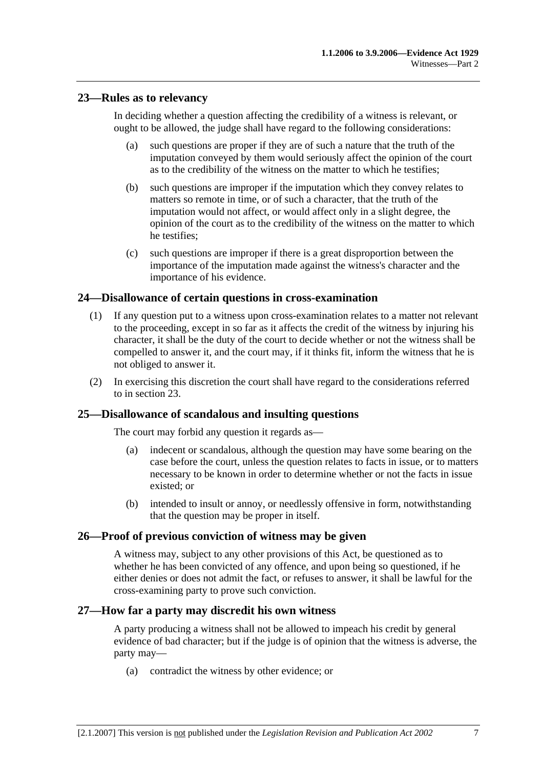## 23—Rules as to relevancy

In deciding whether a question affecting the credibility of a witness is relevant, or ought to be allowed, the judge shall have regard to the following considerations:

(a) such questions are proper if they are of such a nature that the truth of the imputation conveyed by them would seriously affect the opinion of the court as to the credibility of the witness on the matter to which he testifies;

(b) such questions are improper if the imputation which they convey relates to matters so remote in time, or of such a character, that the truth of the imputation would not affect, or would affect only in a slight degree, the opinion of the court as to the credibility of the witness on the matter to which he testifies;

(c) such questions are improper if there is a great disproportion between the importance of the imputation made against the witness's character and the importance of his evidence.

## 24—Disallowance of certain questions in cross-examination

(1) If any question put to a witness upon cross-examination relates to a matter not relevant to the proceeding, except in so far as it affects the credit of the witness by injuring his character, it shall be the duty of the court to decide whether or not the witness shall be compelled to answer it, and the court may, if it thinks fit, inform the witness that he is not obliged to answer it.

(2) In exercising this discretion the court shall have regard to the considerations referred to in section 23.

## 25—Disallowance of scandalous and insulting questions

The court may forbid any question it regards as—

(a) indecent or scandalous, although the question may have some bearing on the case before the court, unless the question relates to facts in issue, or to matters necessary to be known in order to determine whether or not the facts in issue existed; or

(b) intended to insult or annoy, or needlessly offensive in form, notwithstanding that the question may be proper in itself.

## 26—Proof of previous conviction of witness may be given

A witness may, subject to any other provisions of this Act, be questioned as to whether he has been convicted of any offence, and upon being so questioned, if he either denies or does not admit the fact, or refuses to answer, it shall be lawful for the cross-examining party to prove such conviction.

## 27—How far a party may discredit his own witness

A party producing a witness shall not be allowed to impeach his credit by general evidence of bad character; but if the judge is of opinion that the witness is adverse, the party may—

(a) contradict the witness by other evidence; or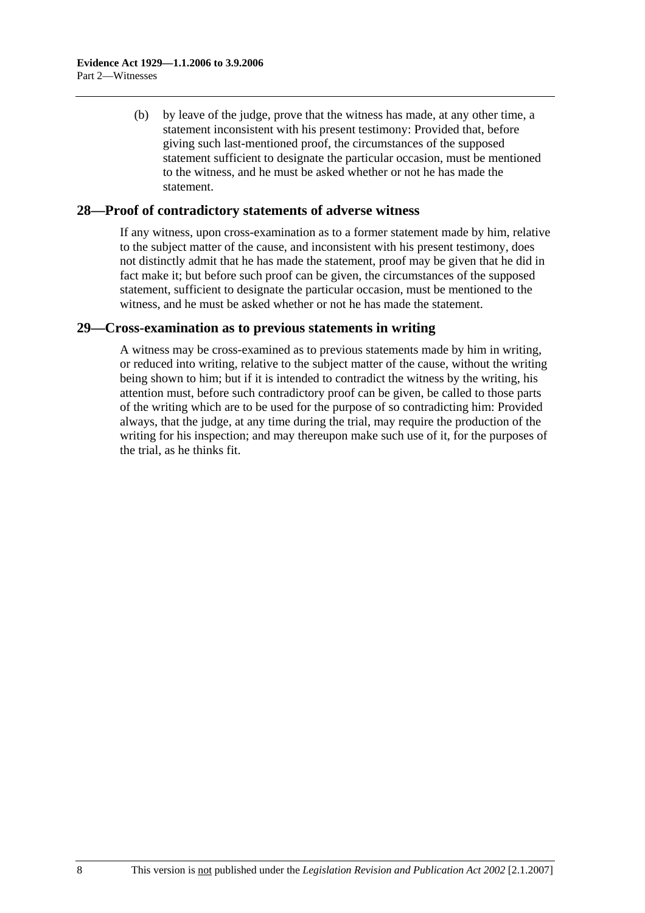(b) by leave of the judge, prove that the witness has made, at any other time, a statement inconsistent with his present testimony: Provided that, before giving such last-mentioned proof, the circumstances of the supposed statement sufficient to designate the particular occasion, must be mentioned to the witness, and he must be asked whether or not he has made the statement.

## 28—Proof of contradictory statements of adverse witness

If any witness, upon cross-examination as to a former statement made by him, relative to the subject matter of the cause, and inconsistent with his present testimony, does not distinctly admit that he has made the statement, proof may be given that he did in fact make it; but before such proof can be given, the circumstances of the supposed statement, sufficient to designate the particular occasion, must be mentioned to the witness, and he must be asked whether or not he has made the statement.

## 29—Cross-examination as to previous statements in writing

A witness may be cross-examined as to previous statements made by him in writing, or reduced into writing, relative to the subject matter of the cause, without the writing being shown to him; but if it is intended to contradict the witness by the writing, his attention must, before such contradictory proof can be given, be called to those parts of the writing which are to be used for the purpose of so contradicting him: Provided always, that the judge, at any time during the trial, may require the production of the writing for his inspection; and may thereupon make such use of it, for the purposes of the trial, as he thinks fit.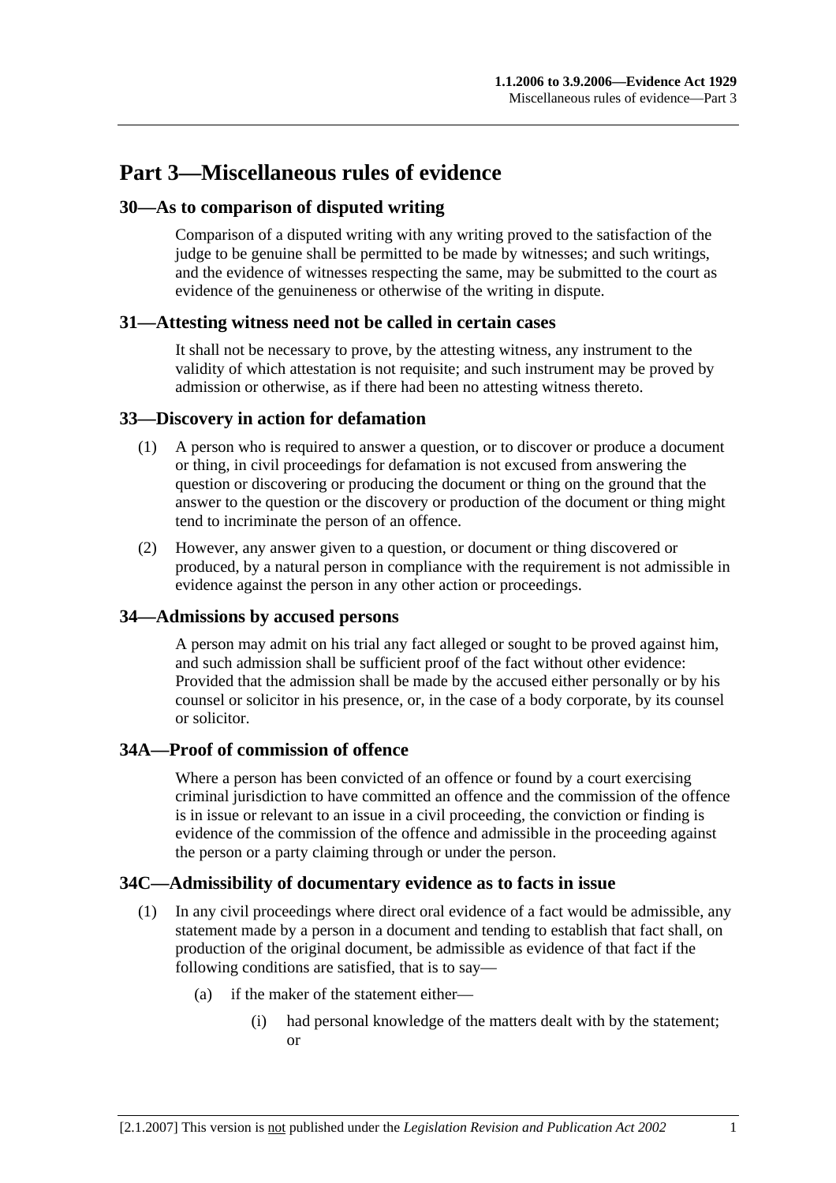# Part 3—Miscellaneous rules of evidence

## 30—As to comparison of disputed writing

Comparison of a disputed writing with any writing proved to the satisfaction of the judge to be genuine shall be permitted to be made by witnesses; and such writings, and the evidence of witnesses respecting the same, may be submitted to the court as evidence of the genuineness or otherwise of the writing in dispute.

## 31—Attesting witness need not be called in certain cases

It shall not be necessary to prove, by the attesting witness, any instrument to the validity of which attestation is not requisite; and such instrument may be proved by admission or otherwise, as if there had been no attesting witness thereto.

## 33—Discovery in action for defamation

(1) A person who is required to answer a question, or to discover or produce a document or thing, in civil proceedings for defamation is not excused from answering the question or discovering or producing the document or thing on the ground that the answer to the question or the discovery or production of the document or thing might tend to incriminate the person of an offence.

(2) However, any answer given to a question, or document or thing discovered or produced, by a natural person in compliance with the requirement is not admissible in evidence against the person in any other action or proceedings.

## 34—Admissions by accused persons

A person may admit on his trial any fact alleged or sought to be proved against him, and such admission shall be sufficient proof of the fact without other evidence: Provided that the admission shall be made by the accused either personally or by his counsel or solicitor in his presence, or, in the case of a body corporate, by its counsel or solicitor.

## 34A—Proof of commission of offence

Where a person has been convicted of an offence or found by a court exercising criminal jurisdiction to have committed an offence and the commission of the offence is in issue or relevant to an issue in a civil proceeding, the conviction or finding is evidence of the commission of the offence and admissible in the proceeding against the person or a party claiming through or under the person.

## 34C—Admissibility of documentary evidence as to facts in issue

(1) In any civil proceedings where direct oral evidence of a fact would be admissible, any statement made by a person in a document and tending to establish that fact shall, on production of the original document, be admissible as evidence of that fact if the following conditions are satisfied, that is to say—

(a) if the maker of the statement either—

(i) had personal knowledge of the matters dealt with by the statement; or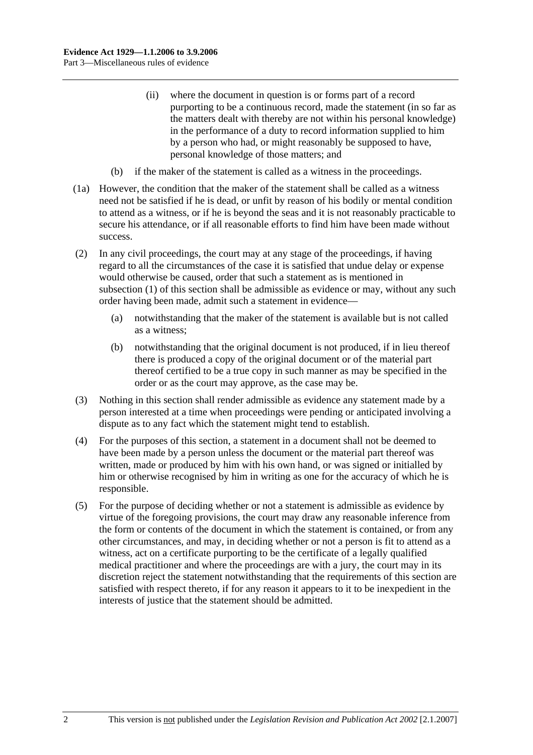(ii) where the document in question is or forms part of a record purporting to be a continuous record, made the statement (in so far as the matters dealt with thereby are not within his personal knowledge) in the performance of a duty to record information supplied to him by a person who had, or might reasonably be supposed to have, personal knowledge of those matters; and

(b) if the maker of the statement is called as a witness in the proceedings.

(1a) However, the condition that the maker of the statement shall be called as a witness need not be satisfied if he is dead, or unfit by reason of his bodily or mental condition to attend as a witness, or if he is beyond the seas and it is not reasonably practicable to secure his attendance, or if all reasonable efforts to find him have been made without success.

(2) In any civil proceedings, the court may at any stage of the proceedings, if having regard to all the circumstances of the case it is satisfied that undue delay or expense would otherwise be caused, order that such a statement as is mentioned in subsection (1) of this section shall be admissible as evidence or may, without any such order having been made, admit such a statement in evidence—

(a) notwithstanding that the maker of the statement is available but is not called as a witness;

(b) notwithstanding that the original document is not produced, if in lieu thereof there is produced a copy of the original document or of the material part thereof certified to be a true copy in such manner as may be specified in the order or as the court may approve, as the case may be.

(3) Nothing in this section shall render admissible as evidence any statement made by a person interested at a time when proceedings were pending or anticipated involving a dispute as to any fact which the statement might tend to establish.

(4) For the purposes of this section, a statement in a document shall not be deemed to have been made by a person unless the document or the material part thereof was written, made or produced by him with his own hand, or was signed or initialled by him or otherwise recognised by him in writing as one for the accuracy of which he is responsible.

(5) For the purpose of deciding whether or not a statement is admissible as evidence by virtue of the foregoing provisions, the court may draw any reasonable inference from the form or contents of the document in which the statement is contained, or from any other circumstances, and may, in deciding whether or not a person is fit to attend as a witness, act on a certificate purporting to be the certificate of a legally qualified medical practitioner and where the proceedings are with a jury, the court may in its discretion reject the statement notwithstanding that the requirements of this section are satisfied with respect thereto, if for any reason it appears to it to be inexpedient in the interests of justice that the statement should be admitted.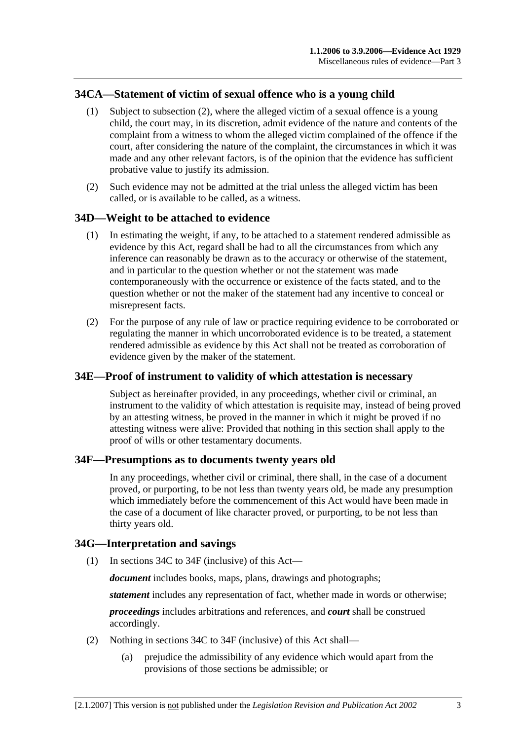## 34CA—Statement of victim of sexual offence who is a young child

(1) Subject to subsection (2), where the alleged victim of a sexual offence is a young child, the court may, in its discretion, admit evidence of the nature and contents of the complaint from a witness to whom the alleged victim complained of the offence if the court, after considering the nature of the complaint, the circumstances in which it was made and any other relevant factors, is of the opinion that the evidence has sufficient probative value to justify its admission.

(2) Such evidence may not be admitted at the trial unless the alleged victim has been called, or is available to be called, as a witness.

## 34D—Weight to be attached to evidence

(1) In estimating the weight, if any, to be attached to a statement rendered admissible as evidence by this Act, regard shall be had to all the circumstances from which any inference can reasonably be drawn as to the accuracy or otherwise of the statement, and in particular to the question whether or not the statement was made contemporaneously with the occurrence or existence of the facts stated, and to the question whether or not the maker of the statement had any incentive to conceal or misrepresent facts.

(2) For the purpose of any rule of law or practice requiring evidence to be corroborated or regulating the manner in which uncorroborated evidence is to be treated, a statement rendered admissible as evidence by this Act shall not be treated as corroboration of evidence given by the maker of the statement.

## 34E—Proof of instrument to validity of which attestation is necessary

Subject as hereinafter provided, in any proceedings, whether civil or criminal, an instrument to the validity of which attestation is requisite may, instead of being proved by an attesting witness, be proved in the manner in which it might be proved if no attesting witness were alive: Provided that nothing in this section shall apply to the proof of wills or other testamentary documents.

## 34F—Presumptions as to documents twenty years old

In any proceedings, whether civil or criminal, there shall, in the case of a document proved, or purporting, to be not less than twenty years old, be made any presumption which immediately before the commencement of this Act would have been made in the case of a document of like character proved, or purporting, to be not less than thirty years old.

## 34G—Interpretation and savings

(1) In sections 34C to 34F (inclusive) of this Act—

***document*** includes books, maps, plans, drawings and photographs;

***statement*** includes any representation of fact, whether made in words or otherwise;

***proceedings*** includes arbitrations and references, and ***court*** shall be construed accordingly.

(2) Nothing in sections 34C to 34F (inclusive) of this Act shall—

(a) prejudice the admissibility of any evidence which would apart from the provisions of those sections be admissible; or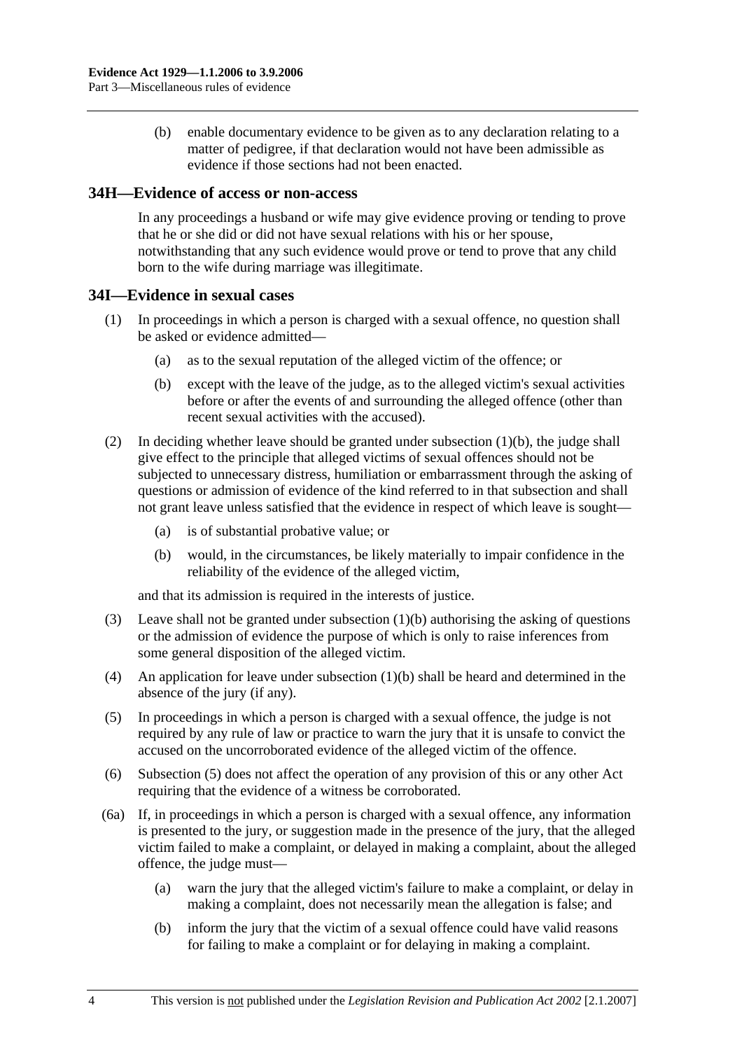(b) enable documentary evidence to be given as to any declaration relating to a matter of pedigree, if that declaration would not have been admissible as evidence if those sections had not been enacted.

## 34H—Evidence of access or non-access

In any proceedings a husband or wife may give evidence proving or tending to prove that he or she did or did not have sexual relations with his or her spouse, notwithstanding that any such evidence would prove or tend to prove that any child born to the wife during marriage was illegitimate.

## 34I—Evidence in sexual cases

(1) In proceedings in which a person is charged with a sexual offence, no question shall be asked or evidence admitted—

(a) as to the sexual reputation of the alleged victim of the offence; or

(b) except with the leave of the judge, as to the alleged victim's sexual activities before or after the events of and surrounding the alleged offence (other than recent sexual activities with the accused).

(2) In deciding whether leave should be granted under subsection (1)(b), the judge shall give effect to the principle that alleged victims of sexual offences should not be subjected to unnecessary distress, humiliation or embarrassment through the asking of questions or admission of evidence of the kind referred to in that subsection and shall not grant leave unless satisfied that the evidence in respect of which leave is sought—

(a) is of substantial probative value; or

(b) would, in the circumstances, be likely materially to impair confidence in the reliability of the evidence of the alleged victim,

and that its admission is required in the interests of justice.

(3) Leave shall not be granted under subsection (1)(b) authorising the asking of questions or the admission of evidence the purpose of which is only to raise inferences from some general disposition of the alleged victim.

(4) An application for leave under subsection (1)(b) shall be heard and determined in the absence of the jury (if any).

(5) In proceedings in which a person is charged with a sexual offence, the judge is not required by any rule of law or practice to warn the jury that it is unsafe to convict the accused on the uncorroborated evidence of the alleged victim of the offence.

(6) Subsection (5) does not affect the operation of any provision of this or any other Act requiring that the evidence of a witness be corroborated.

(6a) If, in proceedings in which a person is charged with a sexual offence, any information is presented to the jury, or suggestion made in the presence of the jury, that the alleged victim failed to make a complaint, or delayed in making a complaint, about the alleged offence, the judge must—

(a) warn the jury that the alleged victim's failure to make a complaint, or delay in making a complaint, does not necessarily mean the allegation is false; and

(b) inform the jury that the victim of a sexual offence could have valid reasons for failing to make a complaint or for delaying in making a complaint.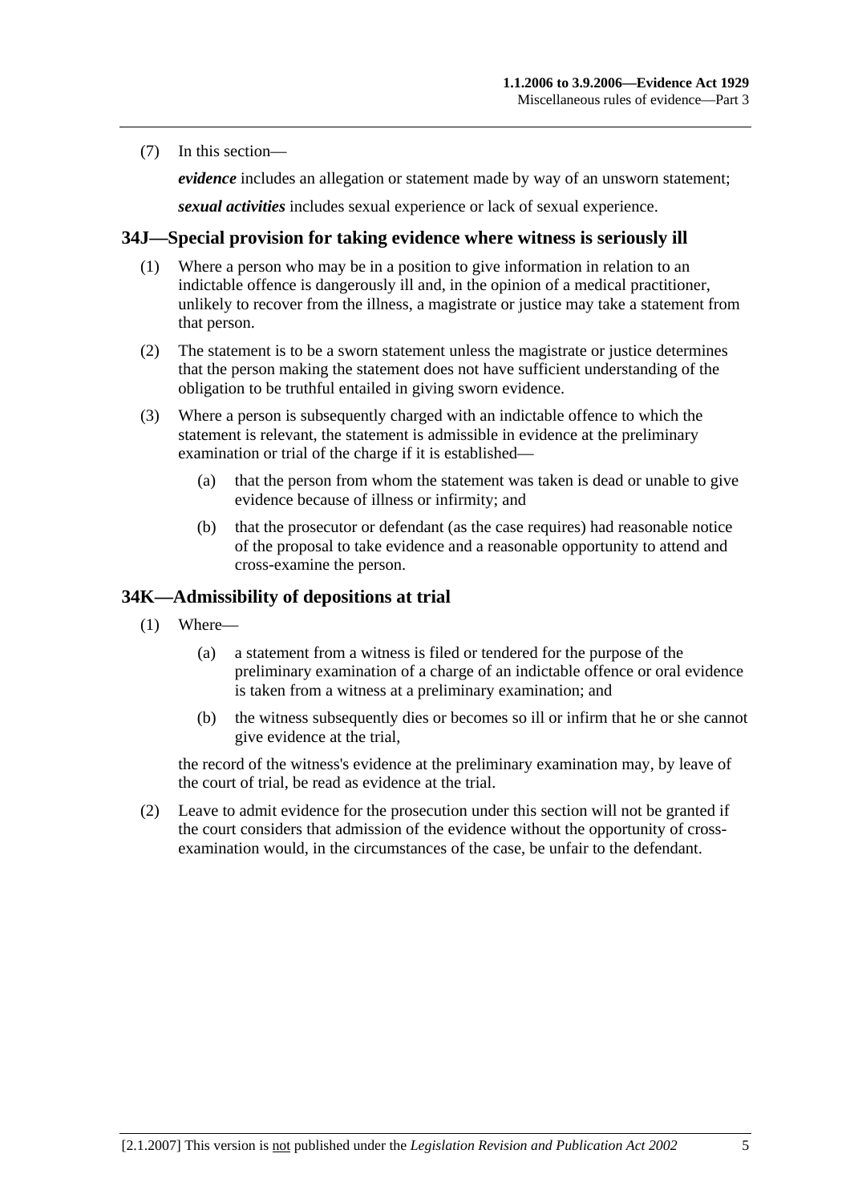(7) In this section—

*evidence* includes an allegation or statement made by way of an unsworn statement;

*sexual activities* includes sexual experience or lack of sexual experience.

## 34J—Special provision for taking evidence where witness is seriously ill

(1) Where a person who may be in a position to give information in relation to an indictable offence is dangerously ill and, in the opinion of a medical practitioner, unlikely to recover from the illness, a magistrate or justice may take a statement from that person.

(2) The statement is to be a sworn statement unless the magistrate or justice determines that the person making the statement does not have sufficient understanding of the obligation to be truthful entailed in giving sworn evidence.

(3) Where a person is subsequently charged with an indictable offence to which the statement is relevant, the statement is admissible in evidence at the preliminary examination or trial of the charge if it is established—

(a) that the person from whom the statement was taken is dead or unable to give evidence because of illness or infirmity; and

(b) that the prosecutor or defendant (as the case requires) had reasonable notice of the proposal to take evidence and a reasonable opportunity to attend and cross-examine the person.

## 34K—Admissibility of depositions at trial

(1) Where—

(a) a statement from a witness is filed or tendered for the purpose of the preliminary examination of a charge of an indictable offence or oral evidence is taken from a witness at a preliminary examination; and

(b) the witness subsequently dies or becomes so ill or infirm that he or she cannot give evidence at the trial,

the record of the witness's evidence at the preliminary examination may, by leave of the court of trial, be read as evidence at the trial.

(2) Leave to admit evidence for the prosecution under this section will not be granted if the court considers that admission of the evidence without the opportunity of cross-examination would, in the circumstances of the case, be unfair to the defendant.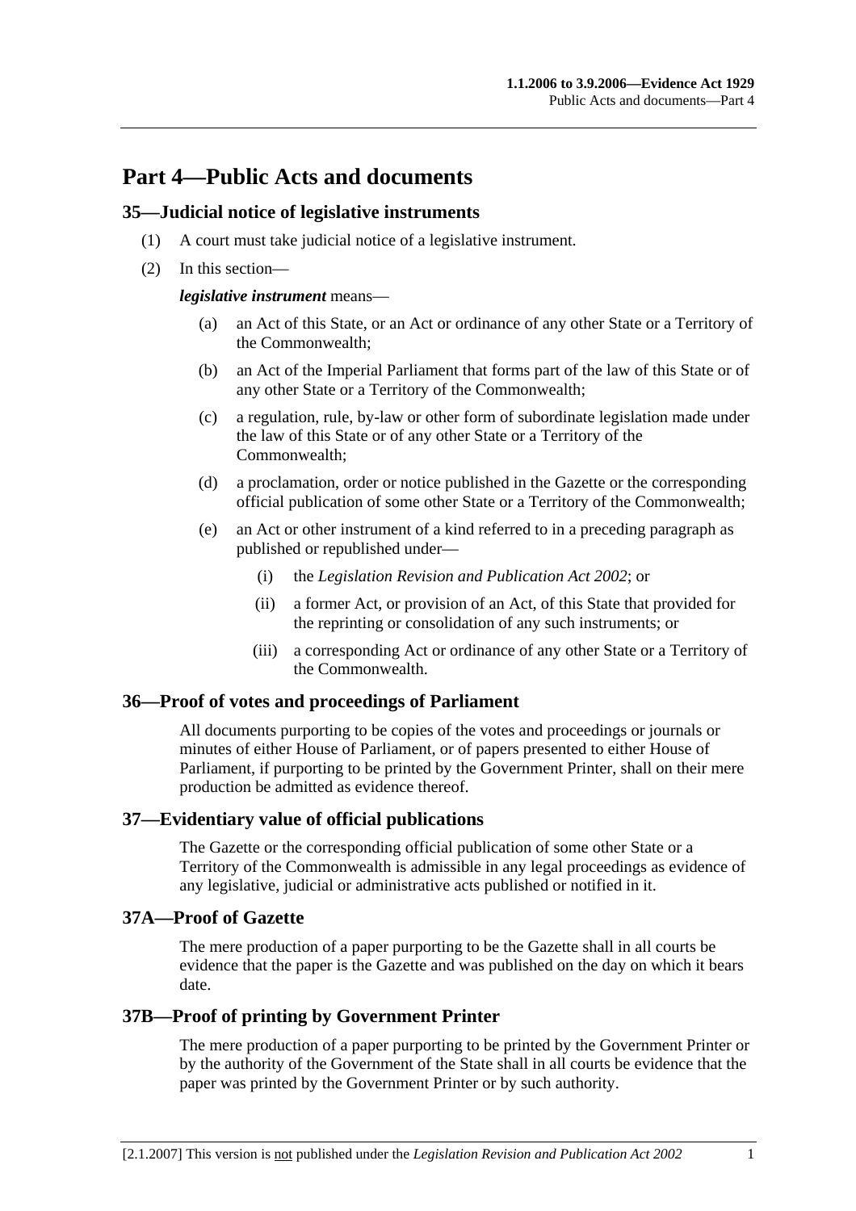# Part 4—Public Acts and documents

## 35—Judicial notice of legislative instruments

(1) A court must take judicial notice of a legislative instrument.

(2) In this section—

***legislative instrument*** means—

- (a) an Act of this State, or an Act or ordinance of any other State or a Territory of the Commonwealth;
- (b) an Act of the Imperial Parliament that forms part of the law of this State or of any other State or a Territory of the Commonwealth;
- (c) a regulation, rule, by-law or other form of subordinate legislation made under the law of this State or of any other State or a Territory of the Commonwealth;
- (d) a proclamation, order or notice published in the Gazette or the corresponding official publication of some other State or a Territory of the Commonwealth;
- (e) an Act or other instrument of a kind referred to in a preceding paragraph as published or republished under—
  - (i) the *Legislation Revision and Publication Act 2002*; or
  - (ii) a former Act, or provision of an Act, of this State that provided for the reprinting or consolidation of any such instruments; or
  - (iii) a corresponding Act or ordinance of any other State or a Territory of the Commonwealth.

## 36—Proof of votes and proceedings of Parliament

All documents purporting to be copies of the votes and proceedings or journals or minutes of either House of Parliament, or of papers presented to either House of Parliament, if purporting to be printed by the Government Printer, shall on their mere production be admitted as evidence thereof.

## 37—Evidentiary value of official publications

The Gazette or the corresponding official publication of some other State or a Territory of the Commonwealth is admissible in any legal proceedings as evidence of any legislative, judicial or administrative acts published or notified in it.

## 37A—Proof of Gazette

The mere production of a paper purporting to be the Gazette shall in all courts be evidence that the paper is the Gazette and was published on the day on which it bears date.

## 37B—Proof of printing by Government Printer

The mere production of a paper purporting to be printed by the Government Printer or by the authority of the Government of the State shall in all courts be evidence that the paper was printed by the Government Printer or by such authority.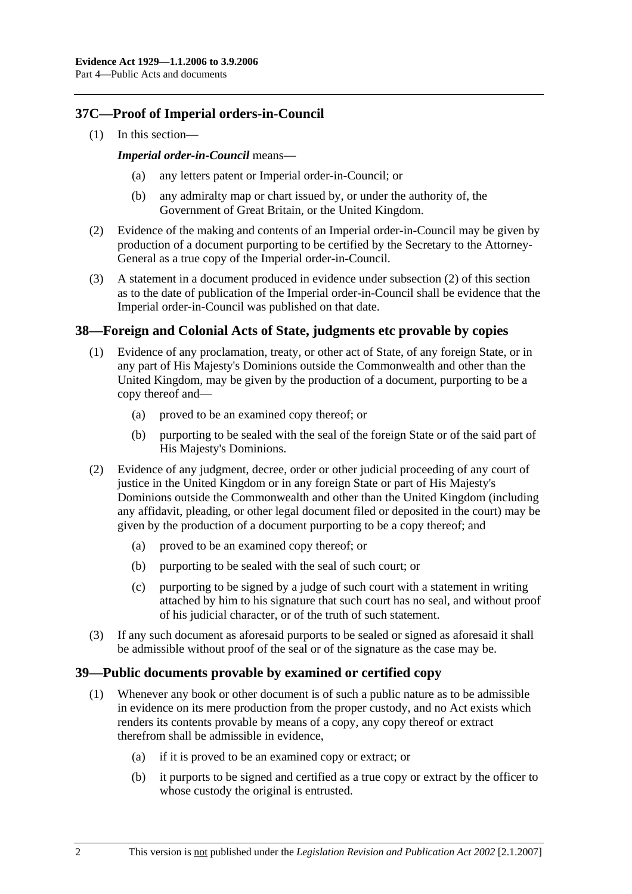## 37C—Proof of Imperial orders-in-Council

(1) In this section—

***Imperial order-in-Council*** means—

(a) any letters patent or Imperial order-in-Council; or

(b) any admiralty map or chart issued by, or under the authority of, the Government of Great Britain, or the United Kingdom.

(2) Evidence of the making and contents of an Imperial order-in-Council may be given by production of a document purporting to be certified by the Secretary to the Attorney-General as a true copy of the Imperial order-in-Council.

(3) A statement in a document produced in evidence under subsection (2) of this section as to the date of publication of the Imperial order-in-Council shall be evidence that the Imperial order-in-Council was published on that date.

## 38—Foreign and Colonial Acts of State, judgments etc provable by copies

(1) Evidence of any proclamation, treaty, or other act of State, of any foreign State, or in any part of His Majesty's Dominions outside the Commonwealth and other than the United Kingdom, may be given by the production of a document, purporting to be a copy thereof and—

(a) proved to be an examined copy thereof; or

(b) purporting to be sealed with the seal of the foreign State or of the said part of His Majesty's Dominions.

(2) Evidence of any judgment, decree, order or other judicial proceeding of any court of justice in the United Kingdom or in any foreign State or part of His Majesty's Dominions outside the Commonwealth and other than the United Kingdom (including any affidavit, pleading, or other legal document filed or deposited in the court) may be given by the production of a document purporting to be a copy thereof; and

(a) proved to be an examined copy thereof; or

(b) purporting to be sealed with the seal of such court; or

(c) purporting to be signed by a judge of such court with a statement in writing attached by him to his signature that such court has no seal, and without proof of his judicial character, or of the truth of such statement.

(3) If any such document as aforesaid purports to be sealed or signed as aforesaid it shall be admissible without proof of the seal or of the signature as the case may be.

## 39—Public documents provable by examined or certified copy

(1) Whenever any book or other document is of such a public nature as to be admissible in evidence on its mere production from the proper custody, and no Act exists which renders its contents provable by means of a copy, any copy thereof or extract therefrom shall be admissible in evidence,

(a) if it is proved to be an examined copy or extract; or

(b) it purports to be signed and certified as a true copy or extract by the officer to whose custody the original is entrusted.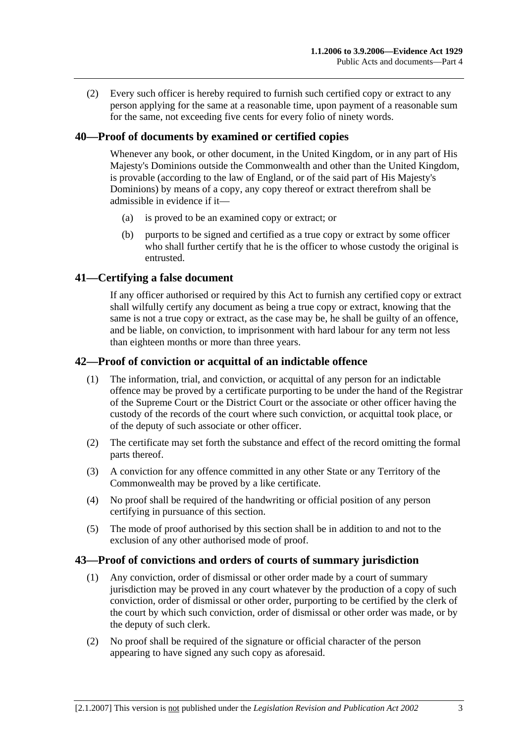(2) Every such officer is hereby required to furnish such certified copy or extract to any person applying for the same at a reasonable time, upon payment of a reasonable sum for the same, not exceeding five cents for every folio of ninety words.

## 40—Proof of documents by examined or certified copies

Whenever any book, or other document, in the United Kingdom, or in any part of His Majesty's Dominions outside the Commonwealth and other than the United Kingdom, is provable (according to the law of England, or of the said part of His Majesty's Dominions) by means of a copy, any copy thereof or extract therefrom shall be admissible in evidence if it—

(a) is proved to be an examined copy or extract; or

(b) purports to be signed and certified as a true copy or extract by some officer who shall further certify that he is the officer to whose custody the original is entrusted.

## 41—Certifying a false document

If any officer authorised or required by this Act to furnish any certified copy or extract shall wilfully certify any document as being a true copy or extract, knowing that the same is not a true copy or extract, as the case may be, he shall be guilty of an offence, and be liable, on conviction, to imprisonment with hard labour for any term not less than eighteen months or more than three years.

## 42—Proof of conviction or acquittal of an indictable offence

(1) The information, trial, and conviction, or acquittal of any person for an indictable offence may be proved by a certificate purporting to be under the hand of the Registrar of the Supreme Court or the District Court or the associate or other officer having the custody of the records of the court where such conviction, or acquittal took place, or of the deputy of such associate or other officer.

(2) The certificate may set forth the substance and effect of the record omitting the formal parts thereof.

(3) A conviction for any offence committed in any other State or any Territory of the Commonwealth may be proved by a like certificate.

(4) No proof shall be required of the handwriting or official position of any person certifying in pursuance of this section.

(5) The mode of proof authorised by this section shall be in addition to and not to the exclusion of any other authorised mode of proof.

## 43—Proof of convictions and orders of courts of summary jurisdiction

(1) Any conviction, order of dismissal or other order made by a court of summary jurisdiction may be proved in any court whatever by the production of a copy of such conviction, order of dismissal or other order, purporting to be certified by the clerk of the court by which such conviction, order of dismissal or other order was made, or by the deputy of such clerk.

(2) No proof shall be required of the signature or official character of the person appearing to have signed any such copy as aforesaid.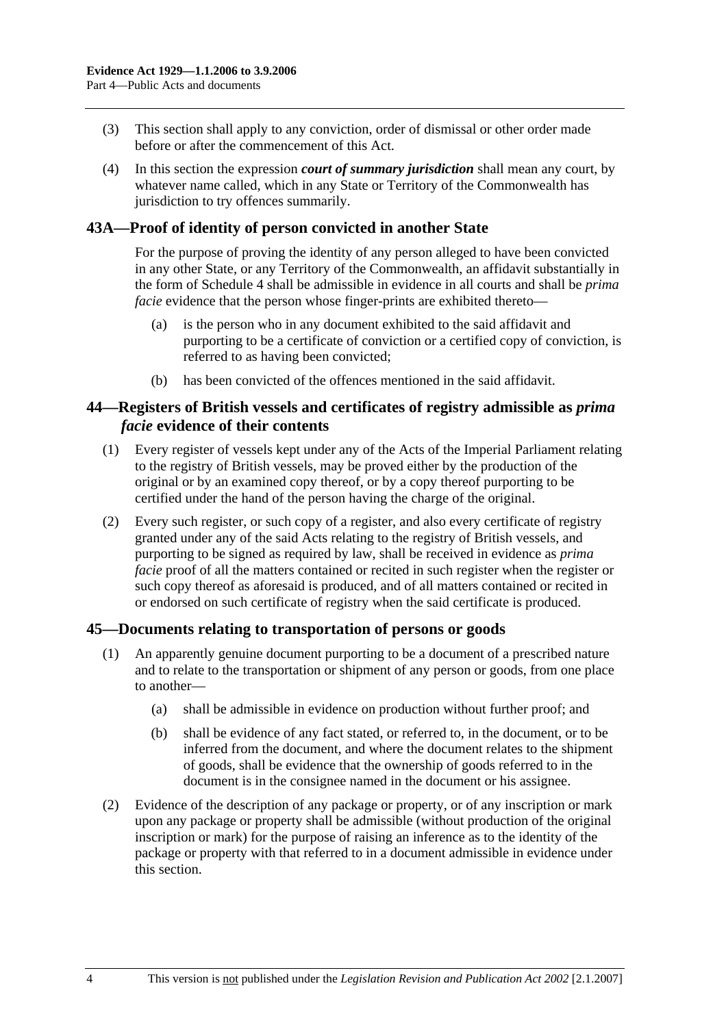(3) This section shall apply to any conviction, order of dismissal or other order made before or after the commencement of this Act.

(4) In this section the expression ***court of summary jurisdiction*** shall mean any court, by whatever name called, which in any State or Territory of the Commonwealth has jurisdiction to try offences summarily.

## 43A—Proof of identity of person convicted in another State

For the purpose of proving the identity of any person alleged to have been convicted in any other State, or any Territory of the Commonwealth, an affidavit substantially in the form of Schedule 4 shall be admissible in evidence in all courts and shall be *prima facie* evidence that the person whose finger-prints are exhibited thereto—

(a) is the person who in any document exhibited to the said affidavit and purporting to be a certificate of conviction or a certified copy of conviction, is referred to as having been convicted;

(b) has been convicted of the offences mentioned in the said affidavit.

## 44—Registers of British vessels and certificates of registry admissible as *prima facie* evidence of their contents

(1) Every register of vessels kept under any of the Acts of the Imperial Parliament relating to the registry of British vessels, may be proved either by the production of the original or by an examined copy thereof, or by a copy thereof purporting to be certified under the hand of the person having the charge of the original.

(2) Every such register, or such copy of a register, and also every certificate of registry granted under any of the said Acts relating to the registry of British vessels, and purporting to be signed as required by law, shall be received in evidence as *prima facie* proof of all the matters contained or recited in such register when the register or such copy thereof as aforesaid is produced, and of all matters contained or recited in or endorsed on such certificate of registry when the said certificate is produced.

## 45—Documents relating to transportation of persons or goods

(1) An apparently genuine document purporting to be a document of a prescribed nature and to relate to the transportation or shipment of any person or goods, from one place to another—

(a) shall be admissible in evidence on production without further proof; and

(b) shall be evidence of any fact stated, or referred to, in the document, or to be inferred from the document, and where the document relates to the shipment of goods, shall be evidence that the ownership of goods referred to in the document is in the consignee named in the document or his assignee.

(2) Evidence of the description of any package or property, or of any inscription or mark upon any package or property shall be admissible (without production of the original inscription or mark) for the purpose of raising an inference as to the identity of the package or property with that referred to in a document admissible in evidence under this section.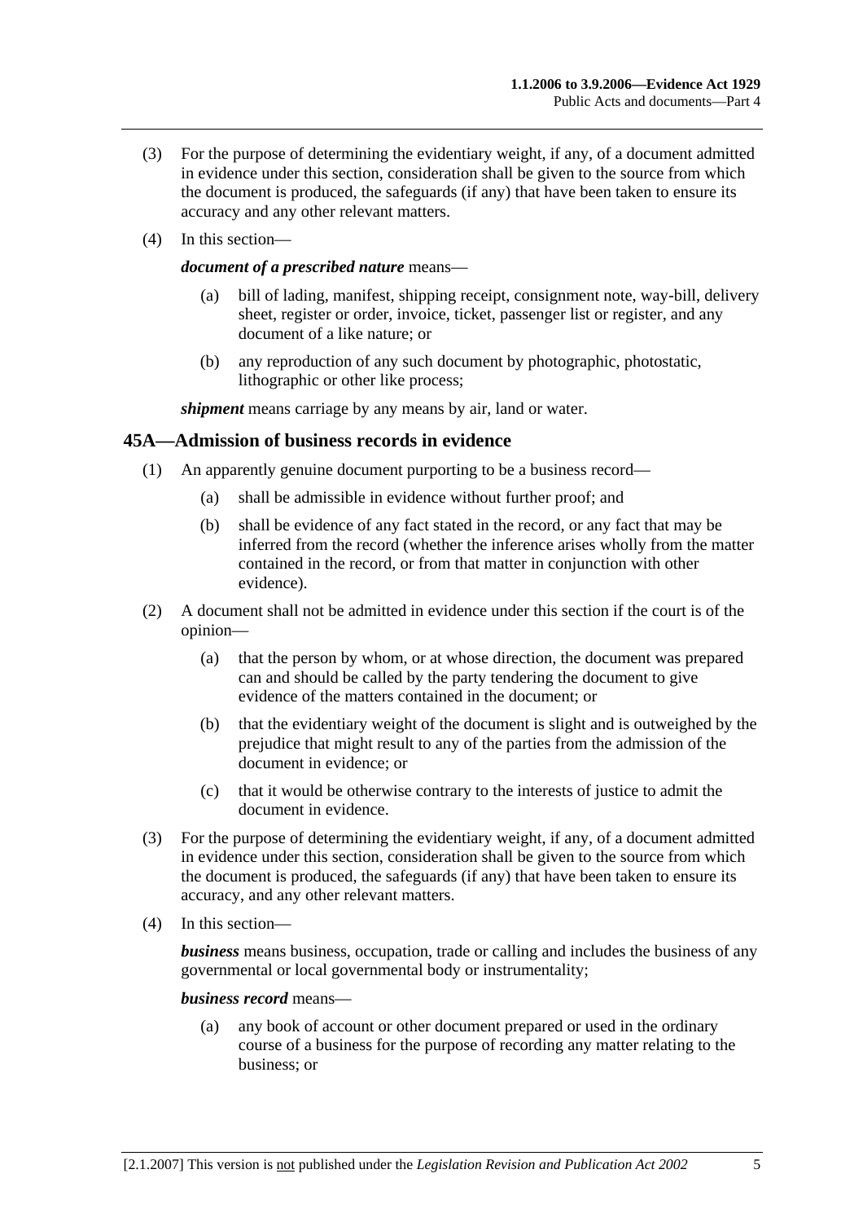(3) For the purpose of determining the evidentiary weight, if any, of a document admitted in evidence under this section, consideration shall be given to the source from which the document is produced, the safeguards (if any) that have been taken to ensure its accuracy and any other relevant matters.

(4) In this section—

***document of a prescribed nature*** means—

(a) bill of lading, manifest, shipping receipt, consignment note, way-bill, delivery sheet, register or order, invoice, ticket, passenger list or register, and any document of a like nature; or

(b) any reproduction of any such document by photographic, photostatic, lithographic or other like process;

***shipment*** means carriage by any means by air, land or water.

## 45A—Admission of business records in evidence

(1) An apparently genuine document purporting to be a business record—

(a) shall be admissible in evidence without further proof; and

(b) shall be evidence of any fact stated in the record, or any fact that may be inferred from the record (whether the inference arises wholly from the matter contained in the record, or from that matter in conjunction with other evidence).

(2) A document shall not be admitted in evidence under this section if the court is of the opinion—

(a) that the person by whom, or at whose direction, the document was prepared can and should be called by the party tendering the document to give evidence of the matters contained in the document; or

(b) that the evidentiary weight of the document is slight and is outweighed by the prejudice that might result to any of the parties from the admission of the document in evidence; or

(c) that it would be otherwise contrary to the interests of justice to admit the document in evidence.

(3) For the purpose of determining the evidentiary weight, if any, of a document admitted in evidence under this section, consideration shall be given to the source from which the document is produced, the safeguards (if any) that have been taken to ensure its accuracy, and any other relevant matters.

(4) In this section—

***business*** means business, occupation, trade or calling and includes the business of any governmental or local governmental body or instrumentality;

***business record*** means—

(a) any book of account or other document prepared or used in the ordinary course of a business for the purpose of recording any matter relating to the business; or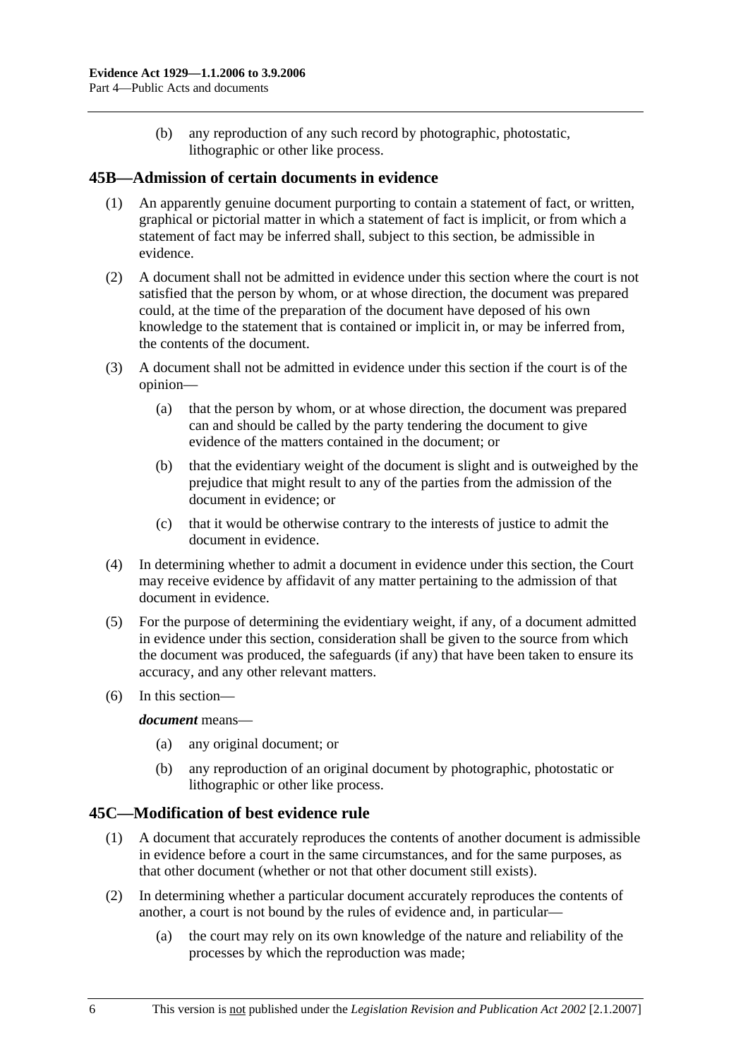(b) any reproduction of any such record by photographic, photostatic, lithographic or other like process.

## 45B—Admission of certain documents in evidence

(1) An apparently genuine document purporting to contain a statement of fact, or written, graphical or pictorial matter in which a statement of fact is implicit, or from which a statement of fact may be inferred shall, subject to this section, be admissible in evidence.

(2) A document shall not be admitted in evidence under this section where the court is not satisfied that the person by whom, or at whose direction, the document was prepared could, at the time of the preparation of the document have deposed of his own knowledge to the statement that is contained or implicit in, or may be inferred from, the contents of the document.

(3) A document shall not be admitted in evidence under this section if the court is of the opinion—

(a) that the person by whom, or at whose direction, the document was prepared can and should be called by the party tendering the document to give evidence of the matters contained in the document; or

(b) that the evidentiary weight of the document is slight and is outweighed by the prejudice that might result to any of the parties from the admission of the document in evidence; or

(c) that it would be otherwise contrary to the interests of justice to admit the document in evidence.

(4) In determining whether to admit a document in evidence under this section, the Court may receive evidence by affidavit of any matter pertaining to the admission of that document in evidence.

(5) For the purpose of determining the evidentiary weight, if any, of a document admitted in evidence under this section, consideration shall be given to the source from which the document was produced, the safeguards (if any) that have been taken to ensure its accuracy, and any other relevant matters.

(6) In this section—

***document*** means—

(a) any original document; or

(b) any reproduction of an original document by photographic, photostatic or lithographic or other like process.

## 45C—Modification of best evidence rule

(1) A document that accurately reproduces the contents of another document is admissible in evidence before a court in the same circumstances, and for the same purposes, as that other document (whether or not that other document still exists).

(2) In determining whether a particular document accurately reproduces the contents of another, a court is not bound by the rules of evidence and, in particular—

(a) the court may rely on its own knowledge of the nature and reliability of the processes by which the reproduction was made;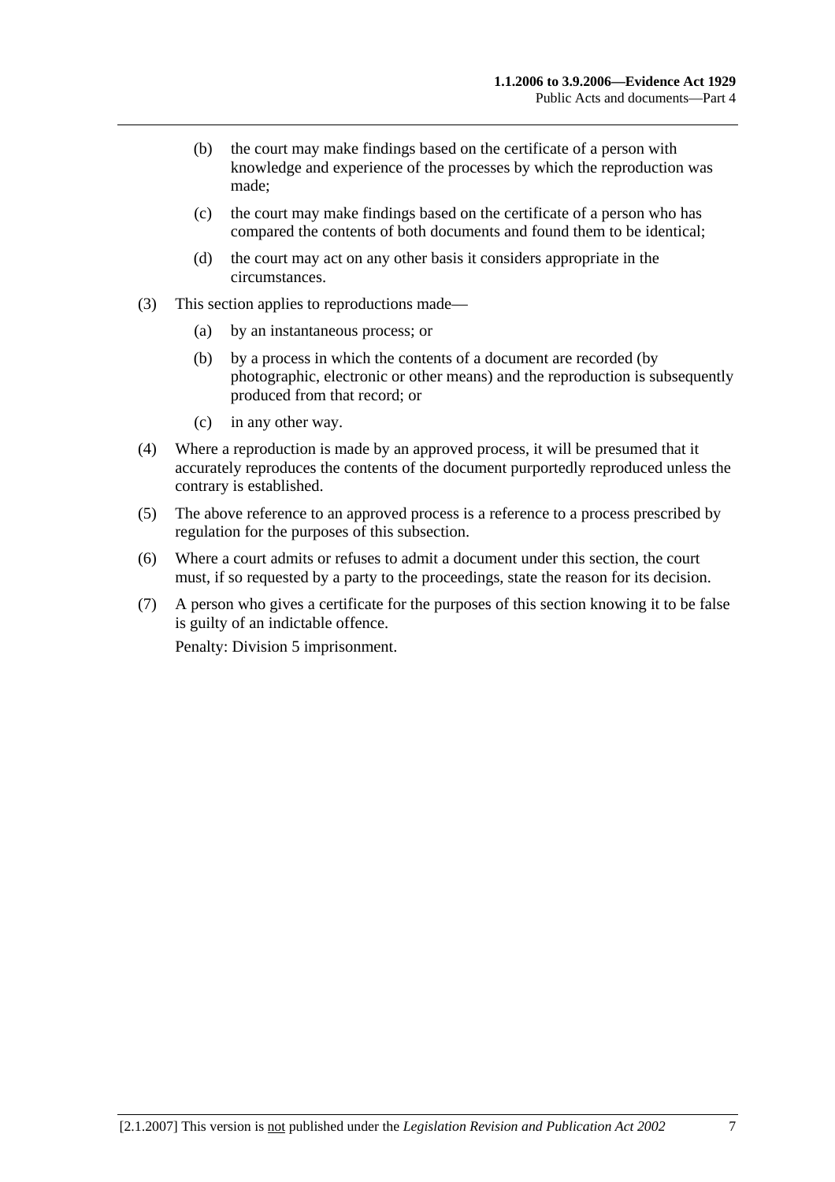(b) the court may make findings based on the certificate of a person with knowledge and experience of the processes by which the reproduction was made;

(c) the court may make findings based on the certificate of a person who has compared the contents of both documents and found them to be identical;

(d) the court may act on any other basis it considers appropriate in the circumstances.

(3) This section applies to reproductions made—

(a) by an instantaneous process; or

(b) by a process in which the contents of a document are recorded (by photographic, electronic or other means) and the reproduction is subsequently produced from that record; or

(c) in any other way.

(4) Where a reproduction is made by an approved process, it will be presumed that it accurately reproduces the contents of the document purportedly reproduced unless the contrary is established.

(5) The above reference to an approved process is a reference to a process prescribed by regulation for the purposes of this subsection.

(6) Where a court admits or refuses to admit a document under this section, the court must, if so requested by a party to the proceedings, state the reason for its decision.

(7) A person who gives a certificate for the purposes of this section knowing it to be false is guilty of an indictable offence.

Penalty: Division 5 imprisonment.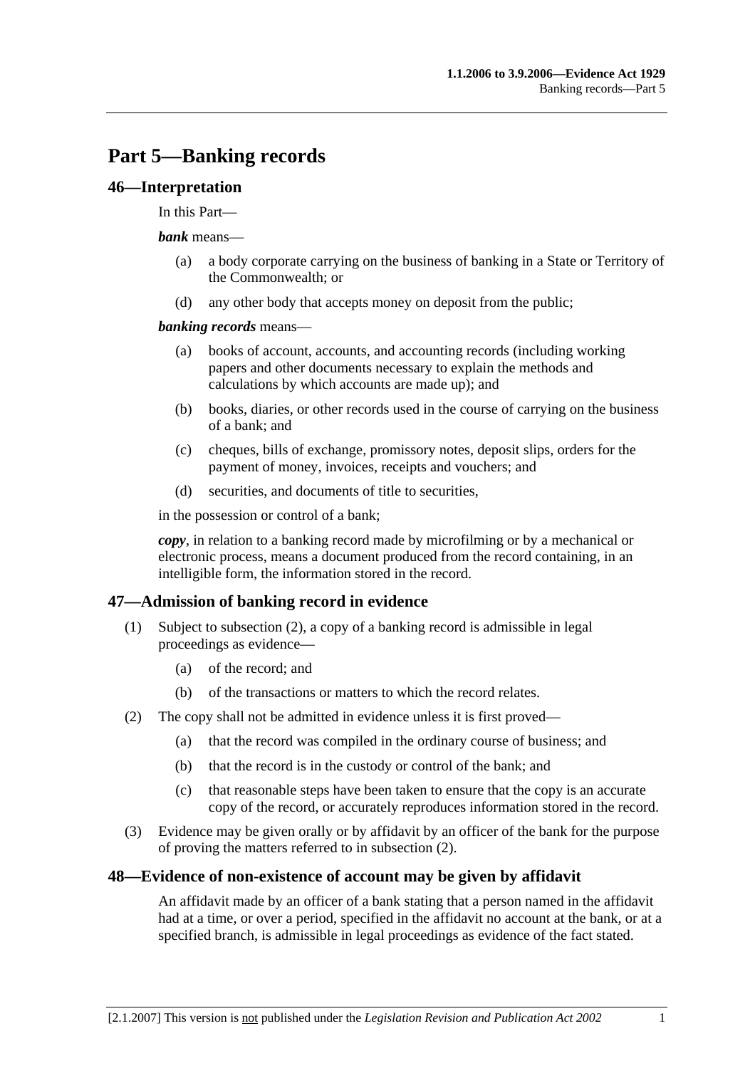# Part 5—Banking records

## 46—Interpretation

In this Part—

***bank*** means—

(a) a body corporate carrying on the business of banking in a State or Territory of the Commonwealth; or

(d) any other body that accepts money on deposit from the public;

***banking records*** means—

(a) books of account, accounts, and accounting records (including working papers and other documents necessary to explain the methods and calculations by which accounts are made up); and

(b) books, diaries, or other records used in the course of carrying on the business of a bank; and

(c) cheques, bills of exchange, promissory notes, deposit slips, orders for the payment of money, invoices, receipts and vouchers; and

(d) securities, and documents of title to securities,

in the possession or control of a bank;

***copy***, in relation to a banking record made by microfilming or by a mechanical or electronic process, means a document produced from the record containing, in an intelligible form, the information stored in the record.

## 47—Admission of banking record in evidence

(1) Subject to subsection (2), a copy of a banking record is admissible in legal proceedings as evidence—

(a) of the record; and

(b) of the transactions or matters to which the record relates.

(2) The copy shall not be admitted in evidence unless it is first proved—

(a) that the record was compiled in the ordinary course of business; and

(b) that the record is in the custody or control of the bank; and

(c) that reasonable steps have been taken to ensure that the copy is an accurate copy of the record, or accurately reproduces information stored in the record.

(3) Evidence may be given orally or by affidavit by an officer of the bank for the purpose of proving the matters referred to in subsection (2).

## 48—Evidence of non-existence of account may be given by affidavit

An affidavit made by an officer of a bank stating that a person named in the affidavit had at a time, or over a period, specified in the affidavit no account at the bank, or at a specified branch, is admissible in legal proceedings as evidence of the fact stated.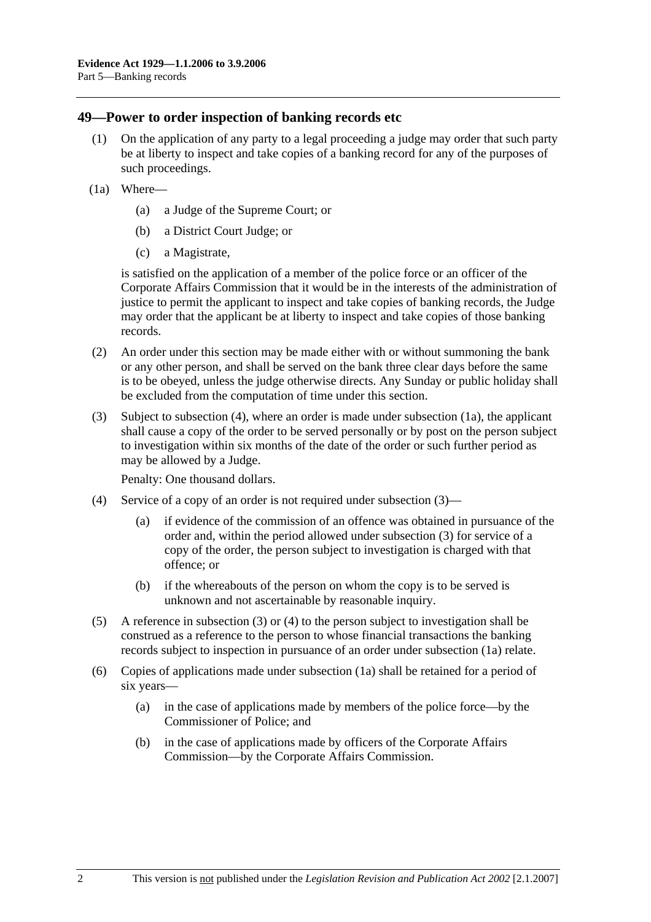## 49—Power to order inspection of banking records etc

(1) On the application of any party to a legal proceeding a judge may order that such party be at liberty to inspect and take copies of a banking record for any of the purposes of such proceedings.

(1a) Where—

(a) a Judge of the Supreme Court; or

(b) a District Court Judge; or

(c) a Magistrate,

is satisfied on the application of a member of the police force or an officer of the Corporate Affairs Commission that it would be in the interests of the administration of justice to permit the applicant to inspect and take copies of banking records, the Judge may order that the applicant be at liberty to inspect and take copies of those banking records.

(2) An order under this section may be made either with or without summoning the bank or any other person, and shall be served on the bank three clear days before the same is to be obeyed, unless the judge otherwise directs. Any Sunday or public holiday shall be excluded from the computation of time under this section.

(3) Subject to subsection (4), where an order is made under subsection (1a), the applicant shall cause a copy of the order to be served personally or by post on the person subject to investigation within six months of the date of the order or such further period as may be allowed by a Judge.

Penalty: One thousand dollars.

(4) Service of a copy of an order is not required under subsection (3)—

(a) if evidence of the commission of an offence was obtained in pursuance of the order and, within the period allowed under subsection (3) for service of a copy of the order, the person subject to investigation is charged with that offence; or

(b) if the whereabouts of the person on whom the copy is to be served is unknown and not ascertainable by reasonable inquiry.

(5) A reference in subsection (3) or (4) to the person subject to investigation shall be construed as a reference to the person to whose financial transactions the banking records subject to inspection in pursuance of an order under subsection (1a) relate.

(6) Copies of applications made under subsection (1a) shall be retained for a period of six years—

(a) in the case of applications made by members of the police force—by the Commissioner of Police; and

(b) in the case of applications made by officers of the Corporate Affairs Commission—by the Corporate Affairs Commission.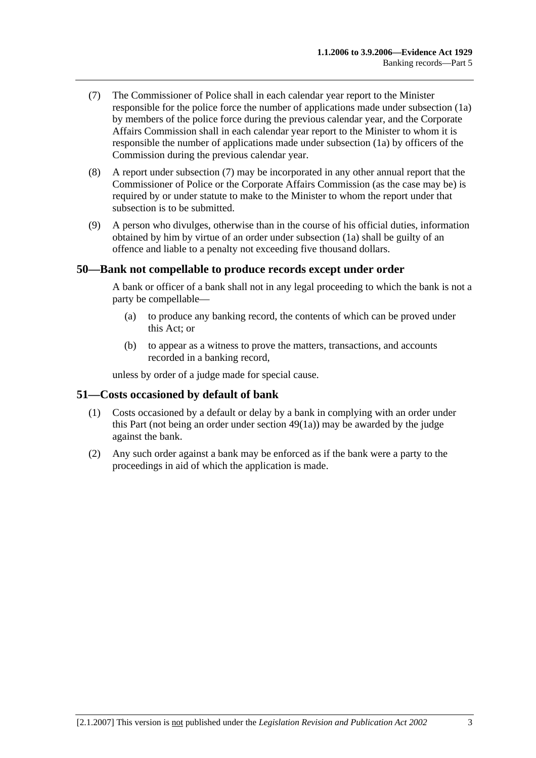(7) The Commissioner of Police shall in each calendar year report to the Minister responsible for the police force the number of applications made under subsection (1a) by members of the police force during the previous calendar year, and the Corporate Affairs Commission shall in each calendar year report to the Minister to whom it is responsible the number of applications made under subsection (1a) by officers of the Commission during the previous calendar year.

(8) A report under subsection (7) may be incorporated in any other annual report that the Commissioner of Police or the Corporate Affairs Commission (as the case may be) is required by or under statute to make to the Minister to whom the report under that subsection is to be submitted.

(9) A person who divulges, otherwise than in the course of his official duties, information obtained by him by virtue of an order under subsection (1a) shall be guilty of an offence and liable to a penalty not exceeding five thousand dollars.

## 50—Bank not compellable to produce records except under order

A bank or officer of a bank shall not in any legal proceeding to which the bank is not a party be compellable—

(a) to produce any banking record, the contents of which can be proved under this Act; or

(b) to appear as a witness to prove the matters, transactions, and accounts recorded in a banking record,

unless by order of a judge made for special cause.

## 51—Costs occasioned by default of bank

(1) Costs occasioned by a default or delay by a bank in complying with an order under this Part (not being an order under section 49(1a)) may be awarded by the judge against the bank.

(2) Any such order against a bank may be enforced as if the bank were a party to the proceedings in aid of which the application is made.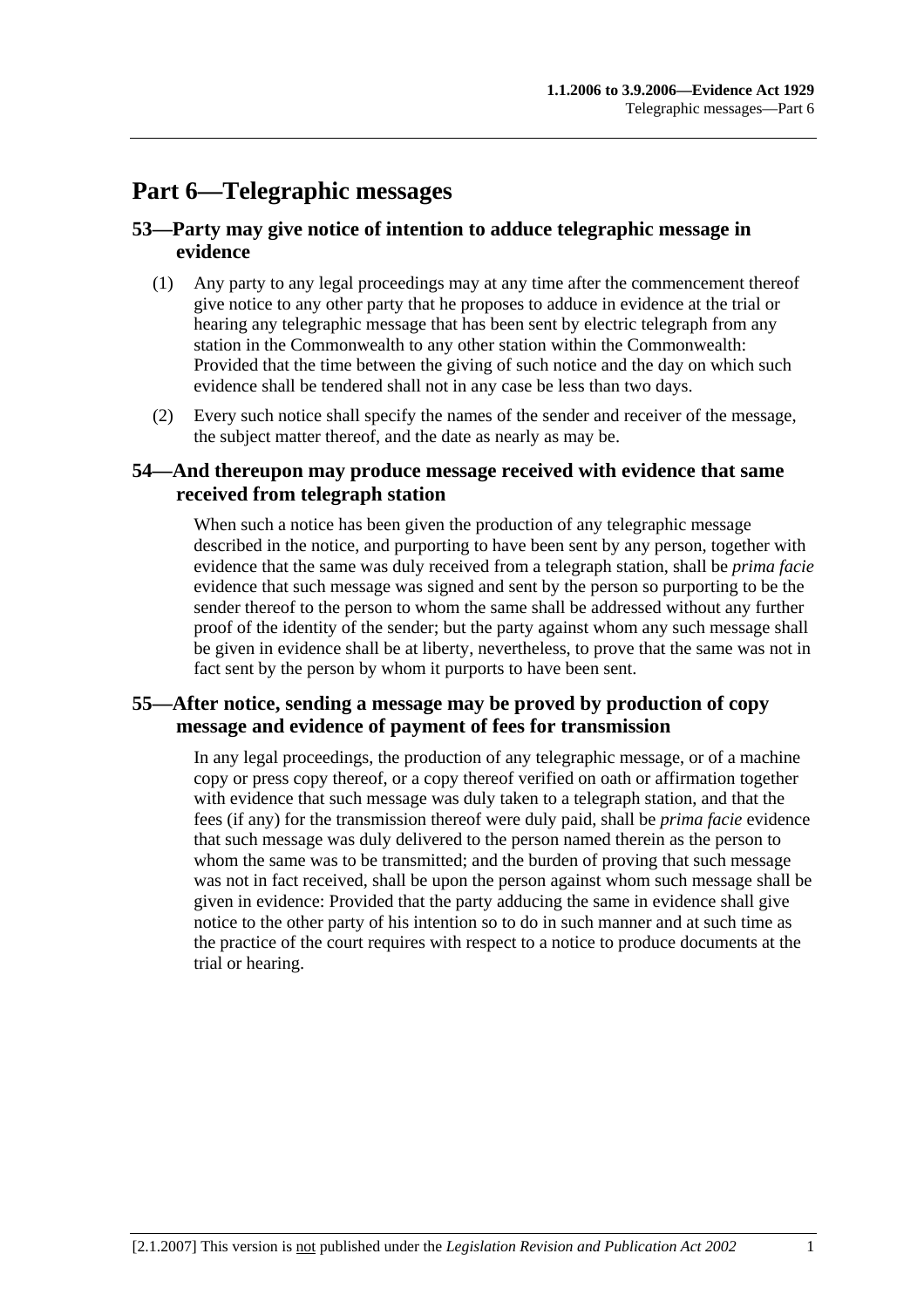# Part 6—Telegraphic messages

## 53—Party may give notice of intention to adduce telegraphic message in evidence

(1) Any party to any legal proceedings may at any time after the commencement thereof give notice to any other party that he proposes to adduce in evidence at the trial or hearing any telegraphic message that has been sent by electric telegraph from any station in the Commonwealth to any other station within the Commonwealth: Provided that the time between the giving of such notice and the day on which such evidence shall be tendered shall not in any case be less than two days.

(2) Every such notice shall specify the names of the sender and receiver of the message, the subject matter thereof, and the date as nearly as may be.

## 54—And thereupon may produce message received with evidence that same received from telegraph station

When such a notice has been given the production of any telegraphic message described in the notice, and purporting to have been sent by any person, together with evidence that the same was duly received from a telegraph station, shall be *prima facie* evidence that such message was signed and sent by the person so purporting to be the sender thereof to the person to whom the same shall be addressed without any further proof of the identity of the sender; but the party against whom any such message shall be given in evidence shall be at liberty, nevertheless, to prove that the same was not in fact sent by the person by whom it purports to have been sent.

## 55—After notice, sending a message may be proved by production of copy message and evidence of payment of fees for transmission

In any legal proceedings, the production of any telegraphic message, or of a machine copy or press copy thereof, or a copy thereof verified on oath or affirmation together with evidence that such message was duly taken to a telegraph station, and that the fees (if any) for the transmission thereof were duly paid, shall be *prima facie* evidence that such message was duly delivered to the person named therein as the person to whom the same was to be transmitted; and the burden of proving that such message was not in fact received, shall be upon the person against whom such message shall be given in evidence: Provided that the party adducing the same in evidence shall give notice to the other party of his intention so to do in such manner and at such time as the practice of the court requires with respect to a notice to produce documents at the trial or hearing.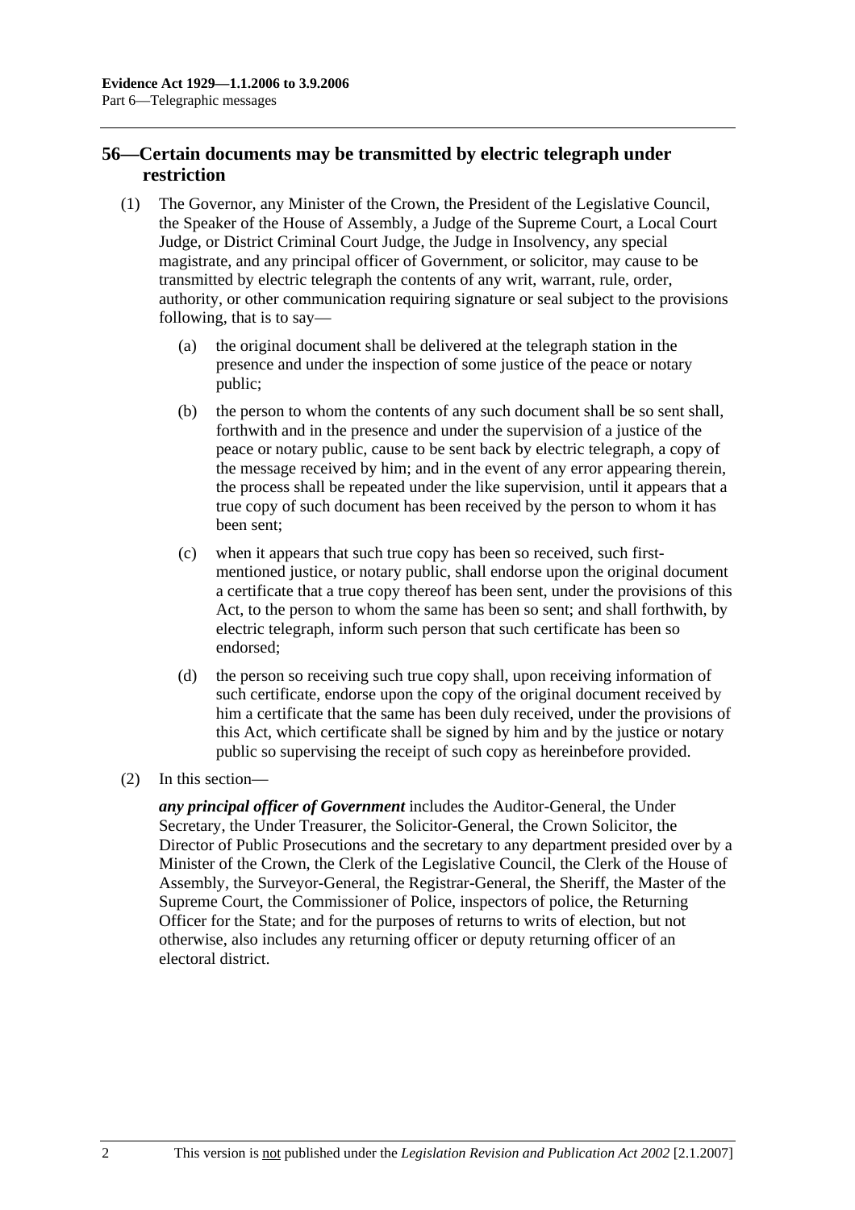## 56—Certain documents may be transmitted by electric telegraph under restriction

(1) The Governor, any Minister of the Crown, the President of the Legislative Council, the Speaker of the House of Assembly, a Judge of the Supreme Court, a Local Court Judge, or District Criminal Court Judge, the Judge in Insolvency, any special magistrate, and any principal officer of Government, or solicitor, may cause to be transmitted by electric telegraph the contents of any writ, warrant, rule, order, authority, or other communication requiring signature or seal subject to the provisions following, that is to say—

(a) the original document shall be delivered at the telegraph station in the presence and under the inspection of some justice of the peace or notary public;

(b) the person to whom the contents of any such document shall be so sent shall, forthwith and in the presence and under the supervision of a justice of the peace or notary public, cause to be sent back by electric telegraph, a copy of the message received by him; and in the event of any error appearing therein, the process shall be repeated under the like supervision, until it appears that a true copy of such document has been received by the person to whom it has been sent;

(c) when it appears that such true copy has been so received, such first-mentioned justice, or notary public, shall endorse upon the original document a certificate that a true copy thereof has been sent, under the provisions of this Act, to the person to whom the same has been so sent; and shall forthwith, by electric telegraph, inform such person that such certificate has been so endorsed;

(d) the person so receiving such true copy shall, upon receiving information of such certificate, endorse upon the copy of the original document received by him a certificate that the same has been duly received, under the provisions of this Act, which certificate shall be signed by him and by the justice or notary public so supervising the receipt of such copy as hereinbefore provided.

(2) In this section—

***any principal officer of Government*** includes the Auditor-General, the Under Secretary, the Under Treasurer, the Solicitor-General, the Crown Solicitor, the Director of Public Prosecutions and the secretary to any department presided over by a Minister of the Crown, the Clerk of the Legislative Council, the Clerk of the House of Assembly, the Surveyor-General, the Registrar-General, the Sheriff, the Master of the Supreme Court, the Commissioner of Police, inspectors of police, the Returning Officer for the State; and for the purposes of returns to writs of election, but not otherwise, also includes any returning officer or deputy returning officer of an electoral district.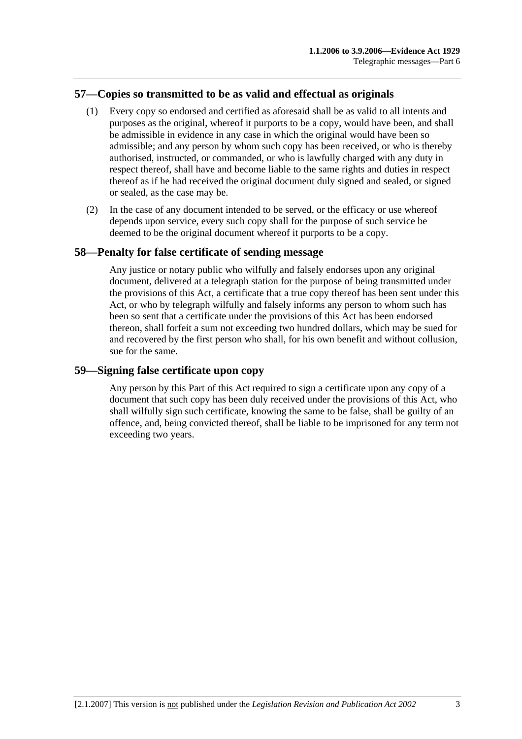## 57—Copies so transmitted to be as valid and effectual as originals

(1) Every copy so endorsed and certified as aforesaid shall be as valid to all intents and purposes as the original, whereof it purports to be a copy, would have been, and shall be admissible in evidence in any case in which the original would have been so admissible; and any person by whom such copy has been received, or who is thereby authorised, instructed, or commanded, or who is lawfully charged with any duty in respect thereof, shall have and become liable to the same rights and duties in respect thereof as if he had received the original document duly signed and sealed, or signed or sealed, as the case may be.

(2) In the case of any document intended to be served, or the efficacy or use whereof depends upon service, every such copy shall for the purpose of such service be deemed to be the original document whereof it purports to be a copy.

## 58—Penalty for false certificate of sending message

Any justice or notary public who wilfully and falsely endorses upon any original document, delivered at a telegraph station for the purpose of being transmitted under the provisions of this Act, a certificate that a true copy thereof has been sent under this Act, or who by telegraph wilfully and falsely informs any person to whom such has been so sent that a certificate under the provisions of this Act has been endorsed thereon, shall forfeit a sum not exceeding two hundred dollars, which may be sued for and recovered by the first person who shall, for his own benefit and without collusion, sue for the same.

## 59—Signing false certificate upon copy

Any person by this Part of this Act required to sign a certificate upon any copy of a document that such copy has been duly received under the provisions of this Act, who shall wilfully sign such certificate, knowing the same to be false, shall be guilty of an offence, and, being convicted thereof, shall be liable to be imprisoned for any term not exceeding two years.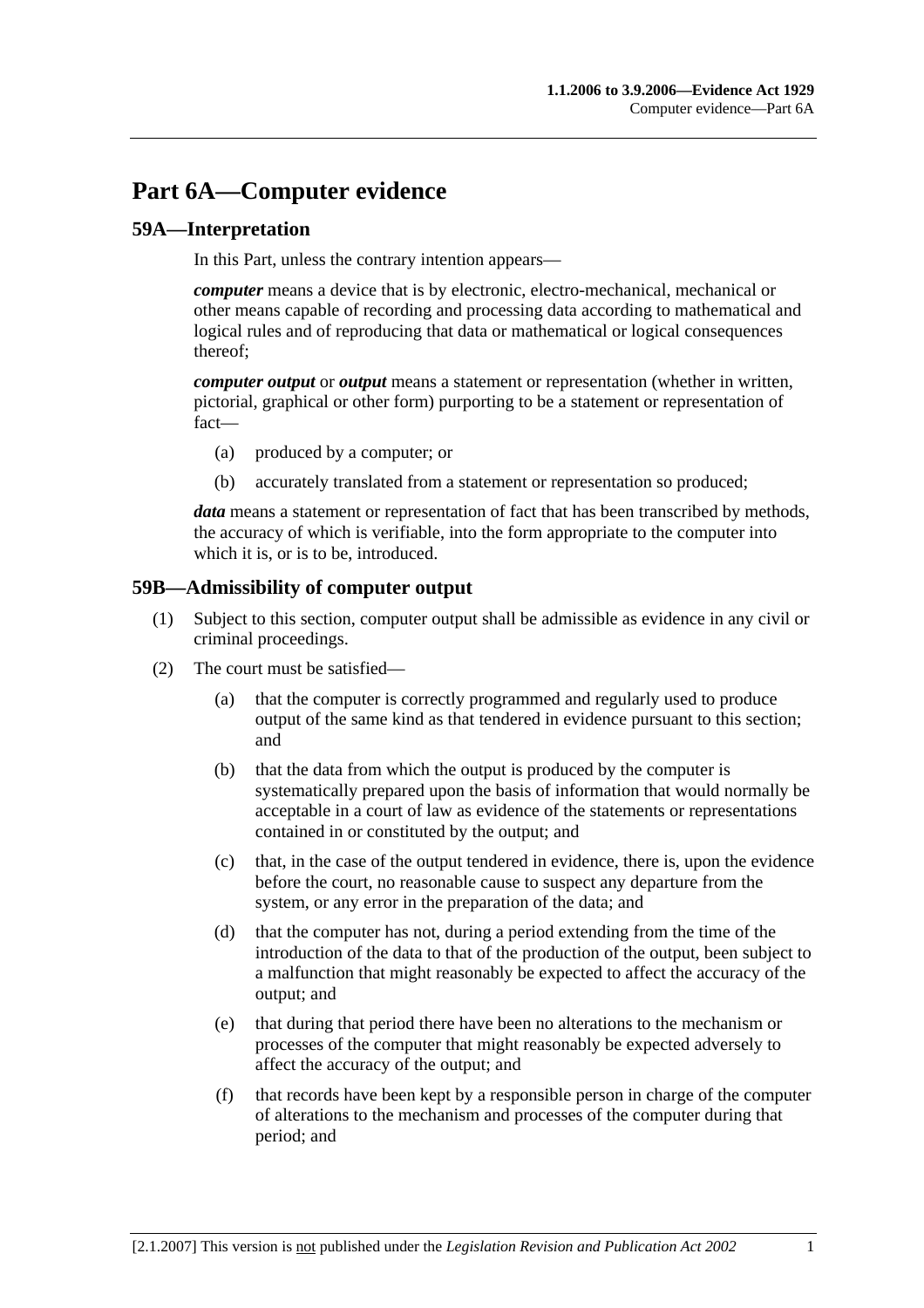# Part 6A—Computer evidence

## 59A—Interpretation

In this Part, unless the contrary intention appears—

***computer*** means a device that is by electronic, electro-mechanical, mechanical or other means capable of recording and processing data according to mathematical and logical rules and of reproducing that data or mathematical or logical consequences thereof;

***computer output*** or ***output*** means a statement or representation (whether in written, pictorial, graphical or other form) purporting to be a statement or representation of fact—

- (a) produced by a computer; or
- (b) accurately translated from a statement or representation so produced;

***data*** means a statement or representation of fact that has been transcribed by methods, the accuracy of which is verifiable, into the form appropriate to the computer into which it is, or is to be, introduced.

## 59B—Admissibility of computer output

(1) Subject to this section, computer output shall be admissible as evidence in any civil or criminal proceedings.

(2) The court must be satisfied—

- (a) that the computer is correctly programmed and regularly used to produce output of the same kind as that tendered in evidence pursuant to this section; and
- (b) that the data from which the output is produced by the computer is systematically prepared upon the basis of information that would normally be acceptable in a court of law as evidence of the statements or representations contained in or constituted by the output; and
- (c) that, in the case of the output tendered in evidence, there is, upon the evidence before the court, no reasonable cause to suspect any departure from the system, or any error in the preparation of the data; and
- (d) that the computer has not, during a period extending from the time of the introduction of the data to that of the production of the output, been subject to a malfunction that might reasonably be expected to affect the accuracy of the output; and
- (e) that during that period there have been no alterations to the mechanism or processes of the computer that might reasonably be expected adversely to affect the accuracy of the output; and
- (f) that records have been kept by a responsible person in charge of the computer of alterations to the mechanism and processes of the computer during that period; and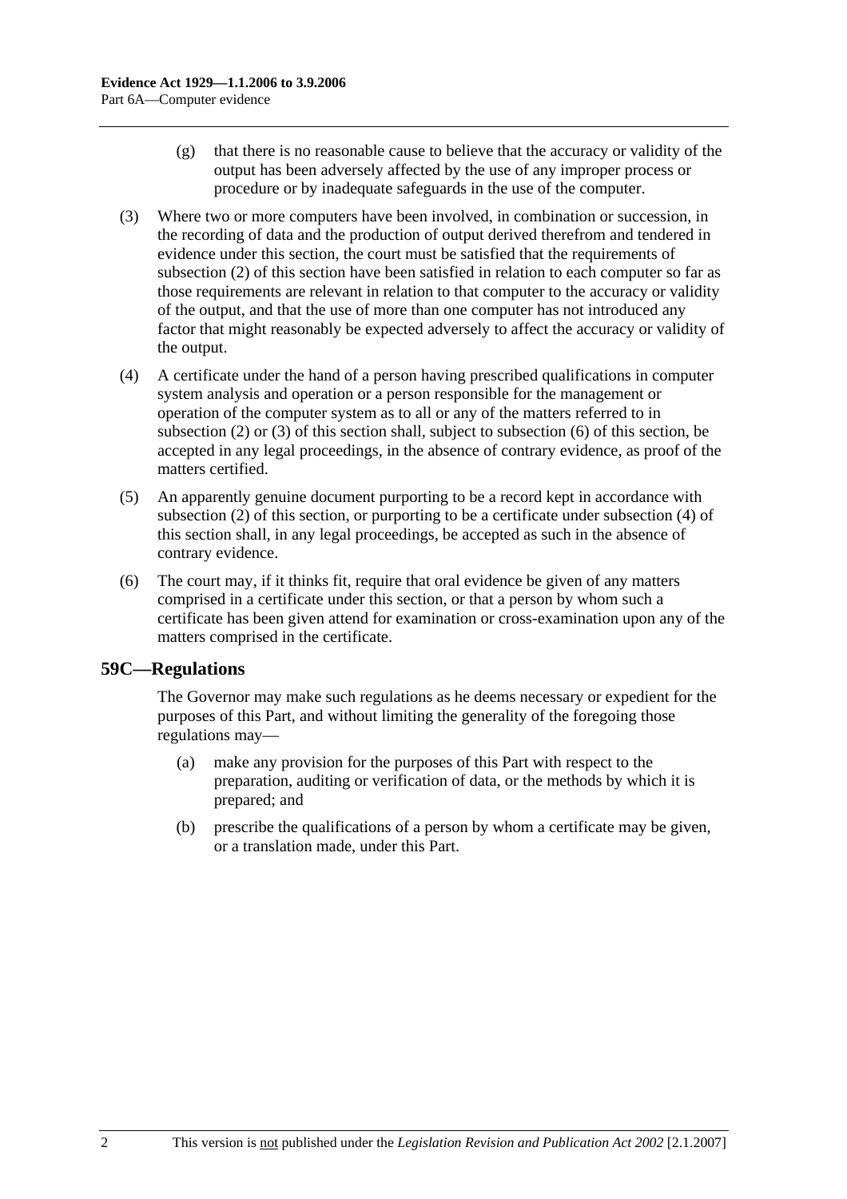(g) that there is no reasonable cause to believe that the accuracy or validity of the output has been adversely affected by the use of any improper process or procedure or by inadequate safeguards in the use of the computer.

(3) Where two or more computers have been involved, in combination or succession, in the recording of data and the production of output derived therefrom and tendered in evidence under this section, the court must be satisfied that the requirements of subsection (2) of this section have been satisfied in relation to each computer so far as those requirements are relevant in relation to that computer to the accuracy or validity of the output, and that the use of more than one computer has not introduced any factor that might reasonably be expected adversely to affect the accuracy or validity of the output.

(4) A certificate under the hand of a person having prescribed qualifications in computer system analysis and operation or a person responsible for the management or operation of the computer system as to all or any of the matters referred to in subsection (2) or (3) of this section shall, subject to subsection (6) of this section, be accepted in any legal proceedings, in the absence of contrary evidence, as proof of the matters certified.

(5) An apparently genuine document purporting to be a record kept in accordance with subsection (2) of this section, or purporting to be a certificate under subsection (4) of this section shall, in any legal proceedings, be accepted as such in the absence of contrary evidence.

(6) The court may, if it thinks fit, require that oral evidence be given of any matters comprised in a certificate under this section, or that a person by whom such a certificate has been given attend for examination or cross-examination upon any of the matters comprised in the certificate.

## 59C—Regulations

The Governor may make such regulations as he deems necessary or expedient for the purposes of this Part, and without limiting the generality of the foregoing those regulations may—

(a) make any provision for the purposes of this Part with respect to the preparation, auditing or verification of data, or the methods by which it is prepared; and

(b) prescribe the qualifications of a person by whom a certificate may be given, or a translation made, under this Part.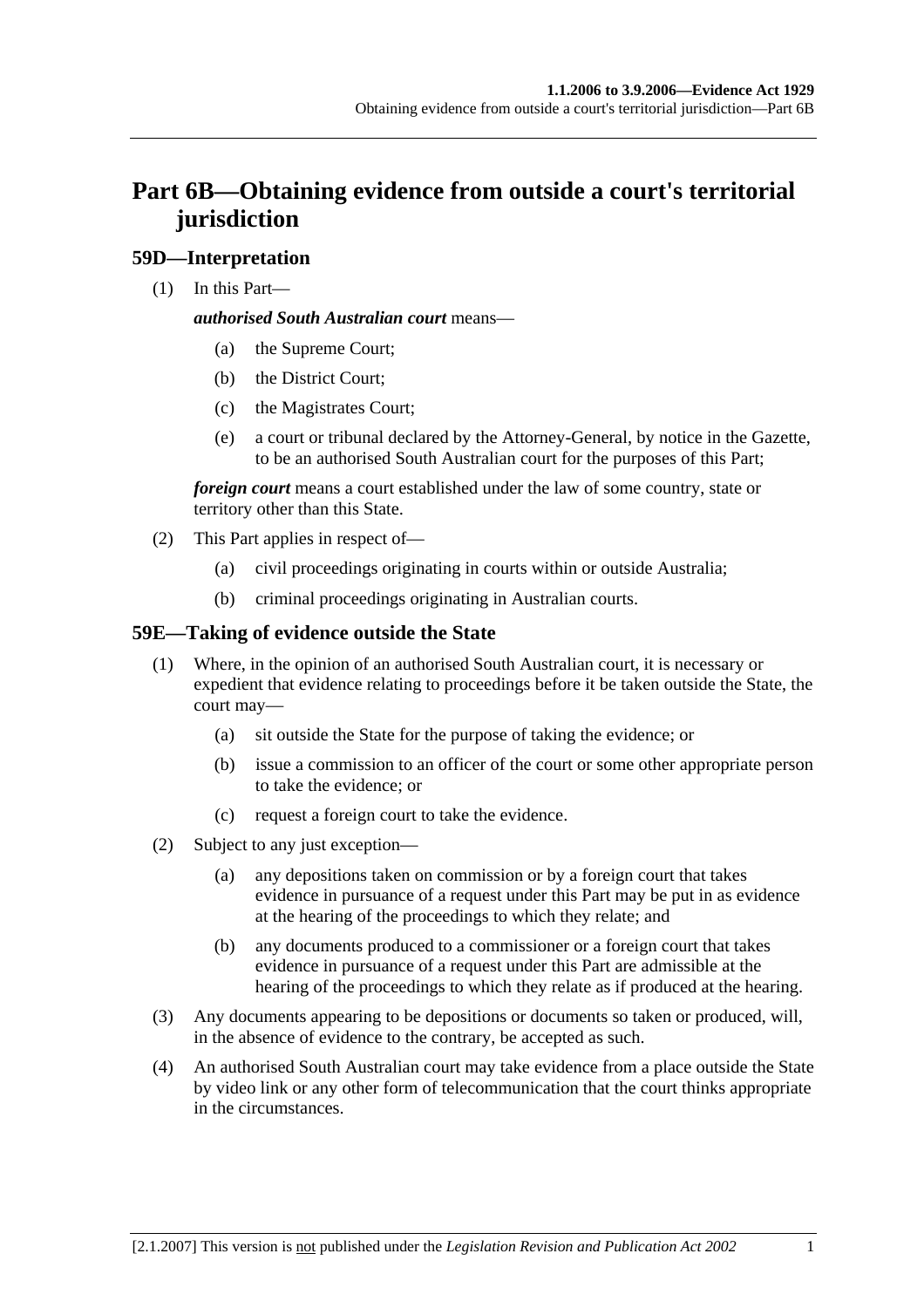# Part 6B—Obtaining evidence from outside a court's territorial jurisdiction

## 59D—Interpretation

(1) In this Part—

***authorised South Australian court*** means—

(a) the Supreme Court;

(b) the District Court;

(c) the Magistrates Court;

(e) a court or tribunal declared by the Attorney-General, by notice in the Gazette, to be an authorised South Australian court for the purposes of this Part;

***foreign court*** means a court established under the law of some country, state or territory other than this State.

(2) This Part applies in respect of—

(a) civil proceedings originating in courts within or outside Australia;

(b) criminal proceedings originating in Australian courts.

## 59E—Taking of evidence outside the State

(1) Where, in the opinion of an authorised South Australian court, it is necessary or expedient that evidence relating to proceedings before it be taken outside the State, the court may—

(a) sit outside the State for the purpose of taking the evidence; or

(b) issue a commission to an officer of the court or some other appropriate person to take the evidence; or

(c) request a foreign court to take the evidence.

(2) Subject to any just exception—

(a) any depositions taken on commission or by a foreign court that takes evidence in pursuance of a request under this Part may be put in as evidence at the hearing of the proceedings to which they relate; and

(b) any documents produced to a commissioner or a foreign court that takes evidence in pursuance of a request under this Part are admissible at the hearing of the proceedings to which they relate as if produced at the hearing.

(3) Any documents appearing to be depositions or documents so taken or produced, will, in the absence of evidence to the contrary, be accepted as such.

(4) An authorised South Australian court may take evidence from a place outside the State by video link or any other form of telecommunication that the court thinks appropriate in the circumstances.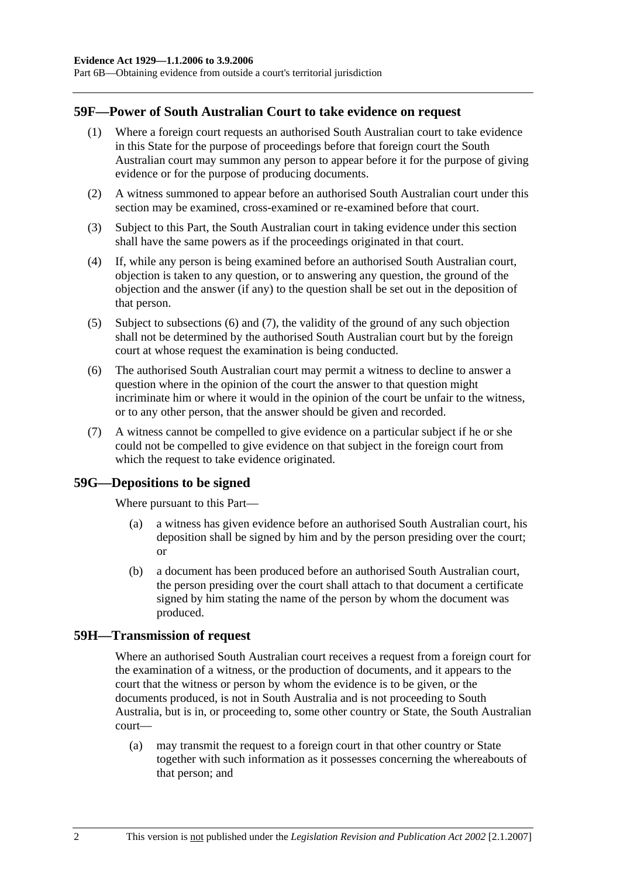## 59F—Power of South Australian Court to take evidence on request

(1) Where a foreign court requests an authorised South Australian court to take evidence in this State for the purpose of proceedings before that foreign court the South Australian court may summon any person to appear before it for the purpose of giving evidence or for the purpose of producing documents.

(2) A witness summoned to appear before an authorised South Australian court under this section may be examined, cross-examined or re-examined before that court.

(3) Subject to this Part, the South Australian court in taking evidence under this section shall have the same powers as if the proceedings originated in that court.

(4) If, while any person is being examined before an authorised South Australian court, objection is taken to any question, or to answering any question, the ground of the objection and the answer (if any) to the question shall be set out in the deposition of that person.

(5) Subject to subsections (6) and (7), the validity of the ground of any such objection shall not be determined by the authorised South Australian court but by the foreign court at whose request the examination is being conducted.

(6) The authorised South Australian court may permit a witness to decline to answer a question where in the opinion of the court the answer to that question might incriminate him or where it would in the opinion of the court be unfair to the witness, or to any other person, that the answer should be given and recorded.

(7) A witness cannot be compelled to give evidence on a particular subject if he or she could not be compelled to give evidence on that subject in the foreign court from which the request to take evidence originated.

## 59G—Depositions to be signed

Where pursuant to this Part—

(a) a witness has given evidence before an authorised South Australian court, his deposition shall be signed by him and by the person presiding over the court; or

(b) a document has been produced before an authorised South Australian court, the person presiding over the court shall attach to that document a certificate signed by him stating the name of the person by whom the document was produced.

## 59H—Transmission of request

Where an authorised South Australian court receives a request from a foreign court for the examination of a witness, or the production of documents, and it appears to the court that the witness or person by whom the evidence is to be given, or the documents produced, is not in South Australia and is not proceeding to South Australia, but is in, or proceeding to, some other country or State, the South Australian court—

(a) may transmit the request to a foreign court in that other country or State together with such information as it possesses concerning the whereabouts of that person; and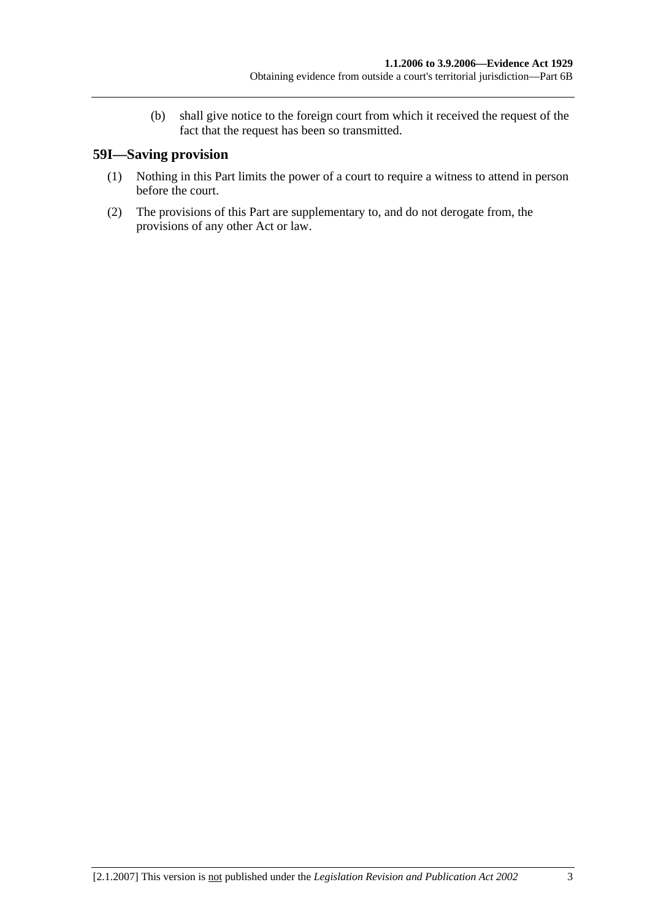(b) shall give notice to the foreign court from which it received the request of the fact that the request has been so transmitted.

## 59I—Saving provision

(1) Nothing in this Part limits the power of a court to require a witness to attend in person before the court.

(2) The provisions of this Part are supplementary to, and do not derogate from, the provisions of any other Act or law.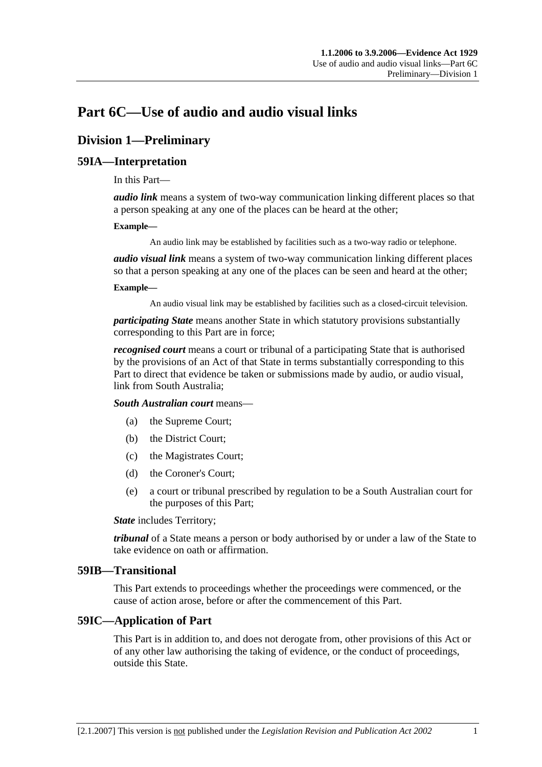# Part 6C—Use of audio and audio visual links

## Division 1—Preliminary

### 59IA—Interpretation

In this Part—

***audio link*** means a system of two-way communication linking different places so that a person speaking at any one of the places can be heard at the other;

**Example—**

An audio link may be established by facilities such as a two-way radio or telephone.

***audio visual link*** means a system of two-way communication linking different places so that a person speaking at any one of the places can be seen and heard at the other;

**Example—**

An audio visual link may be established by facilities such as a closed-circuit television.

***participating State*** means another State in which statutory provisions substantially corresponding to this Part are in force;

***recognised court*** means a court or tribunal of a participating State that is authorised by the provisions of an Act of that State in terms substantially corresponding to this Part to direct that evidence be taken or submissions made by audio, or audio visual, link from South Australia;

***South Australian court*** means—

- (a) the Supreme Court;
- (b) the District Court;
- (c) the Magistrates Court;
- (d) the Coroner's Court;
- (e) a court or tribunal prescribed by regulation to be a South Australian court for the purposes of this Part;

***State*** includes Territory;

***tribunal*** of a State means a person or body authorised by or under a law of the State to take evidence on oath or affirmation.

### 59IB—Transitional

This Part extends to proceedings whether the proceedings were commenced, or the cause of action arose, before or after the commencement of this Part.

### 59IC—Application of Part

This Part is in addition to, and does not derogate from, other provisions of this Act or of any other law authorising the taking of evidence, or the conduct of proceedings, outside this State.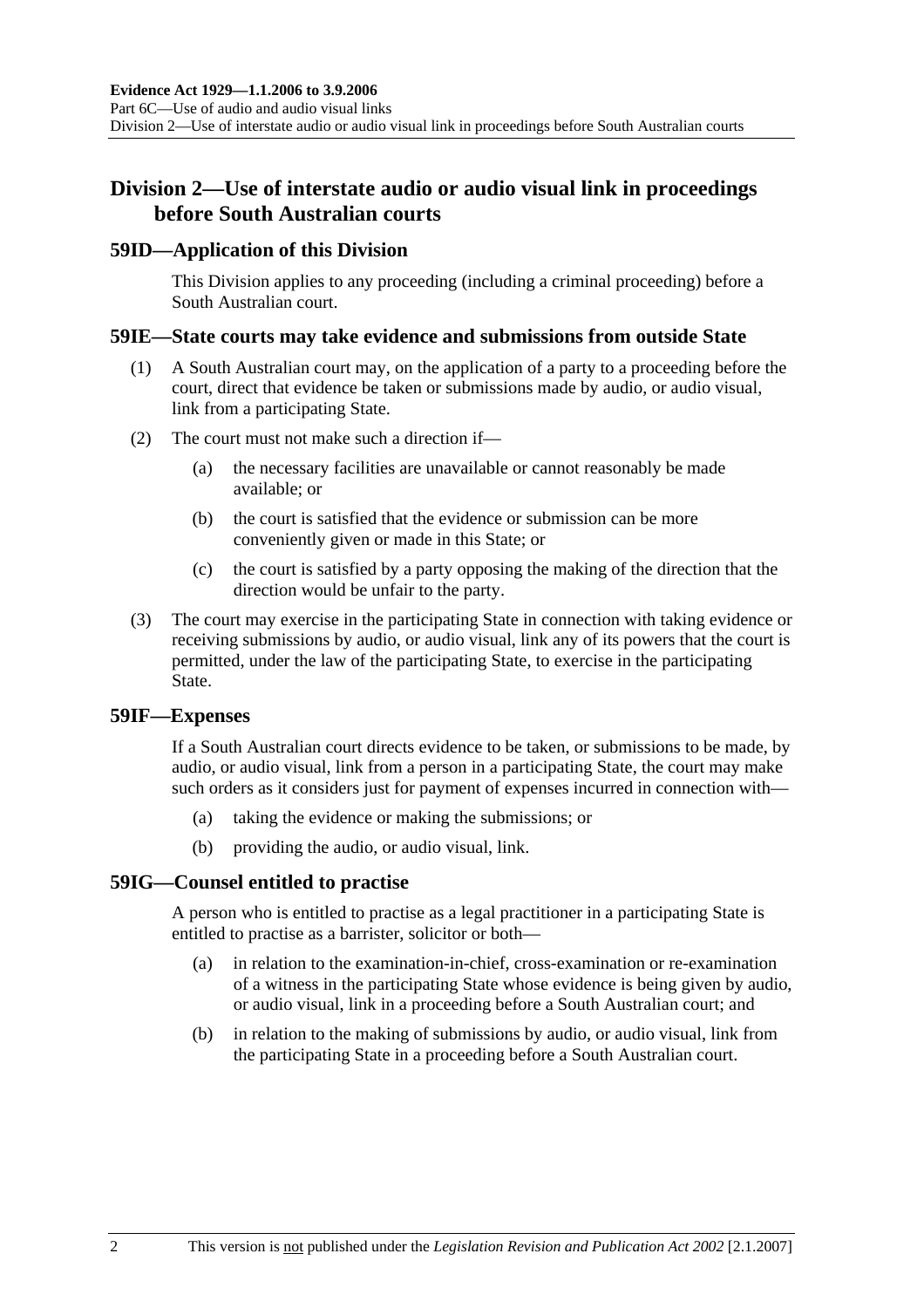## Division 2—Use of interstate audio or audio visual link in proceedings before South Australian courts

### 59ID—Application of this Division

This Division applies to any proceeding (including a criminal proceeding) before a South Australian court.

### 59IE—State courts may take evidence and submissions from outside State

(1) A South Australian court may, on the application of a party to a proceeding before the court, direct that evidence be taken or submissions made by audio, or audio visual, link from a participating State.

(2) The court must not make such a direction if—

(a) the necessary facilities are unavailable or cannot reasonably be made available; or

(b) the court is satisfied that the evidence or submission can be more conveniently given or made in this State; or

(c) the court is satisfied by a party opposing the making of the direction that the direction would be unfair to the party.

(3) The court may exercise in the participating State in connection with taking evidence or receiving submissions by audio, or audio visual, link any of its powers that the court is permitted, under the law of the participating State, to exercise in the participating State.

### 59IF—Expenses

If a South Australian court directs evidence to be taken, or submissions to be made, by audio, or audio visual, link from a person in a participating State, the court may make such orders as it considers just for payment of expenses incurred in connection with—

(a) taking the evidence or making the submissions; or

(b) providing the audio, or audio visual, link.

### 59IG—Counsel entitled to practise

A person who is entitled to practise as a legal practitioner in a participating State is entitled to practise as a barrister, solicitor or both—

(a) in relation to the examination-in-chief, cross-examination or re-examination of a witness in the participating State whose evidence is being given by audio, or audio visual, link in a proceeding before a South Australian court; and

(b) in relation to the making of submissions by audio, or audio visual, link from the participating State in a proceeding before a South Australian court.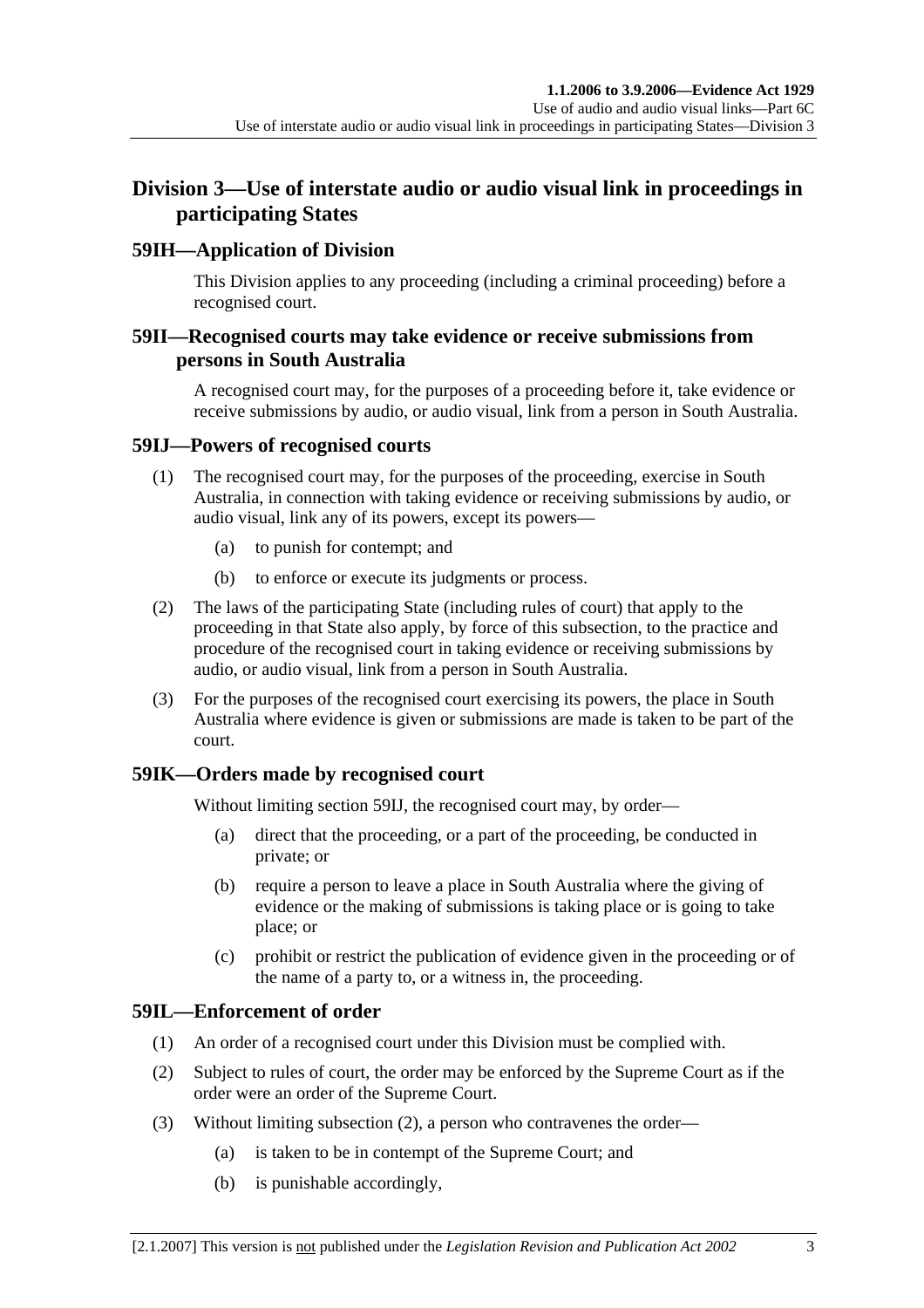## Division 3—Use of interstate audio or audio visual link in proceedings in participating States

### 59IH—Application of Division

This Division applies to any proceeding (including a criminal proceeding) before a recognised court.

### 59II—Recognised courts may take evidence or receive submissions from persons in South Australia

A recognised court may, for the purposes of a proceeding before it, take evidence or receive submissions by audio, or audio visual, link from a person in South Australia.

### 59IJ—Powers of recognised courts

(1) The recognised court may, for the purposes of the proceeding, exercise in South Australia, in connection with taking evidence or receiving submissions by audio, or audio visual, link any of its powers, except its powers—

(a) to punish for contempt; and

(b) to enforce or execute its judgments or process.

(2) The laws of the participating State (including rules of court) that apply to the proceeding in that State also apply, by force of this subsection, to the practice and procedure of the recognised court in taking evidence or receiving submissions by audio, or audio visual, link from a person in South Australia.

(3) For the purposes of the recognised court exercising its powers, the place in South Australia where evidence is given or submissions are made is taken to be part of the court.

### 59IK—Orders made by recognised court

Without limiting section 59IJ, the recognised court may, by order—

(a) direct that the proceeding, or a part of the proceeding, be conducted in private; or

(b) require a person to leave a place in South Australia where the giving of evidence or the making of submissions is taking place or is going to take place; or

(c) prohibit or restrict the publication of evidence given in the proceeding or of the name of a party to, or a witness in, the proceeding.

### 59IL—Enforcement of order

(1) An order of a recognised court under this Division must be complied with.

(2) Subject to rules of court, the order may be enforced by the Supreme Court as if the order were an order of the Supreme Court.

(3) Without limiting subsection (2), a person who contravenes the order—

(a) is taken to be in contempt of the Supreme Court; and

(b) is punishable accordingly,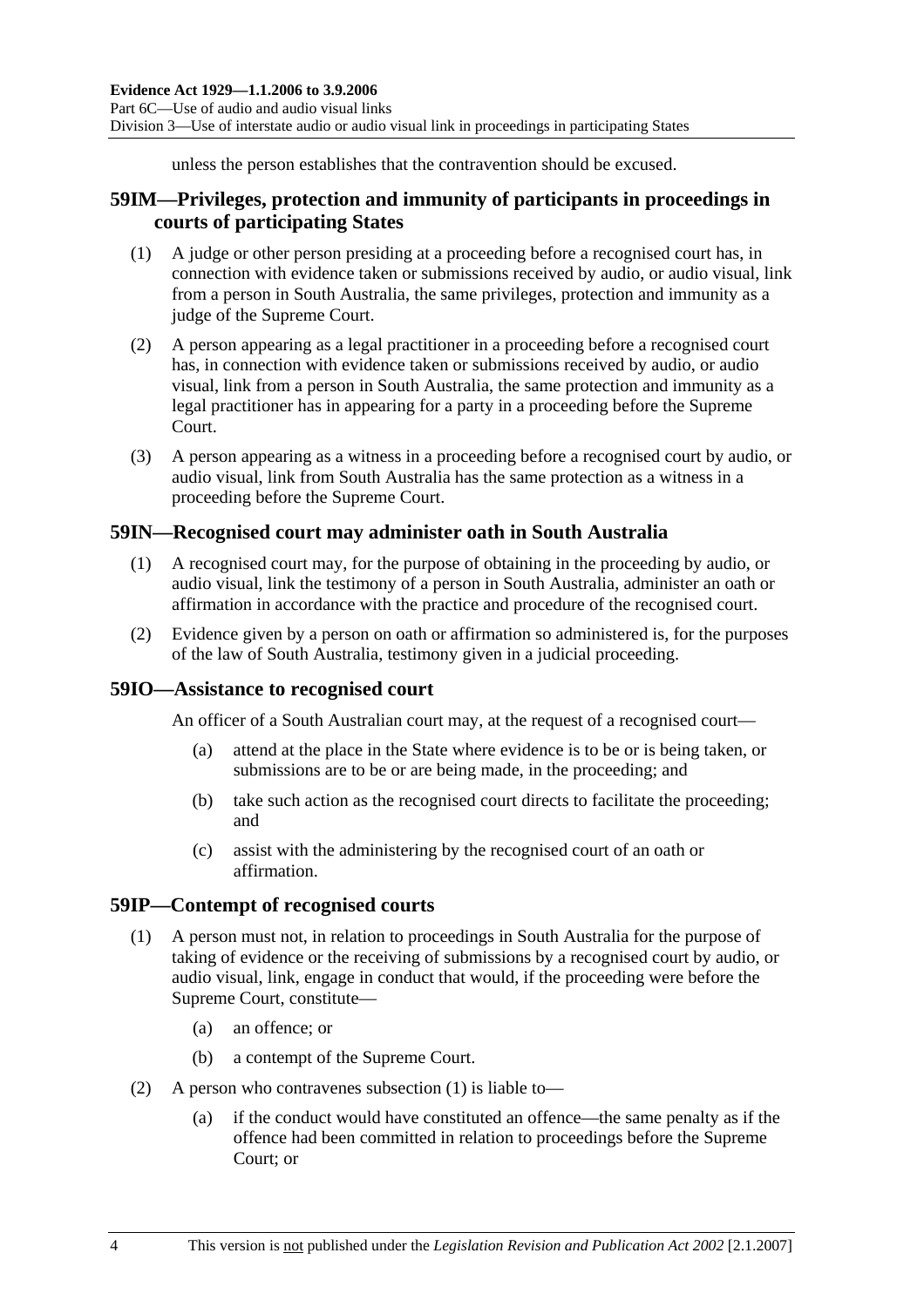unless the person establishes that the contravention should be excused.

## 59IM—Privileges, protection and immunity of participants in proceedings in courts of participating States

(1) A judge or other person presiding at a proceeding before a recognised court has, in connection with evidence taken or submissions received by audio, or audio visual, link from a person in South Australia, the same privileges, protection and immunity as a judge of the Supreme Court.

(2) A person appearing as a legal practitioner in a proceeding before a recognised court has, in connection with evidence taken or submissions received by audio, or audio visual, link from a person in South Australia, the same protection and immunity as a legal practitioner has in appearing for a party in a proceeding before the Supreme Court.

(3) A person appearing as a witness in a proceeding before a recognised court by audio, or audio visual, link from South Australia has the same protection as a witness in a proceeding before the Supreme Court.

## 59IN—Recognised court may administer oath in South Australia

(1) A recognised court may, for the purpose of obtaining in the proceeding by audio, or audio visual, link the testimony of a person in South Australia, administer an oath or affirmation in accordance with the practice and procedure of the recognised court.

(2) Evidence given by a person on oath or affirmation so administered is, for the purposes of the law of South Australia, testimony given in a judicial proceeding.

## 59IO—Assistance to recognised court

An officer of a South Australian court may, at the request of a recognised court—

(a) attend at the place in the State where evidence is to be or is being taken, or submissions are to be or are being made, in the proceeding; and

(b) take such action as the recognised court directs to facilitate the proceeding; and

(c) assist with the administering by the recognised court of an oath or affirmation.

## 59IP—Contempt of recognised courts

(1) A person must not, in relation to proceedings in South Australia for the purpose of taking of evidence or the receiving of submissions by a recognised court by audio, or audio visual, link, engage in conduct that would, if the proceeding were before the Supreme Court, constitute—

(a) an offence; or

(b) a contempt of the Supreme Court.

(2) A person who contravenes subsection (1) is liable to—

(a) if the conduct would have constituted an offence—the same penalty as if the offence had been committed in relation to proceedings before the Supreme Court; or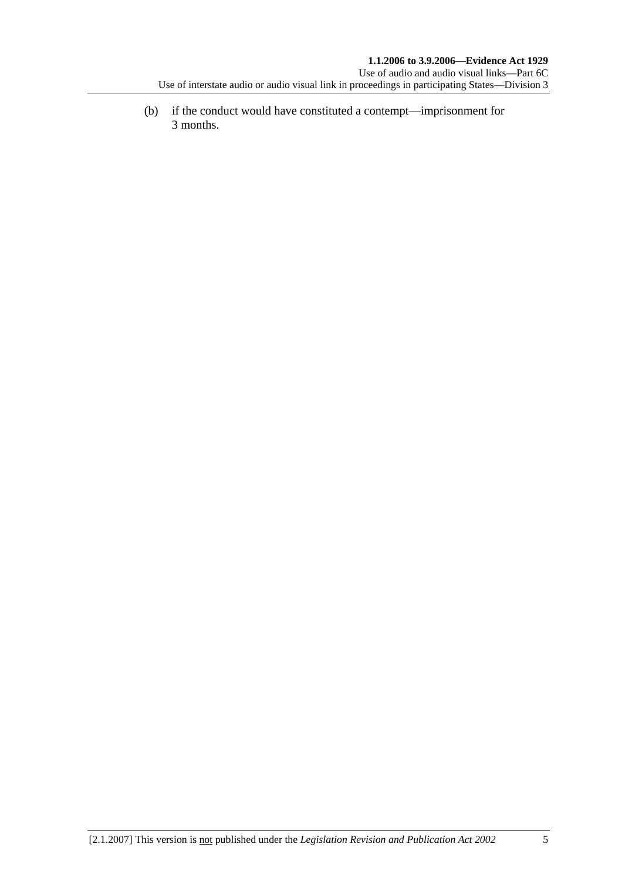(b) if the conduct would have constituted a contempt—imprisonment for 3 months.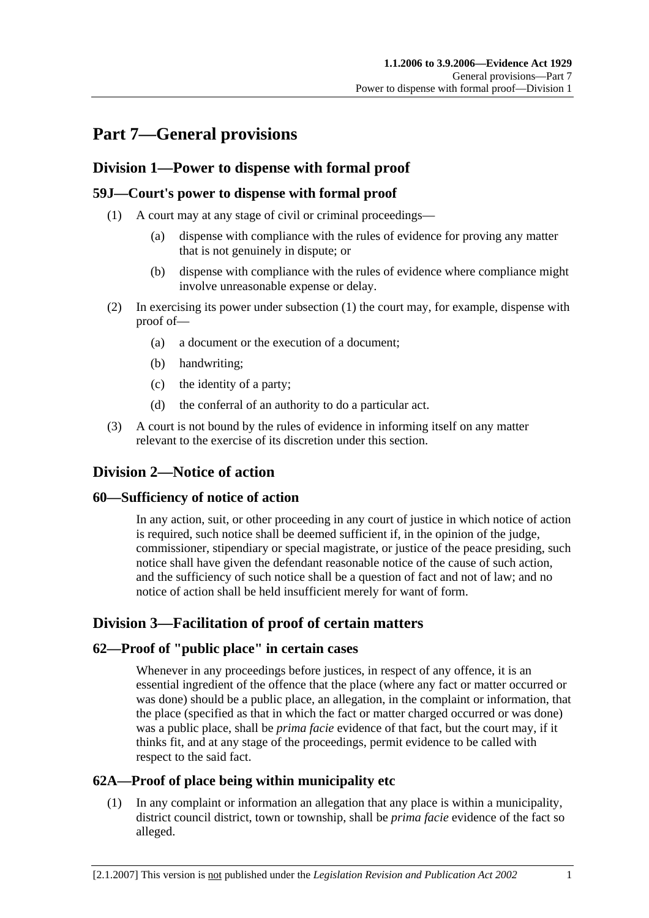# Part 7—General provisions

## Division 1—Power to dispense with formal proof

### 59J—Court's power to dispense with formal proof

(1) A court may at any stage of civil or criminal proceedings—

(a) dispense with compliance with the rules of evidence for proving any matter that is not genuinely in dispute; or

(b) dispense with compliance with the rules of evidence where compliance might involve unreasonable expense or delay.

(2) In exercising its power under subsection (1) the court may, for example, dispense with proof of—

(a) a document or the execution of a document;

(b) handwriting;

(c) the identity of a party;

(d) the conferral of an authority to do a particular act.

(3) A court is not bound by the rules of evidence in informing itself on any matter relevant to the exercise of its discretion under this section.

## Division 2—Notice of action

### 60—Sufficiency of notice of action

In any action, suit, or other proceeding in any court of justice in which notice of action is required, such notice shall be deemed sufficient if, in the opinion of the judge, commissioner, stipendiary or special magistrate, or justice of the peace presiding, such notice shall have given the defendant reasonable notice of the cause of such action, and the sufficiency of such notice shall be a question of fact and not of law; and no notice of action shall be held insufficient merely for want of form.

## Division 3—Facilitation of proof of certain matters

### 62—Proof of "public place" in certain cases

Whenever in any proceedings before justices, in respect of any offence, it is an essential ingredient of the offence that the place (where any fact or matter occurred or was done) should be a public place, an allegation, in the complaint or information, that the place (specified as that in which the fact or matter charged occurred or was done) was a public place, shall be *prima facie* evidence of that fact, but the court may, if it thinks fit, and at any stage of the proceedings, permit evidence to be called with respect to the said fact.

### 62A—Proof of place being within municipality etc

(1) In any complaint or information an allegation that any place is within a municipality, district council district, town or township, shall be *prima facie* evidence of the fact so alleged.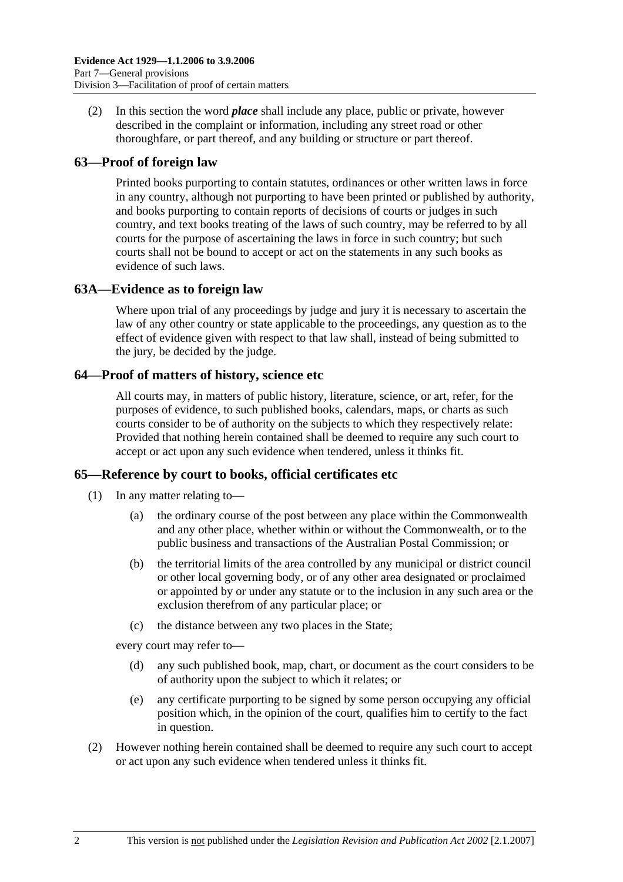(2) In this section the word ***place*** shall include any place, public or private, however described in the complaint or information, including any street road or other thoroughfare, or part thereof, and any building or structure or part thereof.

## 63—Proof of foreign law

Printed books purporting to contain statutes, ordinances or other written laws in force in any country, although not purporting to have been printed or published by authority, and books purporting to contain reports of decisions of courts or judges in such country, and text books treating of the laws of such country, may be referred to by all courts for the purpose of ascertaining the laws in force in such country; but such courts shall not be bound to accept or act on the statements in any such books as evidence of such laws.

## 63A—Evidence as to foreign law

Where upon trial of any proceedings by judge and jury it is necessary to ascertain the law of any other country or state applicable to the proceedings, any question as to the effect of evidence given with respect to that law shall, instead of being submitted to the jury, be decided by the judge.

## 64—Proof of matters of history, science etc

All courts may, in matters of public history, literature, science, or art, refer, for the purposes of evidence, to such published books, calendars, maps, or charts as such courts consider to be of authority on the subjects to which they respectively relate: Provided that nothing herein contained shall be deemed to require any such court to accept or act upon any such evidence when tendered, unless it thinks fit.

## 65—Reference by court to books, official certificates etc

(1) In any matter relating to—

(a) the ordinary course of the post between any place within the Commonwealth and any other place, whether within or without the Commonwealth, or to the public business and transactions of the Australian Postal Commission; or

(b) the territorial limits of the area controlled by any municipal or district council or other local governing body, or of any other area designated or proclaimed or appointed by or under any statute or to the inclusion in any such area or the exclusion therefrom of any particular place; or

(c) the distance between any two places in the State;

every court may refer to—

(d) any such published book, map, chart, or document as the court considers to be of authority upon the subject to which it relates; or

(e) any certificate purporting to be signed by some person occupying any official position which, in the opinion of the court, qualifies him to certify to the fact in question.

(2) However nothing herein contained shall be deemed to require any such court to accept or act upon any such evidence when tendered unless it thinks fit.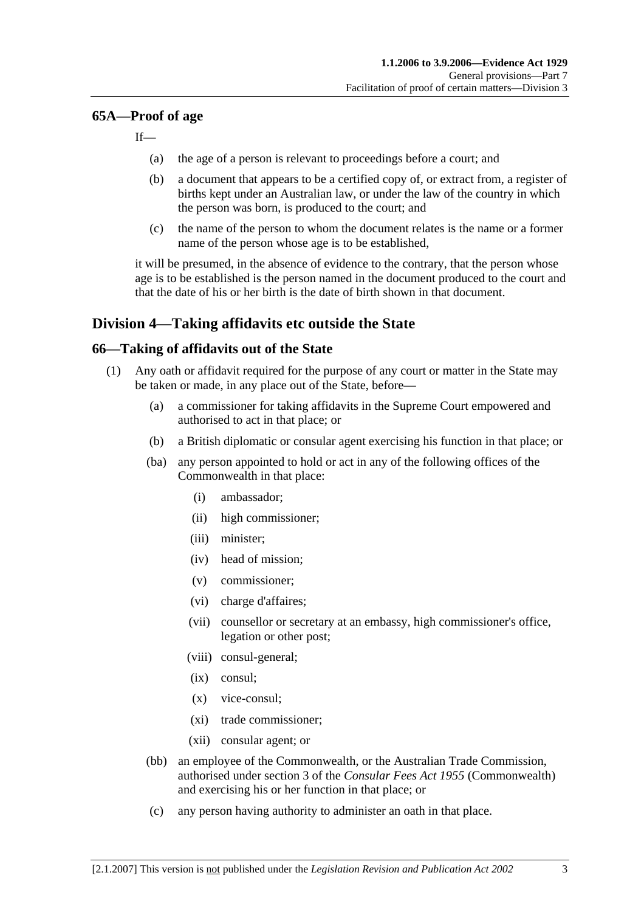## 65A—Proof of age

If—

- (a) the age of a person is relevant to proceedings before a court; and
- (b) a document that appears to be a certified copy of, or extract from, a register of births kept under an Australian law, or under the law of the country in which the person was born, is produced to the court; and
- (c) the name of the person to whom the document relates is the name or a former name of the person whose age is to be established,

it will be presumed, in the absence of evidence to the contrary, that the person whose age is to be established is the person named in the document produced to the court and that the date of his or her birth is the date of birth shown in that document.

# Division 4—Taking affidavits etc outside the State

## 66—Taking of affidavits out of the State

(1) Any oath or affidavit required for the purpose of any court or matter in the State may be taken or made, in any place out of the State, before—

- (a) a commissioner for taking affidavits in the Supreme Court empowered and authorised to act in that place; or
- (b) a British diplomatic or consular agent exercising his function in that place; or
- (ba) any person appointed to hold or act in any of the following offices of the Commonwealth in that place:
  - (i) ambassador;
  - (ii) high commissioner;
  - (iii) minister;
  - (iv) head of mission;
  - (v) commissioner;
  - (vi) charge d'affaires;
  - (vii) counsellor or secretary at an embassy, high commissioner's office, legation or other post;
  - (viii) consul-general;
  - (ix) consul;
  - (x) vice-consul;
  - (xi) trade commissioner;
  - (xii) consular agent; or
- (bb) an employee of the Commonwealth, or the Australian Trade Commission, authorised under section 3 of the *Consular Fees Act 1955* (Commonwealth) and exercising his or her function in that place; or
- (c) any person having authority to administer an oath in that place.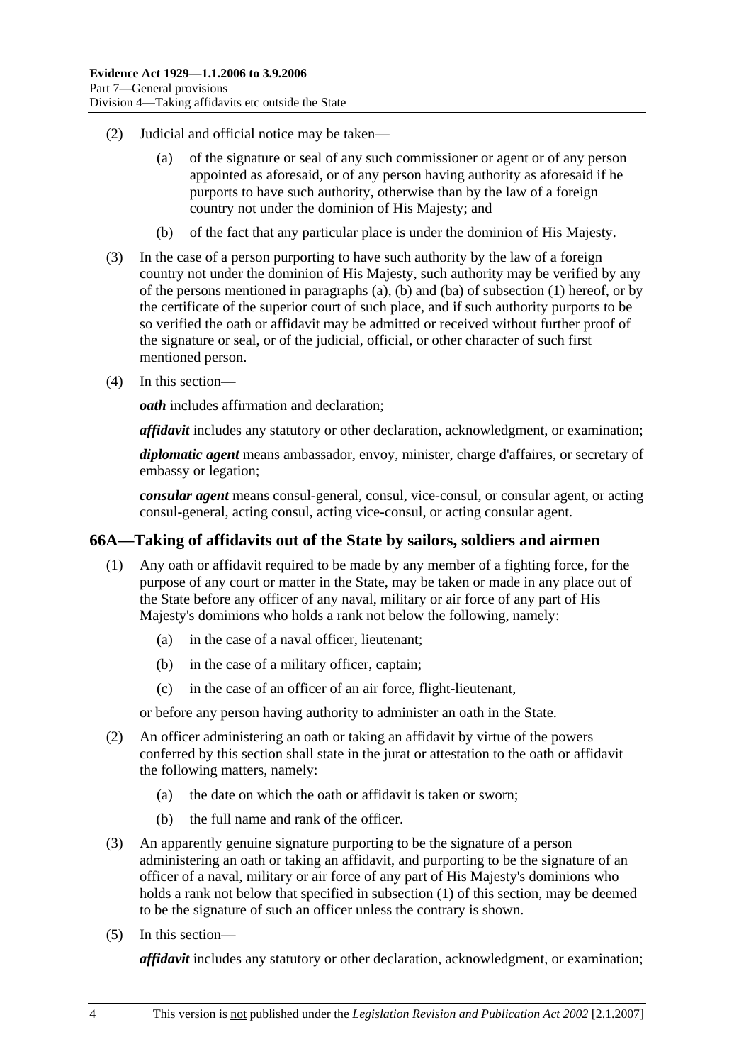(2) Judicial and official notice may be taken—

(a) of the signature or seal of any such commissioner or agent or of any person appointed as aforesaid, or of any person having authority as aforesaid if he purports to have such authority, otherwise than by the law of a foreign country not under the dominion of His Majesty; and

(b) of the fact that any particular place is under the dominion of His Majesty.

(3) In the case of a person purporting to have such authority by the law of a foreign country not under the dominion of His Majesty, such authority may be verified by any of the persons mentioned in paragraphs (a), (b) and (ba) of subsection (1) hereof, or by the certificate of the superior court of such place, and if such authority purports to be so verified the oath or affidavit may be admitted or received without further proof of the signature or seal, or of the judicial, official, or other character of such first mentioned person.

(4) In this section—

***oath*** includes affirmation and declaration;

***affidavit*** includes any statutory or other declaration, acknowledgment, or examination;

***diplomatic agent*** means ambassador, envoy, minister, charge d'affaires, or secretary of embassy or legation;

***consular agent*** means consul-general, consul, vice-consul, or consular agent, or acting consul-general, acting consul, acting vice-consul, or acting consular agent.

## 66A—Taking of affidavits out of the State by sailors, soldiers and airmen

(1) Any oath or affidavit required to be made by any member of a fighting force, for the purpose of any court or matter in the State, may be taken or made in any place out of the State before any officer of any naval, military or air force of any part of His Majesty's dominions who holds a rank not below the following, namely:

(a) in the case of a naval officer, lieutenant;

(b) in the case of a military officer, captain;

(c) in the case of an officer of an air force, flight-lieutenant,

or before any person having authority to administer an oath in the State.

(2) An officer administering an oath or taking an affidavit by virtue of the powers conferred by this section shall state in the jurat or attestation to the oath or affidavit the following matters, namely:

(a) the date on which the oath or affidavit is taken or sworn;

(b) the full name and rank of the officer.

(3) An apparently genuine signature purporting to be the signature of a person administering an oath or taking an affidavit, and purporting to be the signature of an officer of a naval, military or air force of any part of His Majesty's dominions who holds a rank not below that specified in subsection (1) of this section, may be deemed to be the signature of such an officer unless the contrary is shown.

(5) In this section—

***affidavit*** includes any statutory or other declaration, acknowledgment, or examination;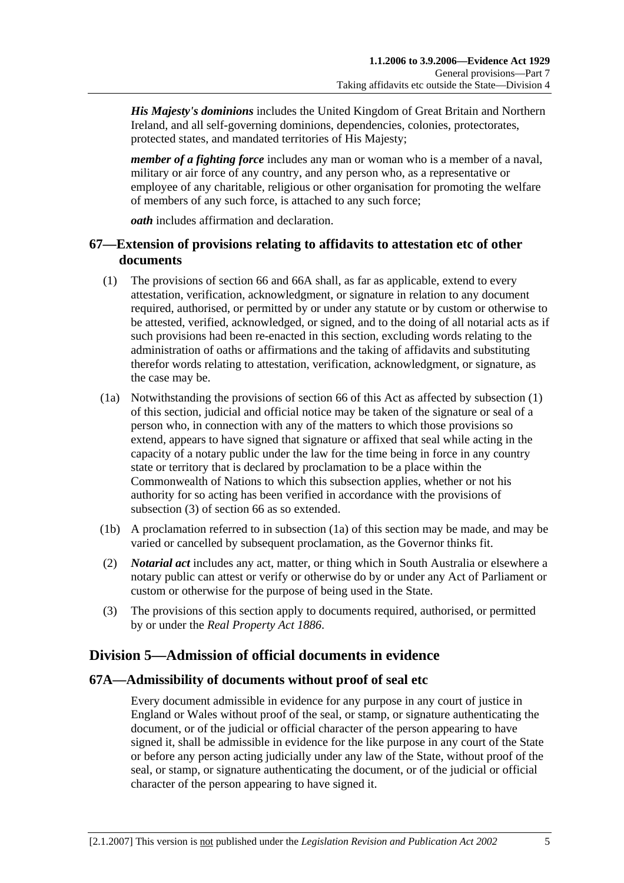***His Majesty's dominions*** includes the United Kingdom of Great Britain and Northern Ireland, and all self-governing dominions, dependencies, colonies, protectorates, protected states, and mandated territories of His Majesty;

***member of a fighting force*** includes any man or woman who is a member of a naval, military or air force of any country, and any person who, as a representative or employee of any charitable, religious or other organisation for promoting the welfare of members of any such force, is attached to any such force;

***oath*** includes affirmation and declaration.

## 67—Extension of provisions relating to affidavits to attestation etc of other documents

(1) The provisions of section 66 and 66A shall, as far as applicable, extend to every attestation, verification, acknowledgment, or signature in relation to any document required, authorised, or permitted by or under any statute or by custom or otherwise to be attested, verified, acknowledged, or signed, and to the doing of all notarial acts as if such provisions had been re-enacted in this section, excluding words relating to the administration of oaths or affirmations and the taking of affidavits and substituting therefor words relating to attestation, verification, acknowledgment, or signature, as the case may be.

(1a) Notwithstanding the provisions of section 66 of this Act as affected by subsection (1) of this section, judicial and official notice may be taken of the signature or seal of a person who, in connection with any of the matters to which those provisions so extend, appears to have signed that signature or affixed that seal while acting in the capacity of a notary public under the law for the time being in force in any country state or territory that is declared by proclamation to be a place within the Commonwealth of Nations to which this subsection applies, whether or not his authority for so acting has been verified in accordance with the provisions of subsection (3) of section 66 as so extended.

(1b) A proclamation referred to in subsection (1a) of this section may be made, and may be varied or cancelled by subsequent proclamation, as the Governor thinks fit.

(2) ***Notarial act*** includes any act, matter, or thing which in South Australia or elsewhere a notary public can attest or verify or otherwise do by or under any Act of Parliament or custom or otherwise for the purpose of being used in the State.

(3) The provisions of this section apply to documents required, authorised, or permitted by or under the *Real Property Act 1886*.

# Division 5—Admission of official documents in evidence

## 67A—Admissibility of documents without proof of seal etc

Every document admissible in evidence for any purpose in any court of justice in England or Wales without proof of the seal, or stamp, or signature authenticating the document, or of the judicial or official character of the person appearing to have signed it, shall be admissible in evidence for the like purpose in any court of the State or before any person acting judicially under any law of the State, without proof of the seal, or stamp, or signature authenticating the document, or of the judicial or official character of the person appearing to have signed it.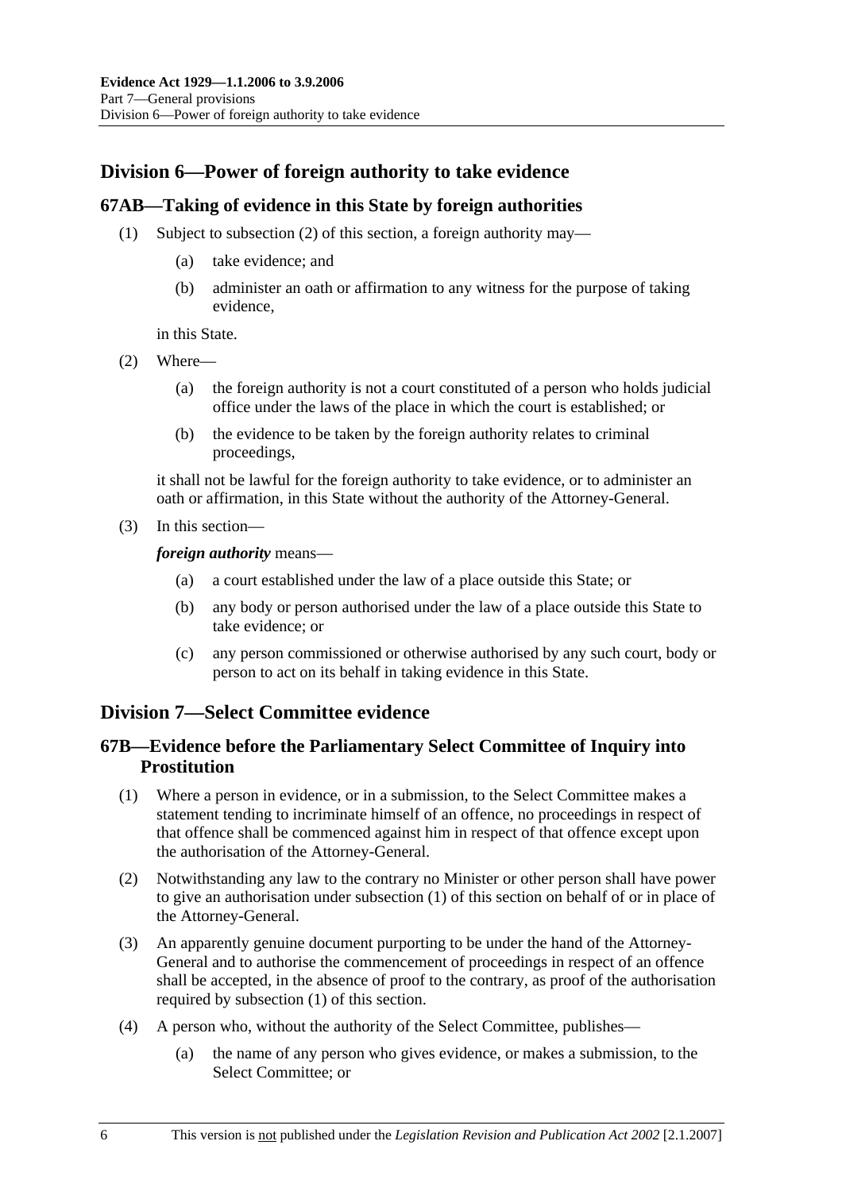## Division 6—Power of foreign authority to take evidence

### 67AB—Taking of evidence in this State by foreign authorities

(1) Subject to subsection (2) of this section, a foreign authority may—

(a) take evidence; and

(b) administer an oath or affirmation to any witness for the purpose of taking evidence,

in this State.

(2) Where—

(a) the foreign authority is not a court constituted of a person who holds judicial office under the laws of the place in which the court is established; or

(b) the evidence to be taken by the foreign authority relates to criminal proceedings,

it shall not be lawful for the foreign authority to take evidence, or to administer an oath or affirmation, in this State without the authority of the Attorney-General.

(3) In this section—

***foreign authority*** means—

(a) a court established under the law of a place outside this State; or

(b) any body or person authorised under the law of a place outside this State to take evidence; or

(c) any person commissioned or otherwise authorised by any such court, body or person to act on its behalf in taking evidence in this State.

## Division 7—Select Committee evidence

### 67B—Evidence before the Parliamentary Select Committee of Inquiry into Prostitution

(1) Where a person in evidence, or in a submission, to the Select Committee makes a statement tending to incriminate himself of an offence, no proceedings in respect of that offence shall be commenced against him in respect of that offence except upon the authorisation of the Attorney-General.

(2) Notwithstanding any law to the contrary no Minister or other person shall have power to give an authorisation under subsection (1) of this section on behalf of or in place of the Attorney-General.

(3) An apparently genuine document purporting to be under the hand of the Attorney-General and to authorise the commencement of proceedings in respect of an offence shall be accepted, in the absence of proof to the contrary, as proof of the authorisation required by subsection (1) of this section.

(4) A person who, without the authority of the Select Committee, publishes—

(a) the name of any person who gives evidence, or makes a submission, to the Select Committee; or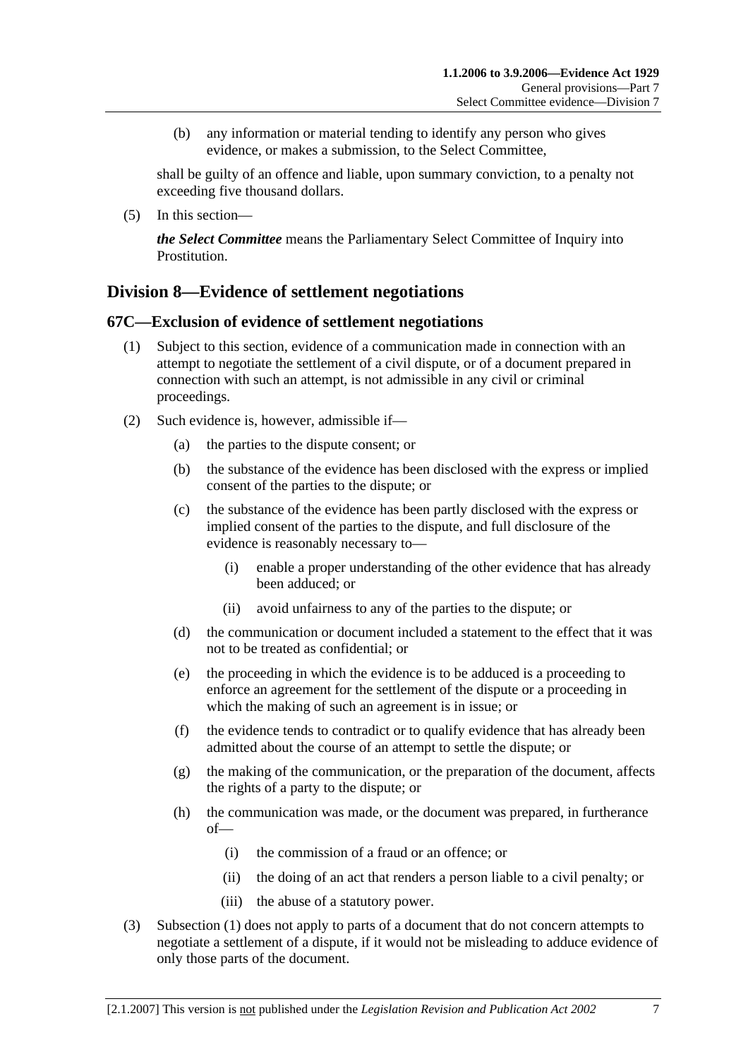(b) any information or material tending to identify any person who gives evidence, or makes a submission, to the Select Committee,

shall be guilty of an offence and liable, upon summary conviction, to a penalty not exceeding five thousand dollars.

(5) In this section—

***the Select Committee*** means the Parliamentary Select Committee of Inquiry into Prostitution.

## Division 8—Evidence of settlement negotiations

### 67C—Exclusion of evidence of settlement negotiations

(1) Subject to this section, evidence of a communication made in connection with an attempt to negotiate the settlement of a civil dispute, or of a document prepared in connection with such an attempt, is not admissible in any civil or criminal proceedings.

(2) Such evidence is, however, admissible if—

- (a) the parties to the dispute consent; or
- (b) the substance of the evidence has been disclosed with the express or implied consent of the parties to the dispute; or
- (c) the substance of the evidence has been partly disclosed with the express or implied consent of the parties to the dispute, and full disclosure of the evidence is reasonably necessary to—
  - (i) enable a proper understanding of the other evidence that has already been adduced; or
  - (ii) avoid unfairness to any of the parties to the dispute; or
- (d) the communication or document included a statement to the effect that it was not to be treated as confidential; or
- (e) the proceeding in which the evidence is to be adduced is a proceeding to enforce an agreement for the settlement of the dispute or a proceeding in which the making of such an agreement is in issue; or
- (f) the evidence tends to contradict or to qualify evidence that has already been admitted about the course of an attempt to settle the dispute; or
- (g) the making of the communication, or the preparation of the document, affects the rights of a party to the dispute; or
- (h) the communication was made, or the document was prepared, in furtherance of—
  - (i) the commission of a fraud or an offence; or
  - (ii) the doing of an act that renders a person liable to a civil penalty; or
  - (iii) the abuse of a statutory power.

(3) Subsection (1) does not apply to parts of a document that do not concern attempts to negotiate a settlement of a dispute, if it would not be misleading to adduce evidence of only those parts of the document.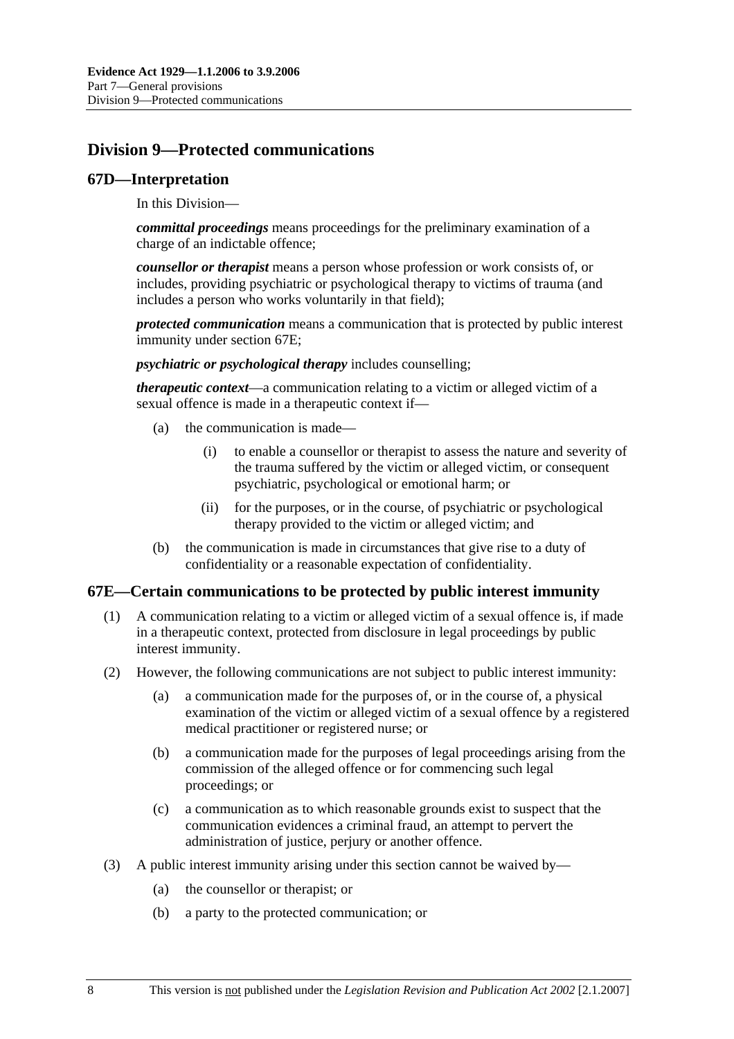## Division 9—Protected communications

### 67D—Interpretation

In this Division—

***committal proceedings*** means proceedings for the preliminary examination of a charge of an indictable offence;

***counsellor or therapist*** means a person whose profession or work consists of, or includes, providing psychiatric or psychological therapy to victims of trauma (and includes a person who works voluntarily in that field);

***protected communication*** means a communication that is protected by public interest immunity under section 67E;

***psychiatric or psychological therapy*** includes counselling;

***therapeutic context***—a communication relating to a victim or alleged victim of a sexual offence is made in a therapeutic context if—

- (a) the communication is made—
  - (i) to enable a counsellor or therapist to assess the nature and severity of the trauma suffered by the victim or alleged victim, or consequent psychiatric, psychological or emotional harm; or
  - (ii) for the purposes, or in the course, of psychiatric or psychological therapy provided to the victim or alleged victim; and
- (b) the communication is made in circumstances that give rise to a duty of confidentiality or a reasonable expectation of confidentiality.

### 67E—Certain communications to be protected by public interest immunity

(1) A communication relating to a victim or alleged victim of a sexual offence is, if made in a therapeutic context, protected from disclosure in legal proceedings by public interest immunity.

(2) However, the following communications are not subject to public interest immunity:

- (a) a communication made for the purposes of, or in the course of, a physical examination of the victim or alleged victim of a sexual offence by a registered medical practitioner or registered nurse; or
- (b) a communication made for the purposes of legal proceedings arising from the commission of the alleged offence or for commencing such legal proceedings; or
- (c) a communication as to which reasonable grounds exist to suspect that the communication evidences a criminal fraud, an attempt to pervert the administration of justice, perjury or another offence.

(3) A public interest immunity arising under this section cannot be waived by—

- (a) the counsellor or therapist; or
- (b) a party to the protected communication; or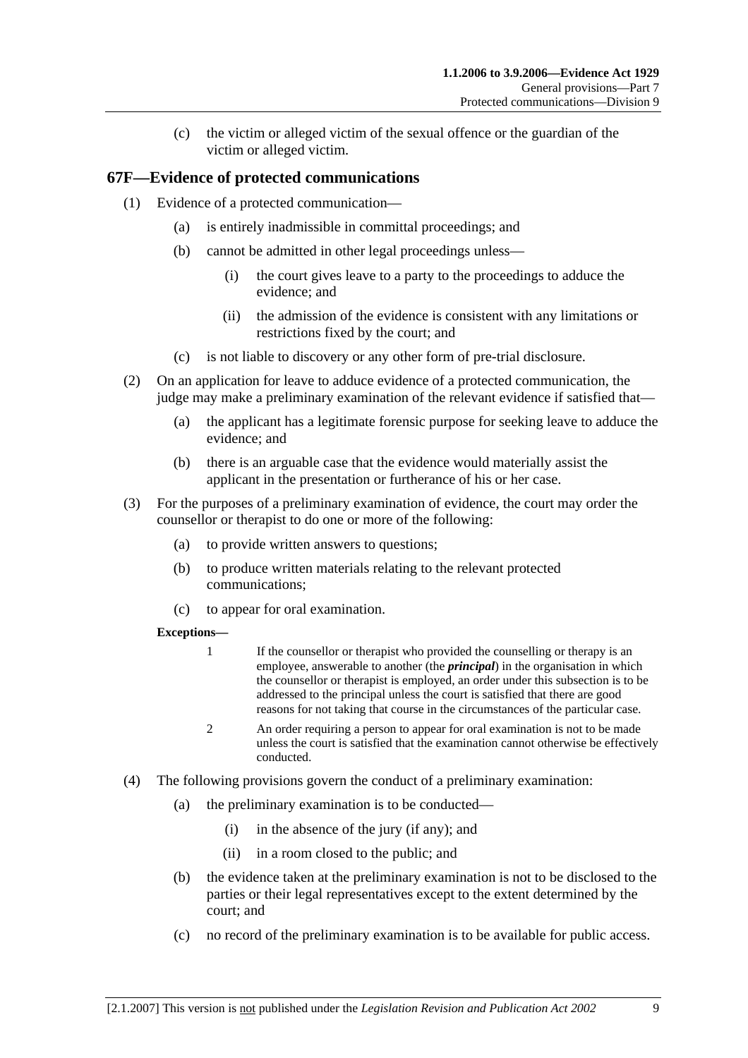(c) the victim or alleged victim of the sexual offence or the guardian of the victim or alleged victim.

## 67F—Evidence of protected communications

(1) Evidence of a protected communication—

(a) is entirely inadmissible in committal proceedings; and

(b) cannot be admitted in other legal proceedings unless—

(i) the court gives leave to a party to the proceedings to adduce the evidence; and

(ii) the admission of the evidence is consistent with any limitations or restrictions fixed by the court; and

(c) is not liable to discovery or any other form of pre-trial disclosure.

(2) On an application for leave to adduce evidence of a protected communication, the judge may make a preliminary examination of the relevant evidence if satisfied that—

(a) the applicant has a legitimate forensic purpose for seeking leave to adduce the evidence; and

(b) there is an arguable case that the evidence would materially assist the applicant in the presentation or furtherance of his or her case.

(3) For the purposes of a preliminary examination of evidence, the court may order the counsellor or therapist to do one or more of the following:

(a) to provide written answers to questions;

(b) to produce written materials relating to the relevant protected communications;

(c) to appear for oral examination.

**Exceptions—**

1 If the counsellor or therapist who provided the counselling or therapy is an employee, answerable to another (the ***principal***) in the organisation in which the counsellor or therapist is employed, an order under this subsection is to be addressed to the principal unless the court is satisfied that there are good reasons for not taking that course in the circumstances of the particular case.

2 An order requiring a person to appear for oral examination is not to be made unless the court is satisfied that the examination cannot otherwise be effectively conducted.

(4) The following provisions govern the conduct of a preliminary examination:

(a) the preliminary examination is to be conducted—

(i) in the absence of the jury (if any); and

(ii) in a room closed to the public; and

(b) the evidence taken at the preliminary examination is not to be disclosed to the parties or their legal representatives except to the extent determined by the court; and

(c) no record of the preliminary examination is to be available for public access.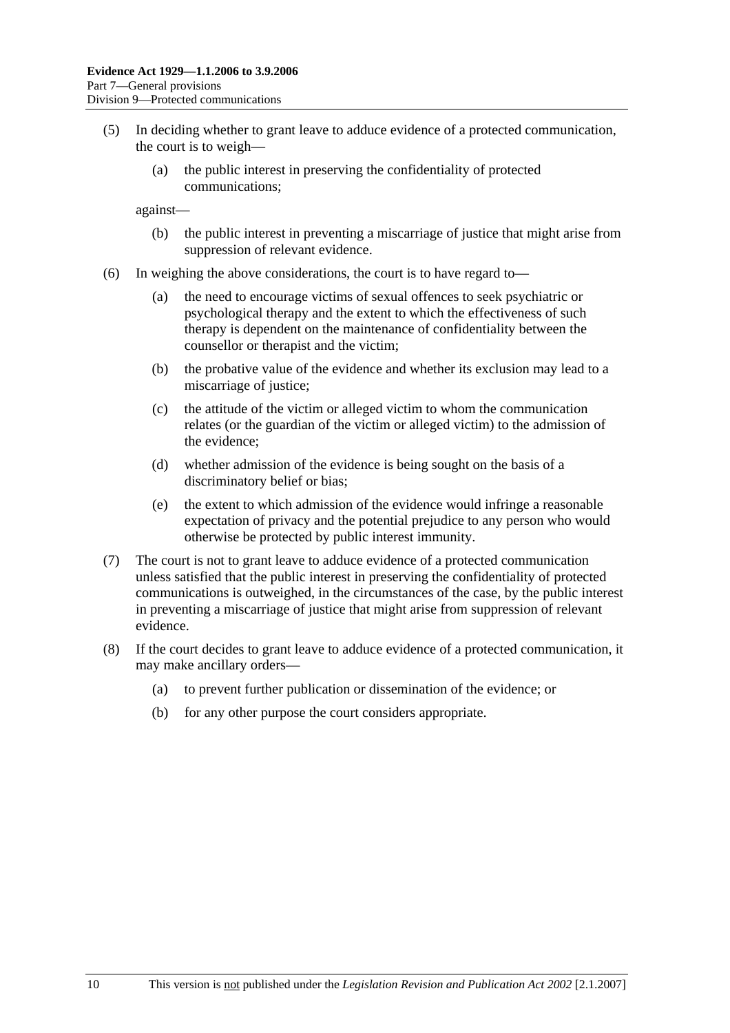(5) In deciding whether to grant leave to adduce evidence of a protected communication, the court is to weigh—

(a) the public interest in preserving the confidentiality of protected communications;

against—

(b) the public interest in preventing a miscarriage of justice that might arise from suppression of relevant evidence.

(6) In weighing the above considerations, the court is to have regard to—

(a) the need to encourage victims of sexual offences to seek psychiatric or psychological therapy and the extent to which the effectiveness of such therapy is dependent on the maintenance of confidentiality between the counsellor or therapist and the victim;

(b) the probative value of the evidence and whether its exclusion may lead to a miscarriage of justice;

(c) the attitude of the victim or alleged victim to whom the communication relates (or the guardian of the victim or alleged victim) to the admission of the evidence;

(d) whether admission of the evidence is being sought on the basis of a discriminatory belief or bias;

(e) the extent to which admission of the evidence would infringe a reasonable expectation of privacy and the potential prejudice to any person who would otherwise be protected by public interest immunity.

(7) The court is not to grant leave to adduce evidence of a protected communication unless satisfied that the public interest in preserving the confidentiality of protected communications is outweighed, in the circumstances of the case, by the public interest in preventing a miscarriage of justice that might arise from suppression of relevant evidence.

(8) If the court decides to grant leave to adduce evidence of a protected communication, it may make ancillary orders—

(a) to prevent further publication or dissemination of the evidence; or

(b) for any other purpose the court considers appropriate.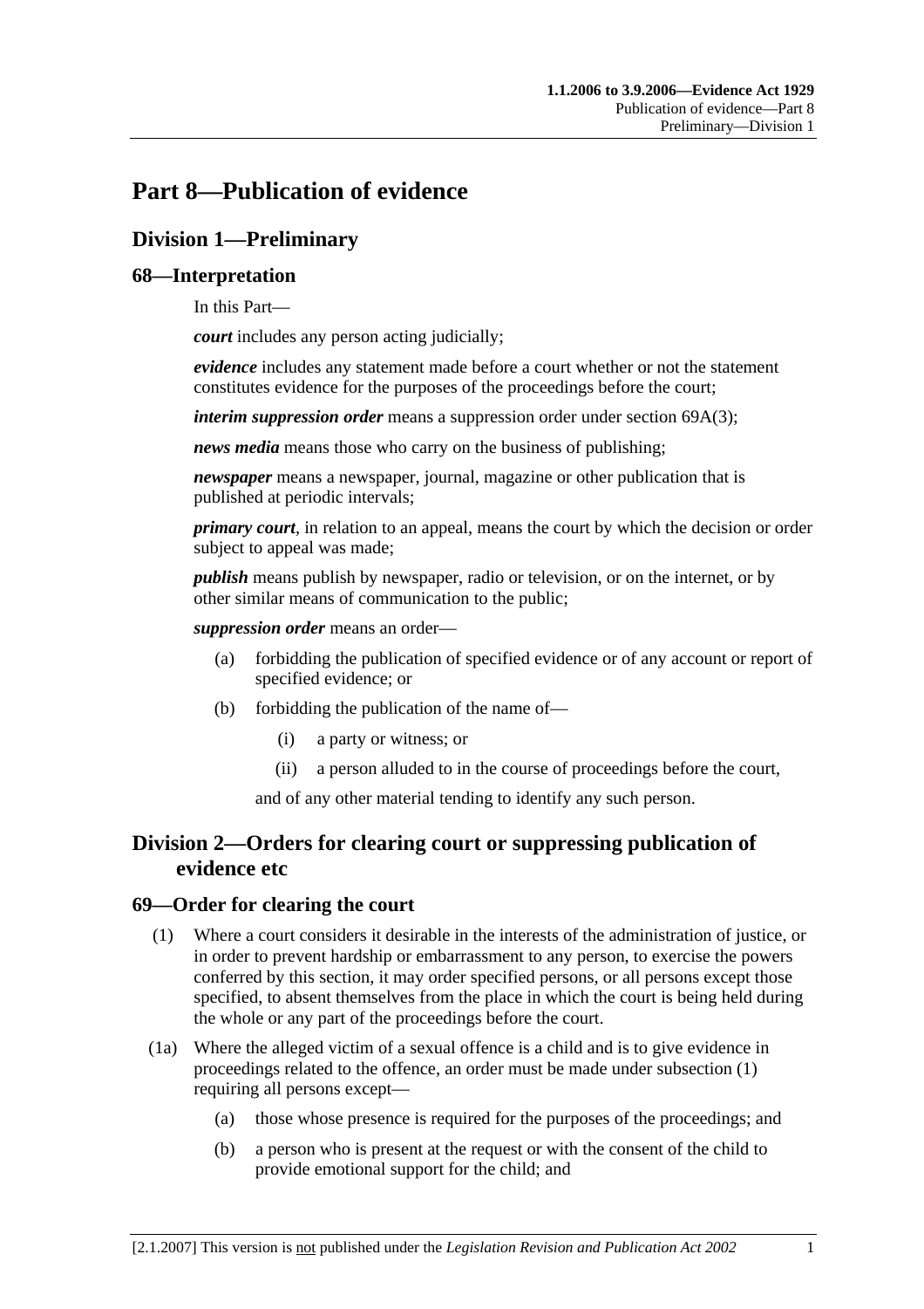# Part 8—Publication of evidence

## Division 1—Preliminary

### 68—Interpretation

In this Part—

***court*** includes any person acting judicially;

***evidence*** includes any statement made before a court whether or not the statement constitutes evidence for the purposes of the proceedings before the court;

***interim suppression order*** means a suppression order under section 69A(3);

***news media*** means those who carry on the business of publishing;

***newspaper*** means a newspaper, journal, magazine or other publication that is published at periodic intervals;

***primary court***, in relation to an appeal, means the court by which the decision or order subject to appeal was made;

***publish*** means publish by newspaper, radio or television, or on the internet, or by other similar means of communication to the public;

***suppression order*** means an order—

(a) forbidding the publication of specified evidence or of any account or report of specified evidence; or

(b) forbidding the publication of the name of—

(i) a party or witness; or

(ii) a person alluded to in the course of proceedings before the court,

and of any other material tending to identify any such person.

## Division 2—Orders for clearing court or suppressing publication of evidence etc

### 69—Order for clearing the court

(1) Where a court considers it desirable in the interests of the administration of justice, or in order to prevent hardship or embarrassment to any person, to exercise the powers conferred by this section, it may order specified persons, or all persons except those specified, to absent themselves from the place in which the court is being held during the whole or any part of the proceedings before the court.

(1a) Where the alleged victim of a sexual offence is a child and is to give evidence in proceedings related to the offence, an order must be made under subsection (1) requiring all persons except—

(a) those whose presence is required for the purposes of the proceedings; and

(b) a person who is present at the request or with the consent of the child to provide emotional support for the child; and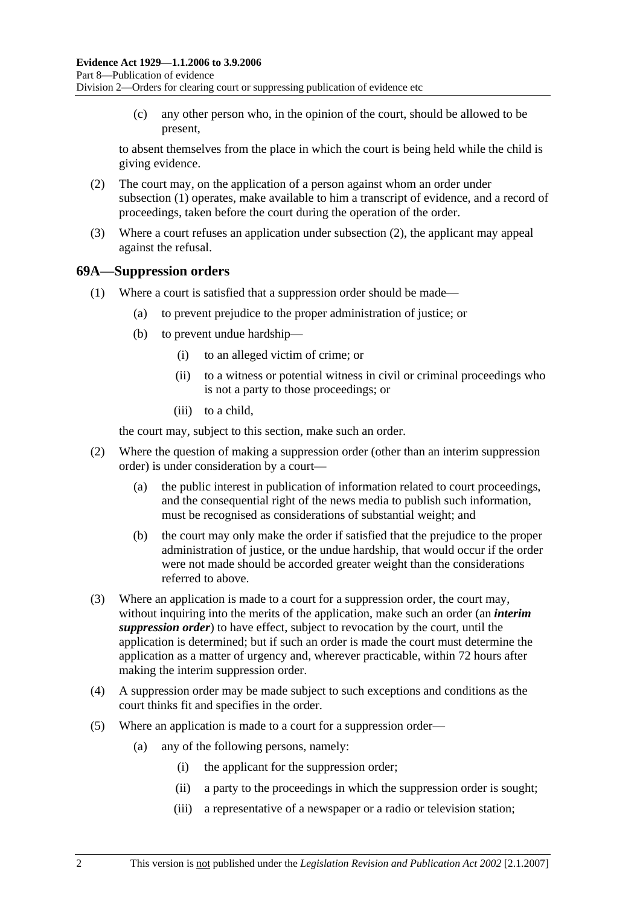(c) any other person who, in the opinion of the court, should be allowed to be present,

to absent themselves from the place in which the court is being held while the child is giving evidence.

(2) The court may, on the application of a person against whom an order under subsection (1) operates, make available to him a transcript of evidence, and a record of proceedings, taken before the court during the operation of the order.

(3) Where a court refuses an application under subsection (2), the applicant may appeal against the refusal.

## 69A—Suppression orders

(1) Where a court is satisfied that a suppression order should be made—

(a) to prevent prejudice to the proper administration of justice; or

(b) to prevent undue hardship—

(i) to an alleged victim of crime; or

(ii) to a witness or potential witness in civil or criminal proceedings who is not a party to those proceedings; or

(iii) to a child,

the court may, subject to this section, make such an order.

(2) Where the question of making a suppression order (other than an interim suppression order) is under consideration by a court—

(a) the public interest in publication of information related to court proceedings, and the consequential right of the news media to publish such information, must be recognised as considerations of substantial weight; and

(b) the court may only make the order if satisfied that the prejudice to the proper administration of justice, or the undue hardship, that would occur if the order were not made should be accorded greater weight than the considerations referred to above.

(3) Where an application is made to a court for a suppression order, the court may, without inquiring into the merits of the application, make such an order (an ***interim suppression order***) to have effect, subject to revocation by the court, until the application is determined; but if such an order is made the court must determine the application as a matter of urgency and, wherever practicable, within 72 hours after making the interim suppression order.

(4) A suppression order may be made subject to such exceptions and conditions as the court thinks fit and specifies in the order.

(5) Where an application is made to a court for a suppression order—

(a) any of the following persons, namely:

(i) the applicant for the suppression order;

(ii) a party to the proceedings in which the suppression order is sought;

(iii) a representative of a newspaper or a radio or television station;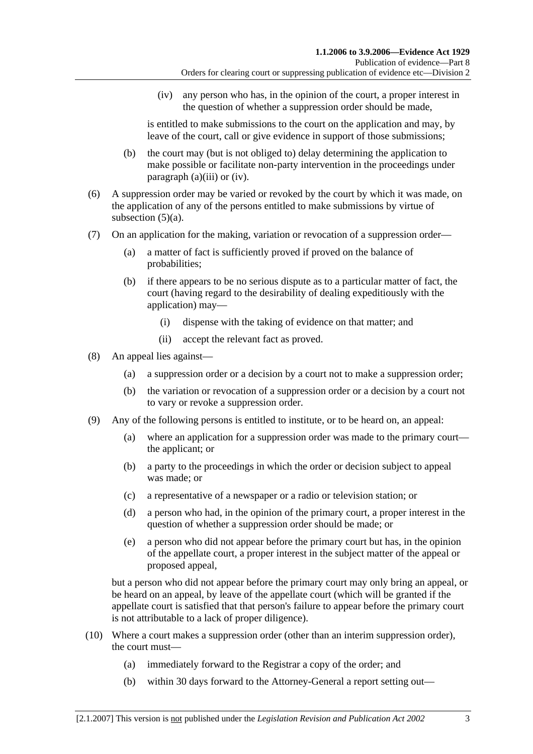(iv) any person who has, in the opinion of the court, a proper interest in the question of whether a suppression order should be made,

is entitled to make submissions to the court on the application and may, by leave of the court, call or give evidence in support of those submissions;

(b) the court may (but is not obliged to) delay determining the application to make possible or facilitate non-party intervention in the proceedings under paragraph (a)(iii) or (iv).

(6) A suppression order may be varied or revoked by the court by which it was made, on the application of any of the persons entitled to make submissions by virtue of subsection (5)(a).

(7) On an application for the making, variation or revocation of a suppression order—

(a) a matter of fact is sufficiently proved if proved on the balance of probabilities;

(b) if there appears to be no serious dispute as to a particular matter of fact, the court (having regard to the desirability of dealing expeditiously with the application) may—

(i) dispense with the taking of evidence on that matter; and

(ii) accept the relevant fact as proved.

(8) An appeal lies against—

(a) a suppression order or a decision by a court not to make a suppression order;

(b) the variation or revocation of a suppression order or a decision by a court not to vary or revoke a suppression order.

(9) Any of the following persons is entitled to institute, or to be heard on, an appeal:

(a) where an application for a suppression order was made to the primary court—the applicant; or

(b) a party to the proceedings in which the order or decision subject to appeal was made; or

(c) a representative of a newspaper or a radio or television station; or

(d) a person who had, in the opinion of the primary court, a proper interest in the question of whether a suppression order should be made; or

(e) a person who did not appear before the primary court but has, in the opinion of the appellate court, a proper interest in the subject matter of the appeal or proposed appeal,

but a person who did not appear before the primary court may only bring an appeal, or be heard on an appeal, by leave of the appellate court (which will be granted if the appellate court is satisfied that that person's failure to appear before the primary court is not attributable to a lack of proper diligence).

(10) Where a court makes a suppression order (other than an interim suppression order), the court must—

(a) immediately forward to the Registrar a copy of the order; and

(b) within 30 days forward to the Attorney-General a report setting out—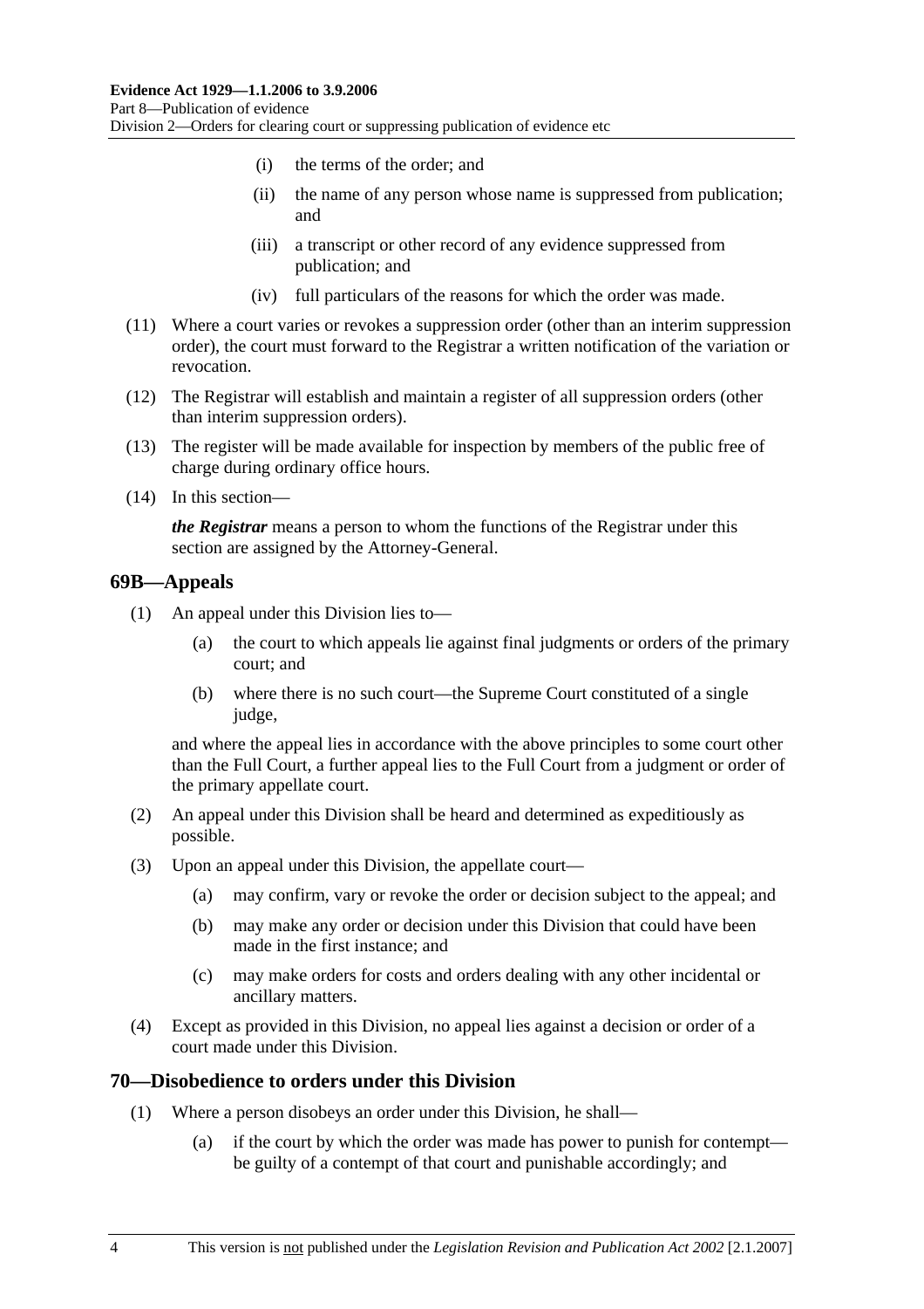(i) the terms of the order; and

(ii) the name of any person whose name is suppressed from publication; and

(iii) a transcript or other record of any evidence suppressed from publication; and

(iv) full particulars of the reasons for which the order was made.

(11) Where a court varies or revokes a suppression order (other than an interim suppression order), the court must forward to the Registrar a written notification of the variation or revocation.

(12) The Registrar will establish and maintain a register of all suppression orders (other than interim suppression orders).

(13) The register will be made available for inspection by members of the public free of charge during ordinary office hours.

(14) In this section—

***the Registrar*** means a person to whom the functions of the Registrar under this section are assigned by the Attorney-General.

## 69B—Appeals

(1) An appeal under this Division lies to—

(a) the court to which appeals lie against final judgments or orders of the primary court; and

(b) where there is no such court—the Supreme Court constituted of a single judge,

and where the appeal lies in accordance with the above principles to some court other than the Full Court, a further appeal lies to the Full Court from a judgment or order of the primary appellate court.

(2) An appeal under this Division shall be heard and determined as expeditiously as possible.

(3) Upon an appeal under this Division, the appellate court—

(a) may confirm, vary or revoke the order or decision subject to the appeal; and

(b) may make any order or decision under this Division that could have been made in the first instance; and

(c) may make orders for costs and orders dealing with any other incidental or ancillary matters.

(4) Except as provided in this Division, no appeal lies against a decision or order of a court made under this Division.

## 70—Disobedience to orders under this Division

(1) Where a person disobeys an order under this Division, he shall—

(a) if the court by which the order was made has power to punish for contempt—be guilty of a contempt of that court and punishable accordingly; and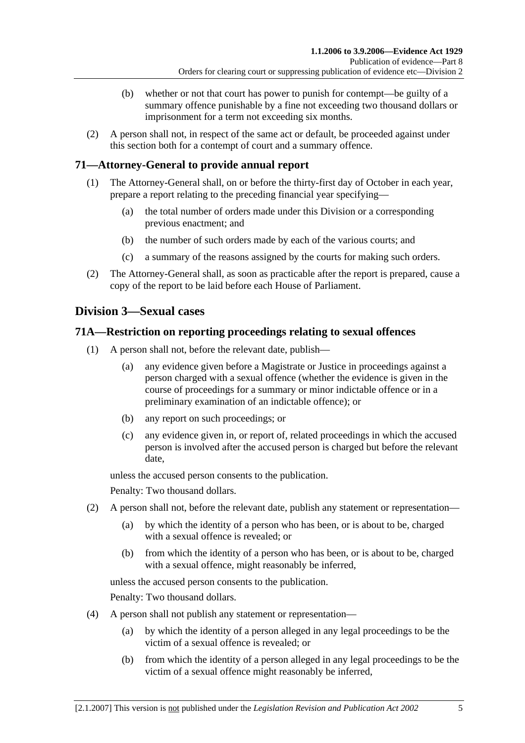(b) whether or not that court has power to punish for contempt—be guilty of a summary offence punishable by a fine not exceeding two thousand dollars or imprisonment for a term not exceeding six months.

(2) A person shall not, in respect of the same act or default, be proceeded against under this section both for a contempt of court and a summary offence.

### 71—Attorney-General to provide annual report

(1) The Attorney-General shall, on or before the thirty-first day of October in each year, prepare a report relating to the preceding financial year specifying—

(a) the total number of orders made under this Division or a corresponding previous enactment; and

(b) the number of such orders made by each of the various courts; and

(c) a summary of the reasons assigned by the courts for making such orders.

(2) The Attorney-General shall, as soon as practicable after the report is prepared, cause a copy of the report to be laid before each House of Parliament.

## Division 3—Sexual cases

### 71A—Restriction on reporting proceedings relating to sexual offences

(1) A person shall not, before the relevant date, publish—

(a) any evidence given before a Magistrate or Justice in proceedings against a person charged with a sexual offence (whether the evidence is given in the course of proceedings for a summary or minor indictable offence or in a preliminary examination of an indictable offence); or

(b) any report on such proceedings; or

(c) any evidence given in, or report of, related proceedings in which the accused person is involved after the accused person is charged but before the relevant date,

unless the accused person consents to the publication.

Penalty: Two thousand dollars.

(2) A person shall not, before the relevant date, publish any statement or representation—

(a) by which the identity of a person who has been, or is about to be, charged with a sexual offence is revealed; or

(b) from which the identity of a person who has been, or is about to be, charged with a sexual offence, might reasonably be inferred,

unless the accused person consents to the publication.

Penalty: Two thousand dollars.

(4) A person shall not publish any statement or representation—

(a) by which the identity of a person alleged in any legal proceedings to be the victim of a sexual offence is revealed; or

(b) from which the identity of a person alleged in any legal proceedings to be the victim of a sexual offence might reasonably be inferred,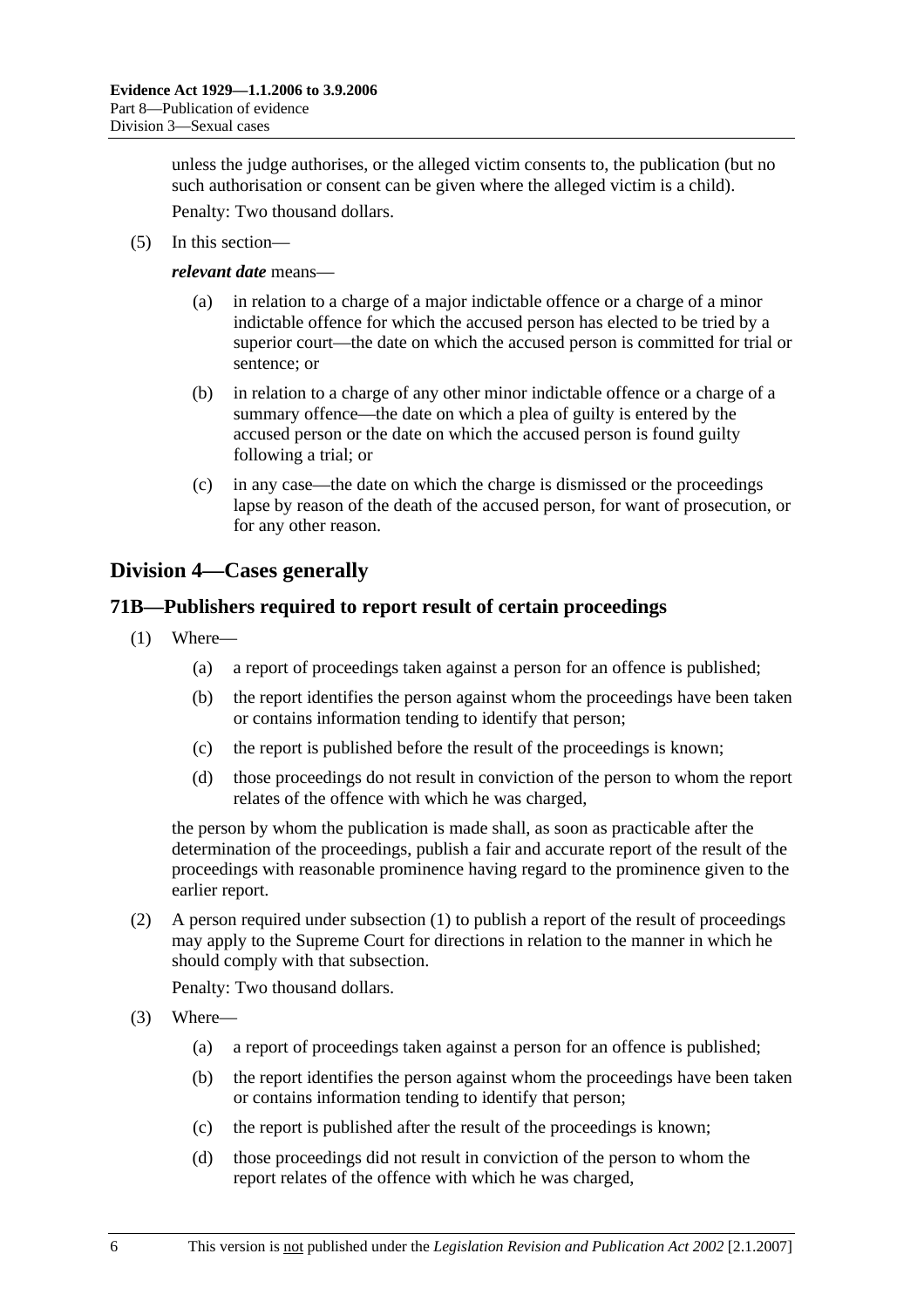unless the judge authorises, or the alleged victim consents to, the publication (but no such authorisation or consent can be given where the alleged victim is a child).

Penalty: Two thousand dollars.

(5) In this section—

***relevant date*** means—

(a) in relation to a charge of a major indictable offence or a charge of a minor indictable offence for which the accused person has elected to be tried by a superior court—the date on which the accused person is committed for trial or sentence; or

(b) in relation to a charge of any other minor indictable offence or a charge of a summary offence—the date on which a plea of guilty is entered by the accused person or the date on which the accused person is found guilty following a trial; or

(c) in any case—the date on which the charge is dismissed or the proceedings lapse by reason of the death of the accused person, for want of prosecution, or for any other reason.

## Division 4—Cases generally

### 71B—Publishers required to report result of certain proceedings

(1) Where—

(a) a report of proceedings taken against a person for an offence is published;

(b) the report identifies the person against whom the proceedings have been taken or contains information tending to identify that person;

(c) the report is published before the result of the proceedings is known;

(d) those proceedings do not result in conviction of the person to whom the report relates of the offence with which he was charged,

the person by whom the publication is made shall, as soon as practicable after the determination of the proceedings, publish a fair and accurate report of the result of the proceedings with reasonable prominence having regard to the prominence given to the earlier report.

(2) A person required under subsection (1) to publish a report of the result of proceedings may apply to the Supreme Court for directions in relation to the manner in which he should comply with that subsection.

Penalty: Two thousand dollars.

(3) Where—

(a) a report of proceedings taken against a person for an offence is published;

(b) the report identifies the person against whom the proceedings have been taken or contains information tending to identify that person;

(c) the report is published after the result of the proceedings is known;

(d) those proceedings did not result in conviction of the person to whom the report relates of the offence with which he was charged,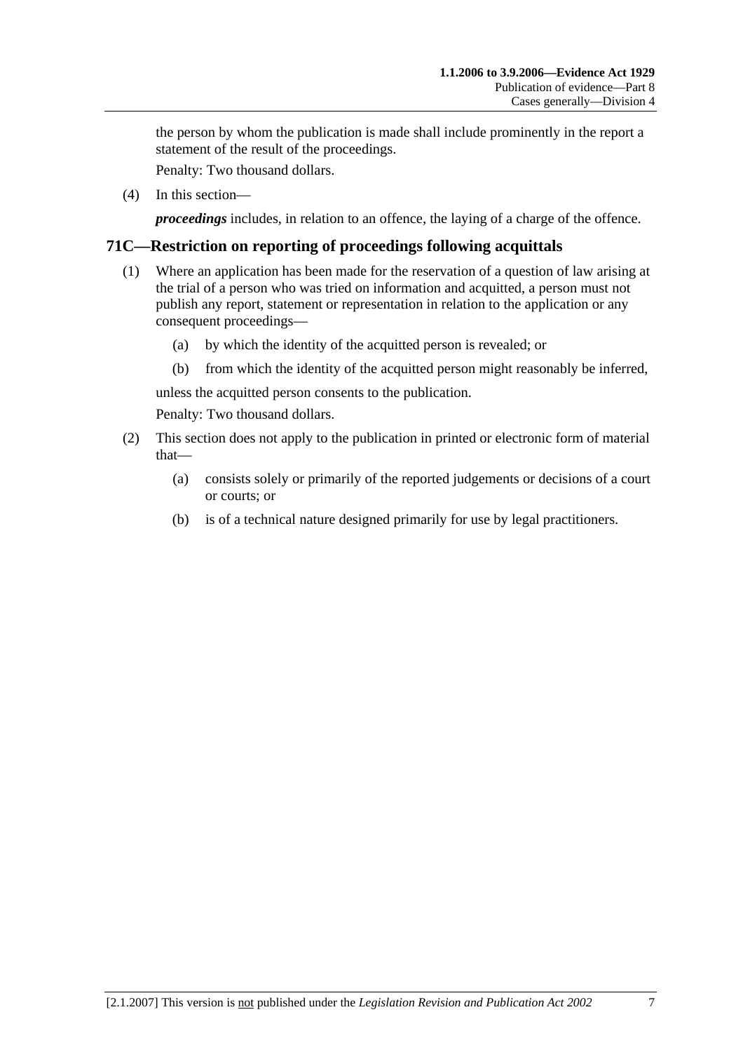the person by whom the publication is made shall include prominently in the report a statement of the result of the proceedings.

Penalty: Two thousand dollars.

(4) In this section—

***proceedings*** includes, in relation to an offence, the laying of a charge of the offence.

## 71C—Restriction on reporting of proceedings following acquittals

(1) Where an application has been made for the reservation of a question of law arising at the trial of a person who was tried on information and acquitted, a person must not publish any report, statement or representation in relation to the application or any consequent proceedings—

  (a) by which the identity of the acquitted person is revealed; or

  (b) from which the identity of the acquitted person might reasonably be inferred,

unless the acquitted person consents to the publication.

Penalty: Two thousand dollars.

(2) This section does not apply to the publication in printed or electronic form of material that—

  (a) consists solely or primarily of the reported judgements or decisions of a court or courts; or

  (b) is of a technical nature designed primarily for use by legal practitioners.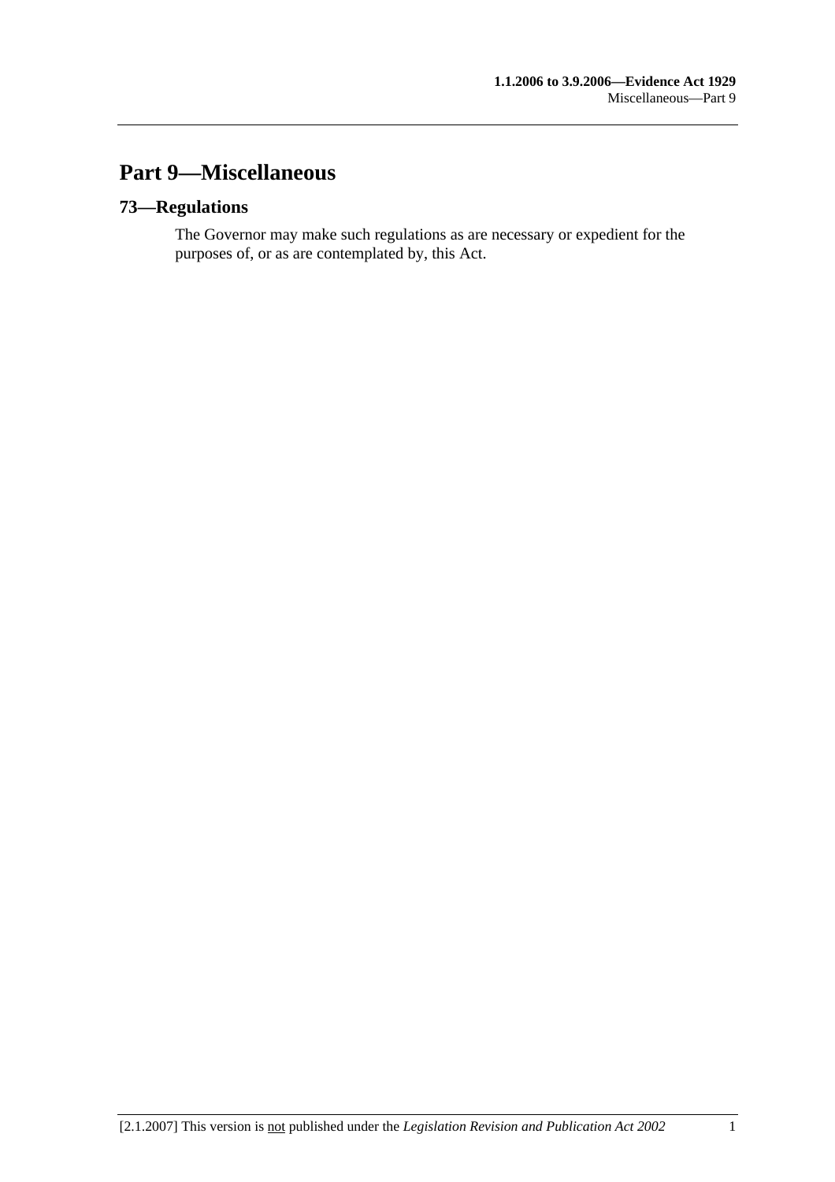# Part 9—Miscellaneous

## 73—Regulations

The Governor may make such regulations as are necessary or expedient for the purposes of, or as are contemplated by, this Act.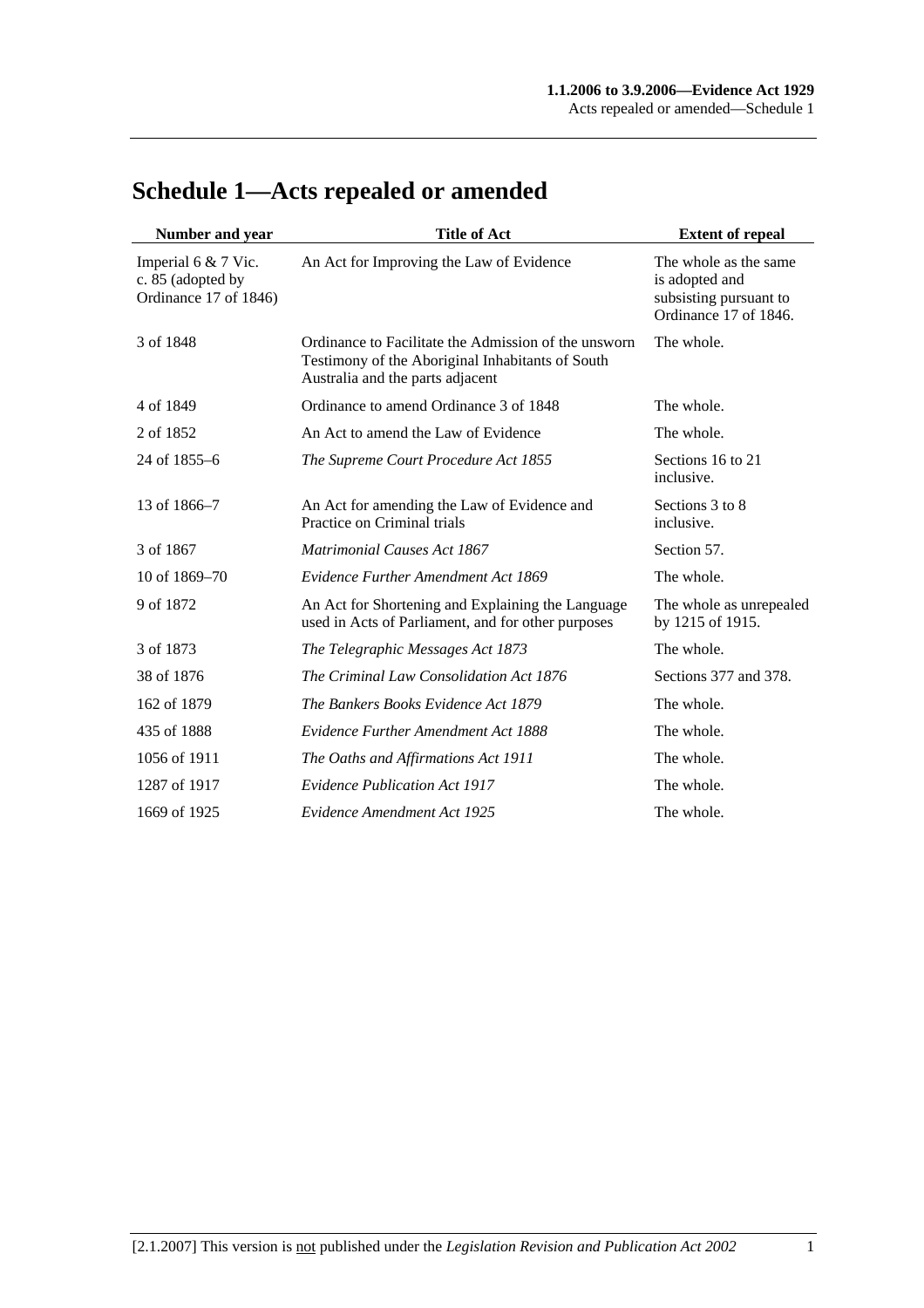# Schedule 1—Acts repealed or amended

| Number and year | Title of Act | Extent of repeal |
|---|---|---|
| Imperial 6 & 7 Vic. c. 85 (adopted by Ordinance 17 of 1846) | An Act for Improving the Law of Evidence | The whole as the same is adopted and subsisting pursuant to Ordinance 17 of 1846. |
| 3 of 1848 | Ordinance to Facilitate the Admission of the unsworn Testimony of the Aboriginal Inhabitants of South Australia and the parts adjacent | The whole. |
| 4 of 1849 | Ordinance to amend Ordinance 3 of 1848 | The whole. |
| 2 of 1852 | An Act to amend the Law of Evidence | The whole. |
| 24 of 1855–6 | *The Supreme Court Procedure Act 1855* | Sections 16 to 21 inclusive. |
| 13 of 1866–7 | An Act for amending the Law of Evidence and Practice on Criminal trials | Sections 3 to 8 inclusive. |
| 3 of 1867 | *Matrimonial Causes Act 1867* | Section 57. |
| 10 of 1869–70 | *Evidence Further Amendment Act 1869* | The whole. |
| 9 of 1872 | An Act for Shortening and Explaining the Language used in Acts of Parliament, and for other purposes | The whole as unrepealed by 1215 of 1915. |
| 3 of 1873 | *The Telegraphic Messages Act 1873* | The whole. |
| 38 of 1876 | *The Criminal Law Consolidation Act 1876* | Sections 377 and 378. |
| 162 of 1879 | *The Bankers Books Evidence Act 1879* | The whole. |
| 435 of 1888 | *Evidence Further Amendment Act 1888* | The whole. |
| 1056 of 1911 | *The Oaths and Affirmations Act 1911* | The whole. |
| 1287 of 1917 | *Evidence Publication Act 1917* | The whole. |
| 1669 of 1925 | *Evidence Amendment Act 1925* | The whole. |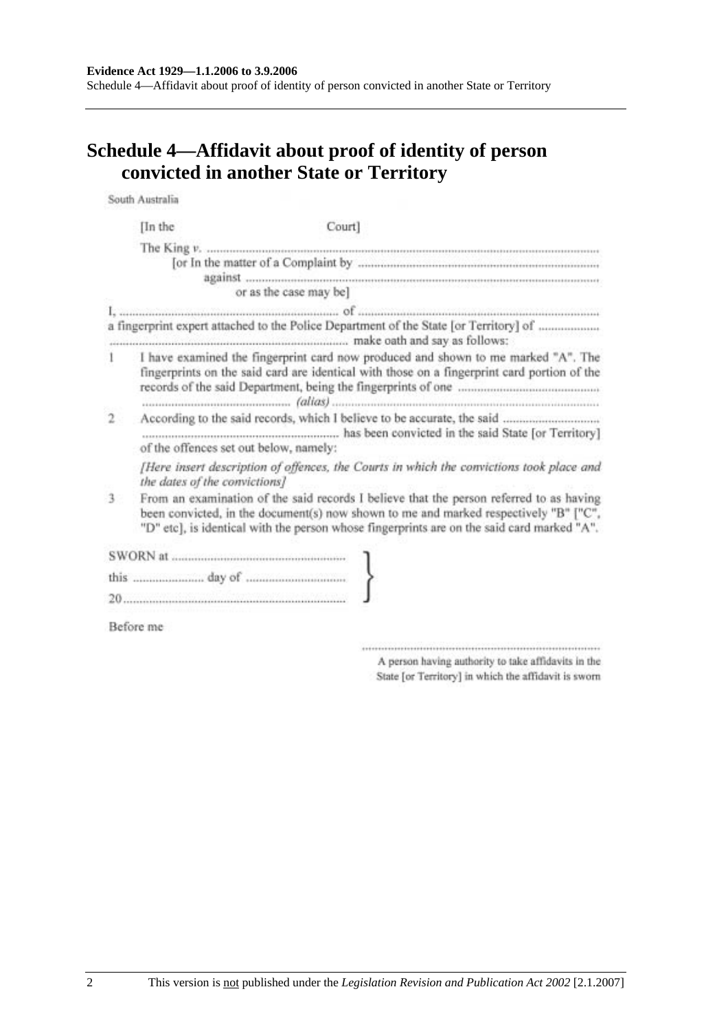# Schedule 4—Affidavit about proof of identity of person convicted in another State or Territory

South Australia

[In the Court]

The King *v.* ..............................................................................................................
[or In the matter of a Complaint by ...............................................................................
against ........................................................................................................
or as the case may be]

I, ........................................................................ of ...............................................................................
a fingerprint expert attached to the Police Department of the State [or Territory] of ....................
............................................................................ make oath and say as follows:

1 I have examined the fingerprint card now produced and shown to me marked "A". The fingerprints on the said card are identical with those on a fingerprint card portion of the records of the said Department, being the fingerprints of one ..............................................
................................................ *(alias)* ..........................................................................................

2 According to the said records, which I believe to be accurate, the said ..............................
............................................................... has been convicted in the said State [or Territory] of the offences set out below, namely:

*[Here insert description of offences, the Courts in which the convictions took place and the dates of the convictions]*

3 From an examination of the said records I believe that the person referred to as having been convicted, in the document(s) now shown to me and marked respectively "B" ["C", "D" etc], is identical with the person whose fingerprints are on the said card marked "A".

SWORN at ........................................................
this ...................... day of ...............................
20 ......................................................................

Before me

..............................................................................
A person having authority to take affidavits in the State [or Territory] in which the affidavit is sworn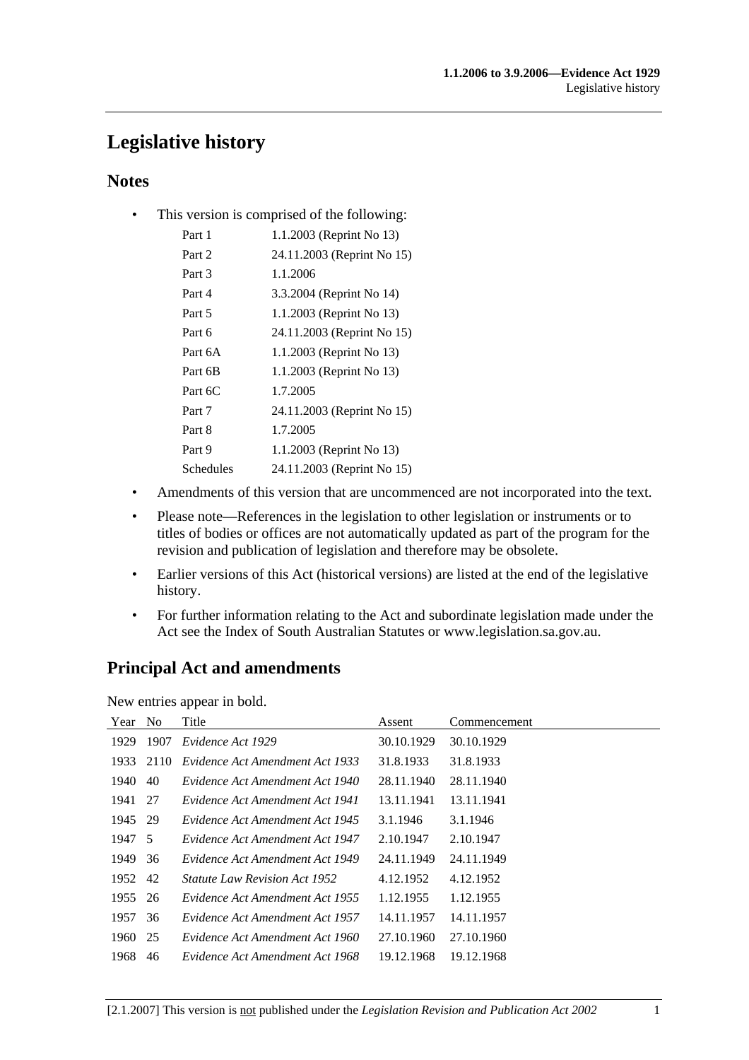# Legislative history

## Notes

- This version is comprised of the following:

| | |
|---|---|
| Part 1 | 1.1.2003 (Reprint No 13) |
| Part 2 | 24.11.2003 (Reprint No 15) |
| Part 3 | 1.1.2006 |
| Part 4 | 3.3.2004 (Reprint No 14) |
| Part 5 | 1.1.2003 (Reprint No 13) |
| Part 6 | 24.11.2003 (Reprint No 15) |
| Part 6A | 1.1.2003 (Reprint No 13) |
| Part 6B | 1.1.2003 (Reprint No 13) |
| Part 6C | 1.7.2005 |
| Part 7 | 24.11.2003 (Reprint No 15) |
| Part 8 | 1.7.2005 |
| Part 9 | 1.1.2003 (Reprint No 13) |
| Schedules | 24.11.2003 (Reprint No 15) |

- Amendments of this version that are uncommenced are not incorporated into the text.
- Please note—References in the legislation to other legislation or instruments or to titles of bodies or offices are not automatically updated as part of the program for the revision and publication of legislation and therefore may be obsolete.
- Earlier versions of this Act (historical versions) are listed at the end of the legislative history.
- For further information relating to the Act and subordinate legislation made under the Act see the Index of South Australian Statutes or www.legislation.sa.gov.au.

## Principal Act and amendments

New entries appear in bold.

| Year | No | Title | Assent | Commencement |
|---|---|---|---|---|
| 1929 | 1907 | *Evidence Act 1929* | 30.10.1929 | 30.10.1929 |
| 1933 | 2110 | *Evidence Act Amendment Act 1933* | 31.8.1933 | 31.8.1933 |
| 1940 | 40 | *Evidence Act Amendment Act 1940* | 28.11.1940 | 28.11.1940 |
| 1941 | 27 | *Evidence Act Amendment Act 1941* | 13.11.1941 | 13.11.1941 |
| 1945 | 29 | *Evidence Act Amendment Act 1945* | 3.1.1946 | 3.1.1946 |
| 1947 | 5 | *Evidence Act Amendment Act 1947* | 2.10.1947 | 2.10.1947 |
| 1949 | 36 | *Evidence Act Amendment Act 1949* | 24.11.1949 | 24.11.1949 |
| 1952 | 42 | *Statute Law Revision Act 1952* | 4.12.1952 | 4.12.1952 |
| 1955 | 26 | *Evidence Act Amendment Act 1955* | 1.12.1955 | 1.12.1955 |
| 1957 | 36 | *Evidence Act Amendment Act 1957* | 14.11.1957 | 14.11.1957 |
| 1960 | 25 | *Evidence Act Amendment Act 1960* | 27.10.1960 | 27.10.1960 |
| 1968 | 46 | *Evidence Act Amendment Act 1968* | 19.12.1968 | 19.12.1968 |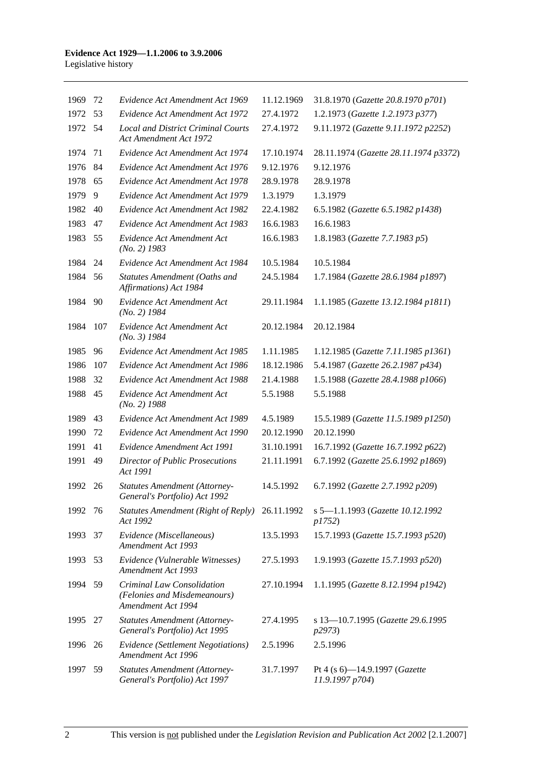| | | | | |
|---|---|---|---|---|
| 1969 | 72 | *Evidence Act Amendment Act 1969* | 11.12.1969 | 31.8.1970 (*Gazette 20.8.1970 p701*) |
| 1972 | 53 | *Evidence Act Amendment Act 1972* | 27.4.1972 | 1.2.1973 (*Gazette 1.2.1973 p377*) |
| 1972 | 54 | *Local and District Criminal Courts Act Amendment Act 1972* | 27.4.1972 | 9.11.1972 (*Gazette 9.11.1972 p2252*) |
| 1974 | 71 | *Evidence Act Amendment Act 1974* | 17.10.1974 | 28.11.1974 (*Gazette 28.11.1974 p3372*) |
| 1976 | 84 | *Evidence Act Amendment Act 1976* | 9.12.1976 | 9.12.1976 |
| 1978 | 65 | *Evidence Act Amendment Act 1978* | 28.9.1978 | 28.9.1978 |
| 1979 | 9 | *Evidence Act Amendment Act 1979* | 1.3.1979 | 1.3.1979 |
| 1982 | 40 | *Evidence Act Amendment Act 1982* | 22.4.1982 | 6.5.1982 (*Gazette 6.5.1982 p1438*) |
| 1983 | 47 | *Evidence Act Amendment Act 1983* | 16.6.1983 | 16.6.1983 |
| 1983 | 55 | *Evidence Act Amendment Act (No. 2) 1983* | 16.6.1983 | 1.8.1983 (*Gazette 7.7.1983 p5*) |
| 1984 | 24 | *Evidence Act Amendment Act 1984* | 10.5.1984 | 10.5.1984 |
| 1984 | 56 | *Statutes Amendment (Oaths and Affirmations) Act 1984* | 24.5.1984 | 1.7.1984 (*Gazette 28.6.1984 p1897*) |
| 1984 | 90 | *Evidence Act Amendment Act (No. 2) 1984* | 29.11.1984 | 1.1.1985 (*Gazette 13.12.1984 p1811*) |
| 1984 | 107 | *Evidence Act Amendment Act (No. 3) 1984* | 20.12.1984 | 20.12.1984 |
| 1985 | 96 | *Evidence Act Amendment Act 1985* | 1.11.1985 | 1.12.1985 (*Gazette 7.11.1985 p1361*) |
| 1986 | 107 | *Evidence Act Amendment Act 1986* | 18.12.1986 | 5.4.1987 (*Gazette 26.2.1987 p434*) |
| 1988 | 32 | *Evidence Act Amendment Act 1988* | 21.4.1988 | 1.5.1988 (*Gazette 28.4.1988 p1066*) |
| 1988 | 45 | *Evidence Act Amendment Act (No. 2) 1988* | 5.5.1988 | 5.5.1988 |
| 1989 | 43 | *Evidence Act Amendment Act 1989* | 4.5.1989 | 15.5.1989 (*Gazette 11.5.1989 p1250*) |
| 1990 | 72 | *Evidence Act Amendment Act 1990* | 20.12.1990 | 20.12.1990 |
| 1991 | 41 | *Evidence Amendment Act 1991* | 31.10.1991 | 16.7.1992 (*Gazette 16.7.1992 p622*) |
| 1991 | 49 | *Director of Public Prosecutions Act 1991* | 21.11.1991 | 6.7.1992 (*Gazette 25.6.1992 p1869*) |
| 1992 | 26 | *Statutes Amendment (Attorney-General's Portfolio) Act 1992* | 14.5.1992 | 6.7.1992 (*Gazette 2.7.1992 p209*) |
| 1992 | 76 | *Statutes Amendment (Right of Reply) Act 1992* | 26.11.1992 | s 5—1.1.1993 (*Gazette 10.12.1992 p1752*) |
| 1993 | 37 | *Evidence (Miscellaneous) Amendment Act 1993* | 13.5.1993 | 15.7.1993 (*Gazette 15.7.1993 p520*) |
| 1993 | 53 | *Evidence (Vulnerable Witnesses) Amendment Act 1993* | 27.5.1993 | 1.9.1993 (*Gazette 15.7.1993 p520*) |
| 1994 | 59 | *Criminal Law Consolidation (Felonies and Misdemeanours) Amendment Act 1994* | 27.10.1994 | 1.1.1995 (*Gazette 8.12.1994 p1942*) |
| 1995 | 27 | *Statutes Amendment (Attorney-General's Portfolio) Act 1995* | 27.4.1995 | s 13—10.7.1995 (*Gazette 29.6.1995 p2973*) |
| 1996 | 26 | *Evidence (Settlement Negotiations) Amendment Act 1996* | 2.5.1996 | 2.5.1996 |
| 1997 | 59 | *Statutes Amendment (Attorney-General's Portfolio) Act 1997* | 31.7.1997 | Pt 4 (s 6)—14.9.1997 (*Gazette 11.9.1997 p704*) |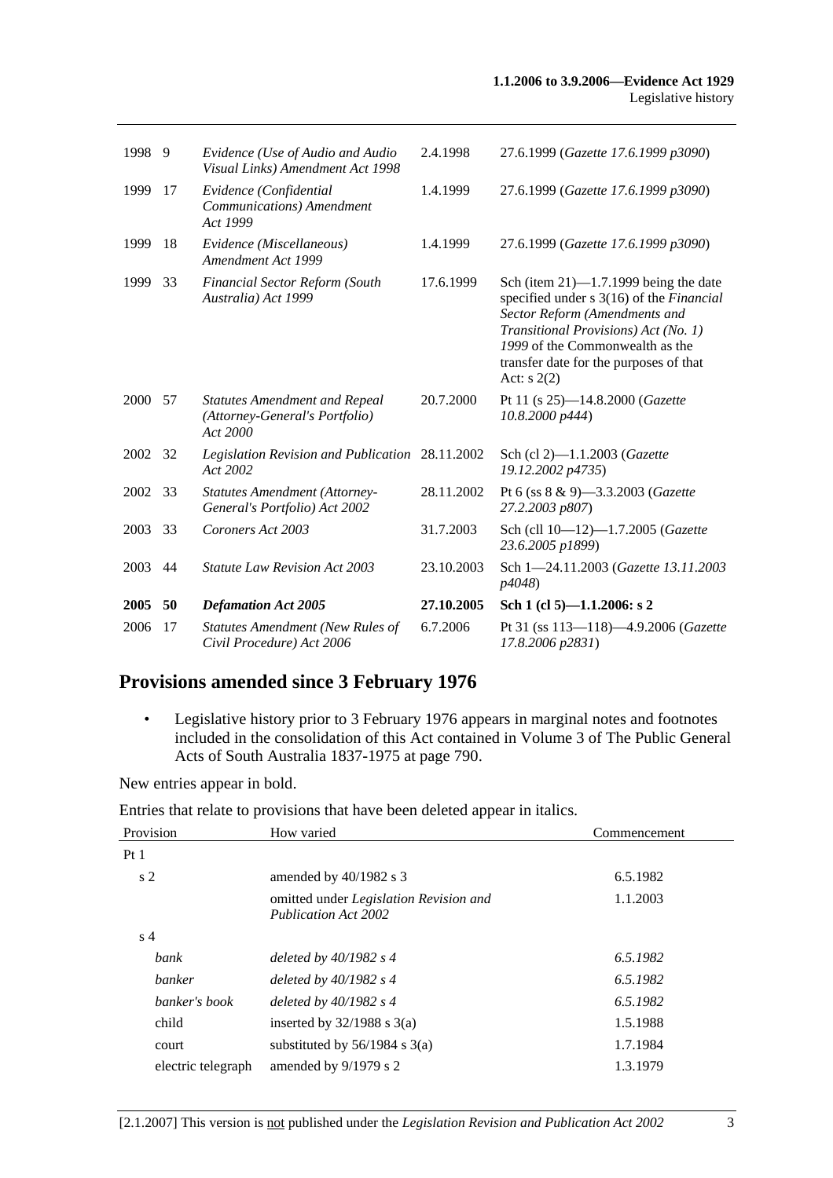| | | | | |
|---|---|---|---|---|
| 1998 | 9 | *Evidence (Use of Audio and Audio Visual Links) Amendment Act 1998* | 2.4.1998 | 27.6.1999 (*Gazette 17.6.1999 p3090*) |
| 1999 | 17 | *Evidence (Confidential Communications) Amendment Act 1999* | 1.4.1999 | 27.6.1999 (*Gazette 17.6.1999 p3090*) |
| 1999 | 18 | *Evidence (Miscellaneous) Amendment Act 1999* | 1.4.1999 | 27.6.1999 (*Gazette 17.6.1999 p3090*) |
| 1999 | 33 | *Financial Sector Reform (South Australia) Act 1999* | 17.6.1999 | Sch (item 21)—1.7.1999 being the date specified under s 3(16) of the *Financial Sector Reform (Amendments and Transitional Provisions) Act (No. 1) 1999* of the Commonwealth as the transfer date for the purposes of that Act: s 2(2) |
| 2000 | 57 | *Statutes Amendment and Repeal (Attorney-General's Portfolio) Act 2000* | 20.7.2000 | Pt 11 (s 25)—14.8.2000 (*Gazette 10.8.2000 p444*) |
| 2002 | 32 | *Legislation Revision and Publication Act 2002* | 28.11.2002 | Sch (cl 2)—1.1.2003 (*Gazette 19.12.2002 p4735*) |
| 2002 | 33 | *Statutes Amendment (Attorney-General's Portfolio) Act 2002* | 28.11.2002 | Pt 6 (ss 8 & 9)—3.3.2003 (*Gazette 27.2.2003 p807*) |
| 2003 | 33 | *Coroners Act 2003* | 31.7.2003 | Sch (cll 10—12)—1.7.2005 (*Gazette 23.6.2005 p1899*) |
| 2003 | 44 | *Statute Law Revision Act 2003* | 23.10.2003 | Sch 1—24.11.2003 (*Gazette 13.11.2003 p4048*) |
| **2005** | **50** | ***Defamation Act 2005*** | **27.10.2005** | **Sch 1 (cl 5)—1.1.2006: s 2** |
| 2006 | 17 | *Statutes Amendment (New Rules of Civil Procedure) Act 2006* | 6.7.2006 | Pt 31 (ss 113—118)—4.9.2006 (*Gazette 17.8.2006 p2831*) |

## Provisions amended since 3 February 1976

- Legislative history prior to 3 February 1976 appears in marginal notes and footnotes included in the consolidation of this Act contained in Volume 3 of The Public General Acts of South Australia 1837-1975 at page 790.

New entries appear in bold.

Entries that relate to provisions that have been deleted appear in italics.

| Provision | How varied | Commencement |
|---|---|---|
| Pt 1 | | |
| s 2 | amended by 40/1982 s 3 | 6.5.1982 |
| | omitted under *Legislation Revision and Publication Act 2002* | 1.1.2003 |
| s 4 | | |
| *bank* | *deleted by 40/1982 s 4* | *6.5.1982* |
| *banker* | *deleted by 40/1982 s 4* | *6.5.1982* |
| *banker's book* | *deleted by 40/1982 s 4* | *6.5.1982* |
| child | inserted by 32/1988 s 3(a) | 1.5.1988 |
| court | substituted by 56/1984 s 3(a) | 1.7.1984 |
| electric telegraph | amended by 9/1979 s 2 | 1.3.1979 |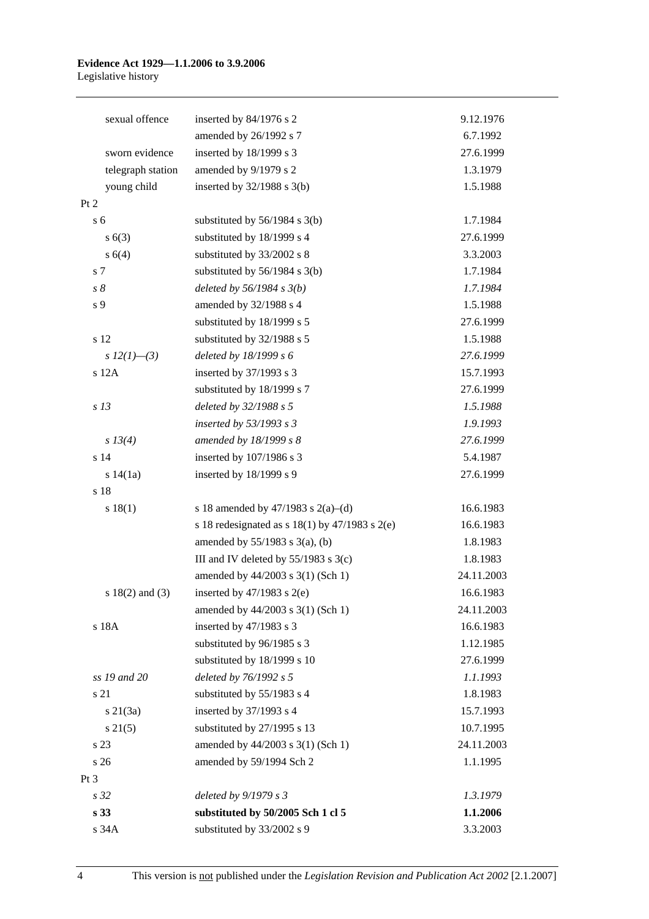| | | |
|---|---|---|
| sexual offence | inserted by 84/1976 s 2 | 9.12.1976 |
| | amended by 26/1992 s 7 | 6.7.1992 |
| sworn evidence | inserted by 18/1999 s 3 | 27.6.1999 |
| telegraph station | amended by 9/1979 s 2 | 1.3.1979 |
| young child | inserted by 32/1988 s 3(b) | 1.5.1988 |
| Pt 2 | | |
| s 6 | substituted by 56/1984 s 3(b) | 1.7.1984 |
| s 6(3) | substituted by 18/1999 s 4 | 27.6.1999 |
| s 6(4) | substituted by 33/2002 s 8 | 3.3.2003 |
| s 7 | substituted by 56/1984 s 3(b) | 1.7.1984 |
| *s 8* | *deleted by 56/1984 s 3(b)* | *1.7.1984* |
| s 9 | amended by 32/1988 s 4 | 1.5.1988 |
| | substituted by 18/1999 s 5 | 27.6.1999 |
| s 12 | substituted by 32/1988 s 5 | 1.5.1988 |
| *s 12(1)—(3)* | *deleted by 18/1999 s 6* | *27.6.1999* |
| s 12A | inserted by 37/1993 s 3 | 15.7.1993 |
| | substituted by 18/1999 s 7 | 27.6.1999 |
| *s 13* | *deleted by 32/1988 s 5* | *1.5.1988* |
| | *inserted by 53/1993 s 3* | *1.9.1993* |
| *s 13(4)* | *amended by 18/1999 s 8* | *27.6.1999* |
| s 14 | inserted by 107/1986 s 3 | 5.4.1987 |
| s 14(1a) | inserted by 18/1999 s 9 | 27.6.1999 |
| s 18 | | |
| s 18(1) | s 18 amended by 47/1983 s 2(a)–(d) | 16.6.1983 |
| | s 18 redesignated as s 18(1) by 47/1983 s 2(e) | 16.6.1983 |
| | amended by 55/1983 s 3(a), (b) | 1.8.1983 |
| | III and IV deleted by 55/1983 s 3(c) | 1.8.1983 |
| | amended by 44/2003 s 3(1) (Sch 1) | 24.11.2003 |
| s 18(2) and (3) | inserted by 47/1983 s 2(e) | 16.6.1983 |
| | amended by 44/2003 s 3(1) (Sch 1) | 24.11.2003 |
| s 18A | inserted by 47/1983 s 3 | 16.6.1983 |
| | substituted by 96/1985 s 3 | 1.12.1985 |
| | substituted by 18/1999 s 10 | 27.6.1999 |
| *ss 19 and 20* | *deleted by 76/1992 s 5* | *1.1.1993* |
| s 21 | substituted by 55/1983 s 4 | 1.8.1983 |
| s 21(3a) | inserted by 37/1993 s 4 | 15.7.1993 |
| s 21(5) | substituted by 27/1995 s 13 | 10.7.1995 |
| s 23 | amended by 44/2003 s 3(1) (Sch 1) | 24.11.2003 |
| s 26 | amended by 59/1994 Sch 2 | 1.1.1995 |
| Pt 3 | | |
| *s 32* | *deleted by 9/1979 s 3* | *1.3.1979* |
| **s 33** | **substituted by 50/2005 Sch 1 cl 5** | **1.1.2006** |
| s 34A | substituted by 33/2002 s 9 | 3.3.2003 |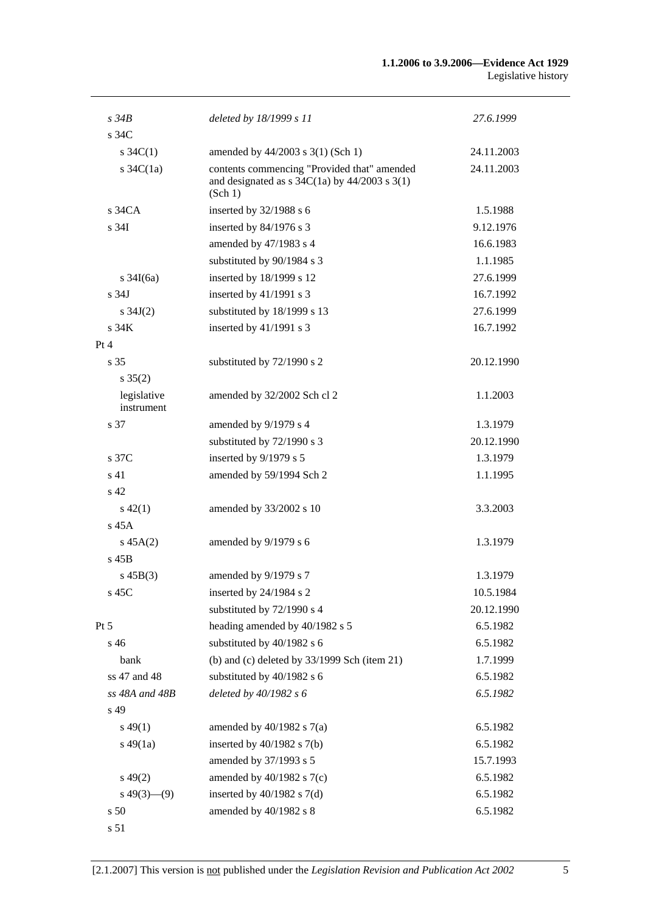| | | |
|---|---|---|
| *s 34B* | *deleted by 18/1999 s 11* | *27.6.1999* |
| s 34C | | |
| s 34C(1) | amended by 44/2003 s 3(1) (Sch 1) | 24.11.2003 |
| s 34C(1a) | contents commencing "Provided that" amended and designated as s 34C(1a) by 44/2003 s 3(1) (Sch 1) | 24.11.2003 |
| s 34CA | inserted by 32/1988 s 6 | 1.5.1988 |
| s 34I | inserted by 84/1976 s 3 | 9.12.1976 |
| | amended by 47/1983 s 4 | 16.6.1983 |
| | substituted by 90/1984 s 3 | 1.1.1985 |
| s 34I(6a) | inserted by 18/1999 s 12 | 27.6.1999 |
| s 34J | inserted by 41/1991 s 3 | 16.7.1992 |
| s 34J(2) | substituted by 18/1999 s 13 | 27.6.1999 |
| s 34K | inserted by 41/1991 s 3 | 16.7.1992 |
| Pt 4 | | |
| s 35 | substituted by 72/1990 s 2 | 20.12.1990 |
| s 35(2) | | |
| legislative instrument | amended by 32/2002 Sch cl 2 | 1.1.2003 |
| s 37 | amended by 9/1979 s 4 | 1.3.1979 |
| | substituted by 72/1990 s 3 | 20.12.1990 |
| s 37C | inserted by 9/1979 s 5 | 1.3.1979 |
| s 41 | amended by 59/1994 Sch 2 | 1.1.1995 |
| s 42 | | |
| s 42(1) | amended by 33/2002 s 10 | 3.3.2003 |
| s 45A | | |
| s 45A(2) | amended by 9/1979 s 6 | 1.3.1979 |
| s 45B | | |
| s 45B(3) | amended by 9/1979 s 7 | 1.3.1979 |
| s 45C | inserted by 24/1984 s 2 | 10.5.1984 |
| | substituted by 72/1990 s 4 | 20.12.1990 |
| Pt 5 | heading amended by 40/1982 s 5 | 6.5.1982 |
| s 46 | substituted by 40/1982 s 6 | 6.5.1982 |
| bank | (b) and (c) deleted by 33/1999 Sch (item 21) | 1.7.1999 |
| ss 47 and 48 | substituted by 40/1982 s 6 | 6.5.1982 |
| *ss 48A and 48B* | *deleted by 40/1982 s 6* | *6.5.1982* |
| s 49 | | |
| s 49(1) | amended by 40/1982 s 7(a) | 6.5.1982 |
| s 49(1a) | inserted by 40/1982 s 7(b) | 6.5.1982 |
| | amended by 37/1993 s 5 | 15.7.1993 |
| s 49(2) | amended by 40/1982 s 7(c) | 6.5.1982 |
| s 49(3)—(9) | inserted by 40/1982 s 7(d) | 6.5.1982 |
| s 50 | amended by 40/1982 s 8 | 6.5.1982 |
| s 51 | | |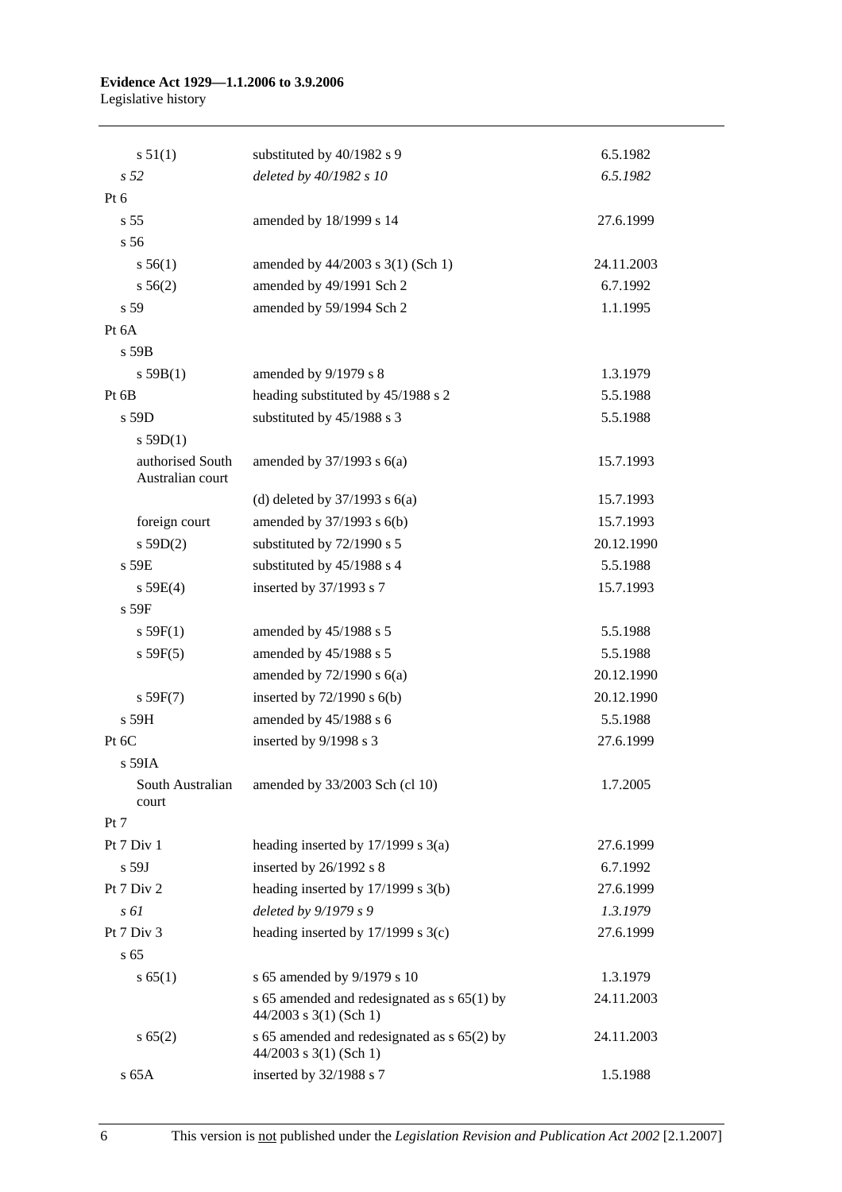| | | |
|---|---|---|
| s 51(1) | substituted by 40/1982 s 9 | 6.5.1982 |
| *s 52* | *deleted by 40/1982 s 10* | *6.5.1982* |
| Pt 6 | | |
| s 55 | amended by 18/1999 s 14 | 27.6.1999 |
| s 56 | | |
| s 56(1) | amended by 44/2003 s 3(1) (Sch 1) | 24.11.2003 |
| s 56(2) | amended by 49/1991 Sch 2 | 6.7.1992 |
| s 59 | amended by 59/1994 Sch 2 | 1.1.1995 |
| Pt 6A | | |
| s 59B | | |
| s 59B(1) | amended by 9/1979 s 8 | 1.3.1979 |
| Pt 6B | heading substituted by 45/1988 s 2 | 5.5.1988 |
| s 59D | substituted by 45/1988 s 3 | 5.5.1988 |
| s 59D(1) | | |
| authorised South Australian court | amended by 37/1993 s 6(a) | 15.7.1993 |
| | (d) deleted by 37/1993 s 6(a) | 15.7.1993 |
| foreign court | amended by 37/1993 s 6(b) | 15.7.1993 |
| s 59D(2) | substituted by 72/1990 s 5 | 20.12.1990 |
| s 59E | substituted by 45/1988 s 4 | 5.5.1988 |
| s 59E(4) | inserted by 37/1993 s 7 | 15.7.1993 |
| s 59F | | |
| s 59F(1) | amended by 45/1988 s 5 | 5.5.1988 |
| s 59F(5) | amended by 45/1988 s 5 | 5.5.1988 |
| | amended by 72/1990 s 6(a) | 20.12.1990 |
| s 59F(7) | inserted by 72/1990 s 6(b) | 20.12.1990 |
| s 59H | amended by 45/1988 s 6 | 5.5.1988 |
| Pt 6C | inserted by 9/1998 s 3 | 27.6.1999 |
| s 59IA | | |
| South Australian court | amended by 33/2003 Sch (cl 10) | 1.7.2005 |
| Pt 7 | | |
| Pt 7 Div 1 | heading inserted by 17/1999 s 3(a) | 27.6.1999 |
| s 59J | inserted by 26/1992 s 8 | 6.7.1992 |
| Pt 7 Div 2 | heading inserted by 17/1999 s 3(b) | 27.6.1999 |
| *s 61* | *deleted by 9/1979 s 9* | *1.3.1979* |
| Pt 7 Div 3 | heading inserted by 17/1999 s 3(c) | 27.6.1999 |
| s 65 | | |
| s 65(1) | s 65 amended by 9/1979 s 10 | 1.3.1979 |
| | s 65 amended and redesignated as s 65(1) by 44/2003 s 3(1) (Sch 1) | 24.11.2003 |
| s 65(2) | s 65 amended and redesignated as s 65(2) by 44/2003 s 3(1) (Sch 1) | 24.11.2003 |
| s 65A | inserted by 32/1988 s 7 | 1.5.1988 |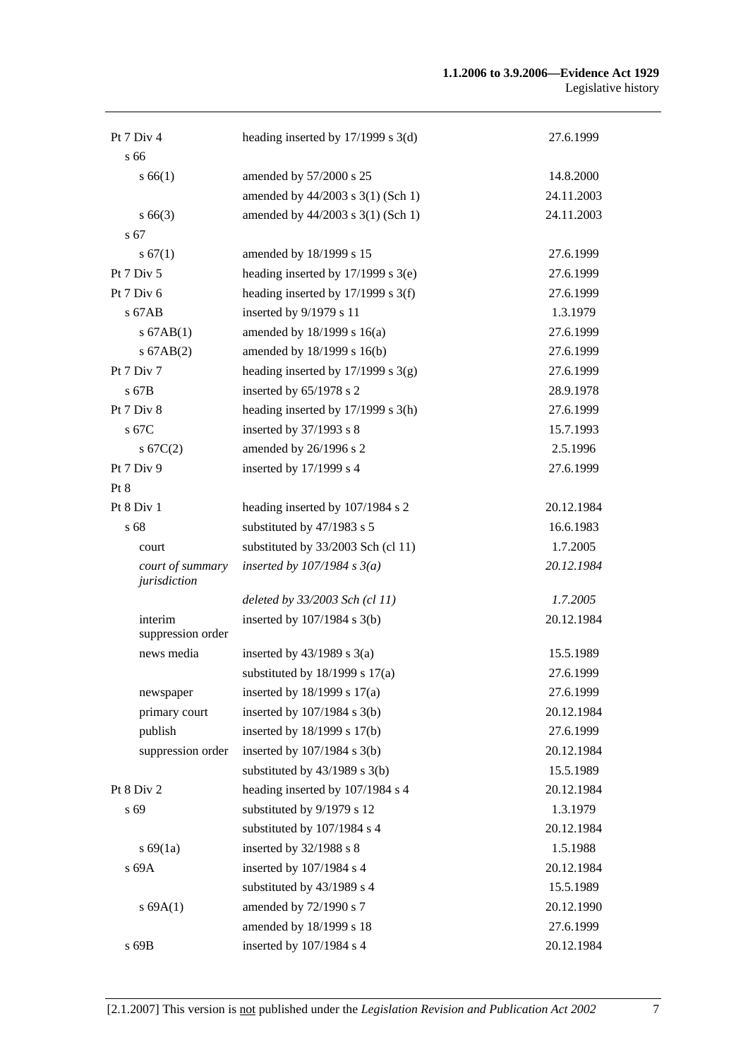| | | |
|---|---|---|
| Pt 7 Div 4 | heading inserted by 17/1999 s 3(d) | 27.6.1999 |
| s 66 | | |
| s 66(1) | amended by 57/2000 s 25 | 14.8.2000 |
| | amended by 44/2003 s 3(1) (Sch 1) | 24.11.2003 |
| s 66(3) | amended by 44/2003 s 3(1) (Sch 1) | 24.11.2003 |
| s 67 | | |
| s 67(1) | amended by 18/1999 s 15 | 27.6.1999 |
| Pt 7 Div 5 | heading inserted by 17/1999 s 3(e) | 27.6.1999 |
| Pt 7 Div 6 | heading inserted by 17/1999 s 3(f) | 27.6.1999 |
| s 67AB | inserted by 9/1979 s 11 | 1.3.1979 |
| s 67AB(1) | amended by 18/1999 s 16(a) | 27.6.1999 |
| s 67AB(2) | amended by 18/1999 s 16(b) | 27.6.1999 |
| Pt 7 Div 7 | heading inserted by 17/1999 s 3(g) | 27.6.1999 |
| s 67B | inserted by 65/1978 s 2 | 28.9.1978 |
| Pt 7 Div 8 | heading inserted by 17/1999 s 3(h) | 27.6.1999 |
| s 67C | inserted by 37/1993 s 8 | 15.7.1993 |
| s 67C(2) | amended by 26/1996 s 2 | 2.5.1996 |
| Pt 7 Div 9 | inserted by 17/1999 s 4 | 27.6.1999 |
| Pt 8 | | |
| Pt 8 Div 1 | heading inserted by 107/1984 s 2 | 20.12.1984 |
| s 68 | substituted by 47/1983 s 5 | 16.6.1983 |
| court | substituted by 33/2003 Sch (cl 11) | 1.7.2005 |
| *court of summary jurisdiction* | *inserted by 107/1984 s 3(a)* | *20.12.1984* |
| | *deleted by 33/2003 Sch (cl 11)* | *1.7.2005* |
| interim suppression order | inserted by 107/1984 s 3(b) | 20.12.1984 |
| news media | inserted by 43/1989 s 3(a) | 15.5.1989 |
| | substituted by 18/1999 s 17(a) | 27.6.1999 |
| newspaper | inserted by 18/1999 s 17(a) | 27.6.1999 |
| primary court | inserted by 107/1984 s 3(b) | 20.12.1984 |
| publish | inserted by 18/1999 s 17(b) | 27.6.1999 |
| suppression order | inserted by 107/1984 s 3(b) | 20.12.1984 |
| | substituted by 43/1989 s 3(b) | 15.5.1989 |
| Pt 8 Div 2 | heading inserted by 107/1984 s 4 | 20.12.1984 |
| s 69 | substituted by 9/1979 s 12 | 1.3.1979 |
| | substituted by 107/1984 s 4 | 20.12.1984 |
| s 69(1a) | inserted by 32/1988 s 8 | 1.5.1988 |
| s 69A | inserted by 107/1984 s 4 | 20.12.1984 |
| | substituted by 43/1989 s 4 | 15.5.1989 |
| s 69A(1) | amended by 72/1990 s 7 | 20.12.1990 |
| | amended by 18/1999 s 18 | 27.6.1999 |
| s 69B | inserted by 107/1984 s 4 | 20.12.1984 |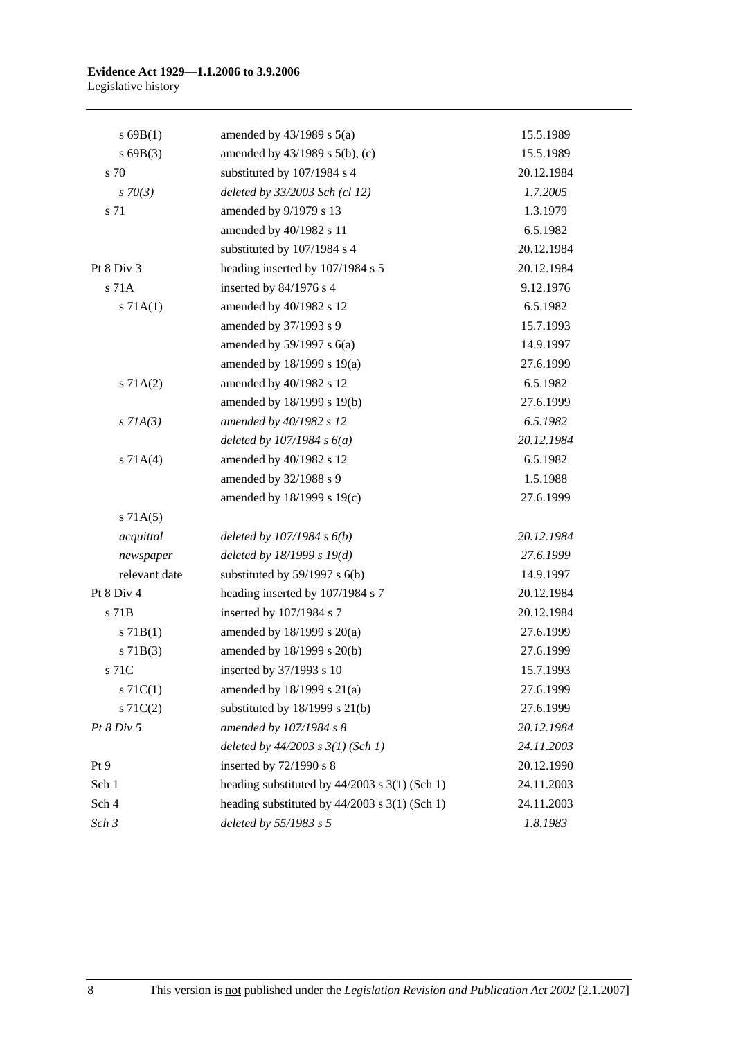| | | |
|---|---|---|
| s 69B(1) | amended by 43/1989 s 5(a) | 15.5.1989 |
| s 69B(3) | amended by 43/1989 s 5(b), (c) | 15.5.1989 |
| s 70 | substituted by 107/1984 s 4 | 20.12.1984 |
| *s 70(3)* | *deleted by 33/2003 Sch (cl 12)* | *1.7.2005* |
| s 71 | amended by 9/1979 s 13 | 1.3.1979 |
| | amended by 40/1982 s 11 | 6.5.1982 |
| | substituted by 107/1984 s 4 | 20.12.1984 |
| Pt 8 Div 3 | heading inserted by 107/1984 s 5 | 20.12.1984 |
| s 71A | inserted by 84/1976 s 4 | 9.12.1976 |
| s 71A(1) | amended by 40/1982 s 12 | 6.5.1982 |
| | amended by 37/1993 s 9 | 15.7.1993 |
| | amended by 59/1997 s 6(a) | 14.9.1997 |
| | amended by 18/1999 s 19(a) | 27.6.1999 |
| s 71A(2) | amended by 40/1982 s 12 | 6.5.1982 |
| | amended by 18/1999 s 19(b) | 27.6.1999 |
| *s 71A(3)* | *amended by 40/1982 s 12* | *6.5.1982* |
| | *deleted by 107/1984 s 6(a)* | *20.12.1984* |
| s 71A(4) | amended by 40/1982 s 12 | 6.5.1982 |
| | amended by 32/1988 s 9 | 1.5.1988 |
| | amended by 18/1999 s 19(c) | 27.6.1999 |
| s 71A(5) | | |
| *acquittal* | *deleted by 107/1984 s 6(b)* | *20.12.1984* |
| *newspaper* | *deleted by 18/1999 s 19(d)* | *27.6.1999* |
| relevant date | substituted by 59/1997 s 6(b) | 14.9.1997 |
| Pt 8 Div 4 | heading inserted by 107/1984 s 7 | 20.12.1984 |
| s 71B | inserted by 107/1984 s 7 | 20.12.1984 |
| s 71B(1) | amended by 18/1999 s 20(a) | 27.6.1999 |
| s 71B(3) | amended by 18/1999 s 20(b) | 27.6.1999 |
| s 71C | inserted by 37/1993 s 10 | 15.7.1993 |
| s 71C(1) | amended by 18/1999 s 21(a) | 27.6.1999 |
| s 71C(2) | substituted by 18/1999 s 21(b) | 27.6.1999 |
| *Pt 8 Div 5* | *amended by 107/1984 s 8* | *20.12.1984* |
| | *deleted by 44/2003 s 3(1) (Sch 1)* | *24.11.2003* |
| Pt 9 | inserted by 72/1990 s 8 | 20.12.1990 |
| Sch 1 | heading substituted by 44/2003 s 3(1) (Sch 1) | 24.11.2003 |
| Sch 4 | heading substituted by 44/2003 s 3(1) (Sch 1) | 24.11.2003 |
| *Sch 3* | *deleted by 55/1983 s 5* | *1.8.1983* |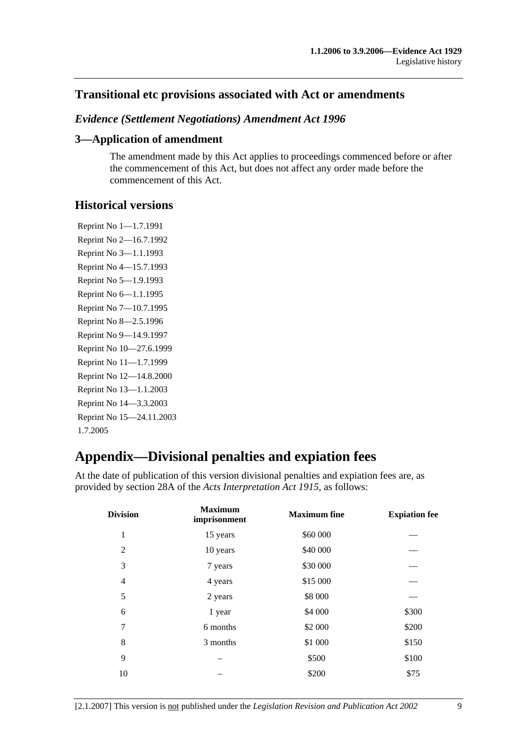## Transitional etc provisions associated with Act or amendments

### *Evidence (Settlement Negotiations) Amendment Act 1996*

### 3—Application of amendment

The amendment made by this Act applies to proceedings commenced before or after the commencement of this Act, but does not affect any order made before the commencement of this Act.

## Historical versions

Reprint No 1—1.7.1991
Reprint No 2—16.7.1992
Reprint No 3—1.1.1993
Reprint No 4—15.7.1993
Reprint No 5—1.9.1993
Reprint No 6—1.1.1995
Reprint No 7—10.7.1995
Reprint No 8—2.5.1996
Reprint No 9—14.9.1997
Reprint No 10—27.6.1999
Reprint No 11—1.7.1999
Reprint No 12—14.8.2000
Reprint No 13—1.1.2003
Reprint No 14—3.3.2003
Reprint No 15—24.11.2003
1.7.2005

# Appendix—Divisional penalties and expiation fees

At the date of publication of this version divisional penalties and expiation fees are, as provided by section 28A of the *Acts Interpretation Act 1915*, as follows:

| Division | Maximum imprisonment | Maximum fine | Expiation fee |
|---|---|---|---|
| 1 | 15 years | $60 000 | — |
| 2 | 10 years | $40 000 | — |
| 3 | 7 years | $30 000 | — |
| 4 | 4 years | $15 000 | — |
| 5 | 2 years | $8 000 | — |
| 6 | 1 year | $4 000 | $300 |
| 7 | 6 months | $2 000 | $200 |
| 8 | 3 months | $1 000 | $150 |
| 9 | – | $500 | $100 |
| 10 | – | $200 | $75 |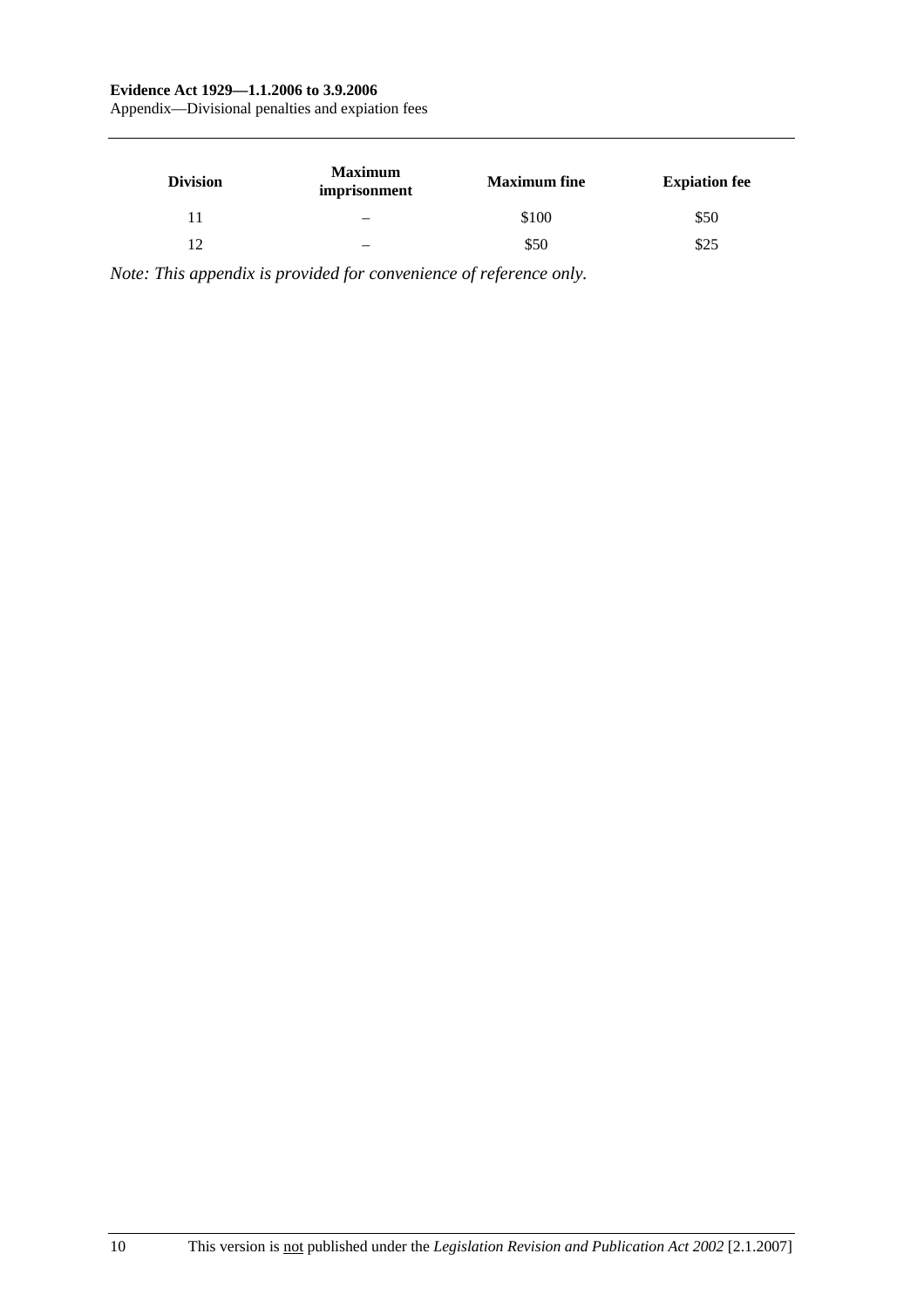| Division | Maximum imprisonment | Maximum fine | Expiation fee |
|---|---|---|---|
| 11 | – | $100 | $50 |
| 12 | – | $50 | $25 |

*Note: This appendix is provided for convenience of reference only.*